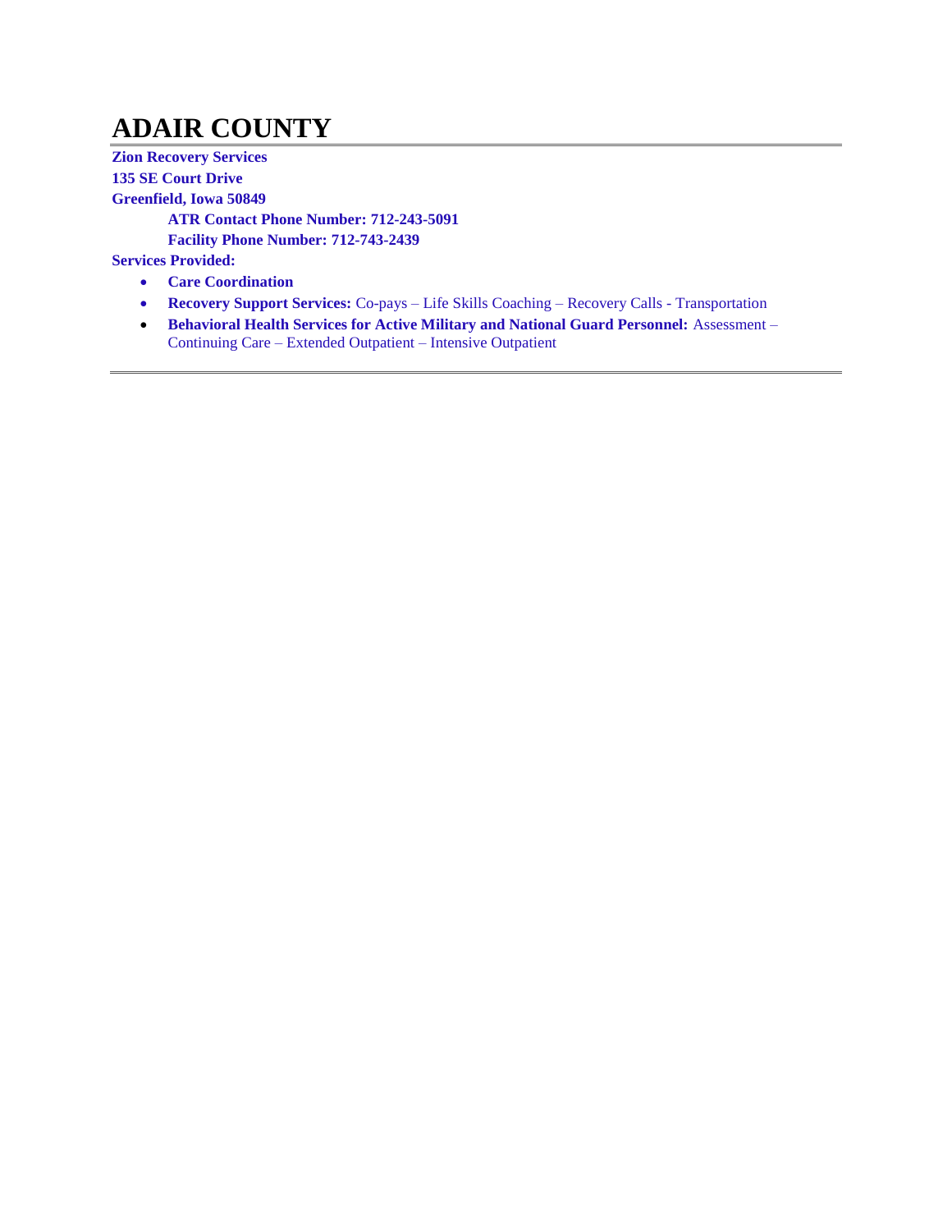# ADAIR COUNTY

**Zion Recovery Services**
**135 SE Court Drive**
**Greenfield, Iowa 50849**

**ATR Contact Phone Number: 712-243-5091**
**Facility Phone Number: 712-743-2439**

**Services Provided:**

- **Care Coordination**
- **Recovery Support Services:** Co-pays – Life Skills Coaching – Recovery Calls - Transportation
- **Behavioral Health Services for Active Military and National Guard Personnel:** Assessment – Continuing Care – Extended Outpatient – Intensive Outpatient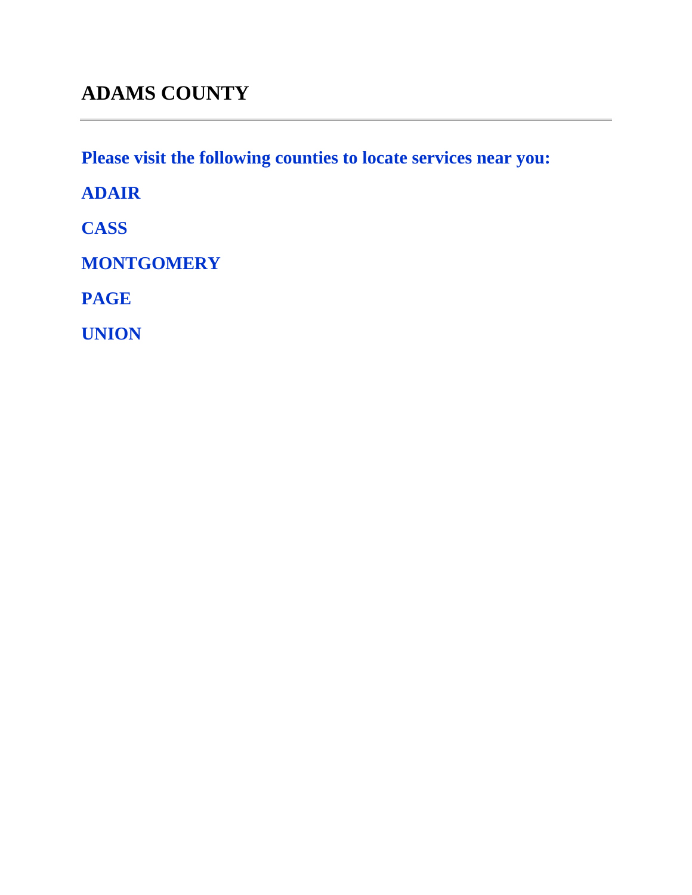# ADAMS COUNTY

---

**Please visit the following counties to locate services near you:**

**ADAIR**

**CASS**

**MONTGOMERY**

**PAGE**

**UNION**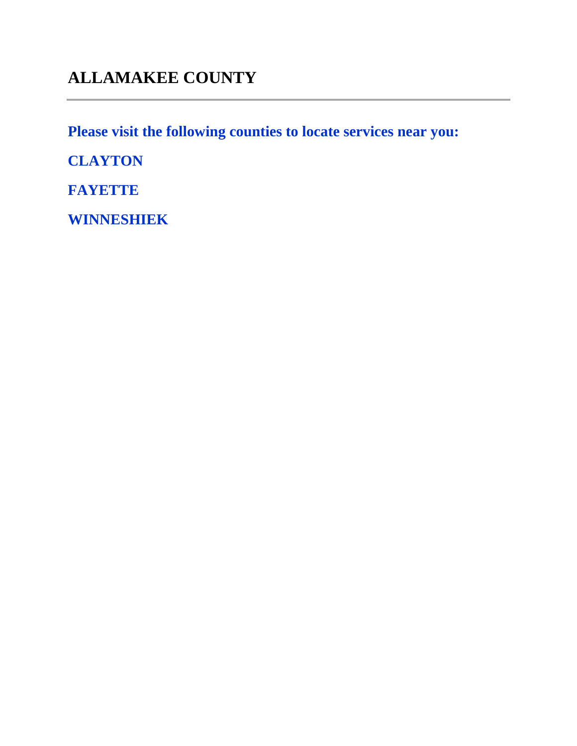# ALLAMAKEE COUNTY

---

**Please visit the following counties to locate services near you:**

**CLAYTON**

**FAYETTE**

**WINNESHIEK**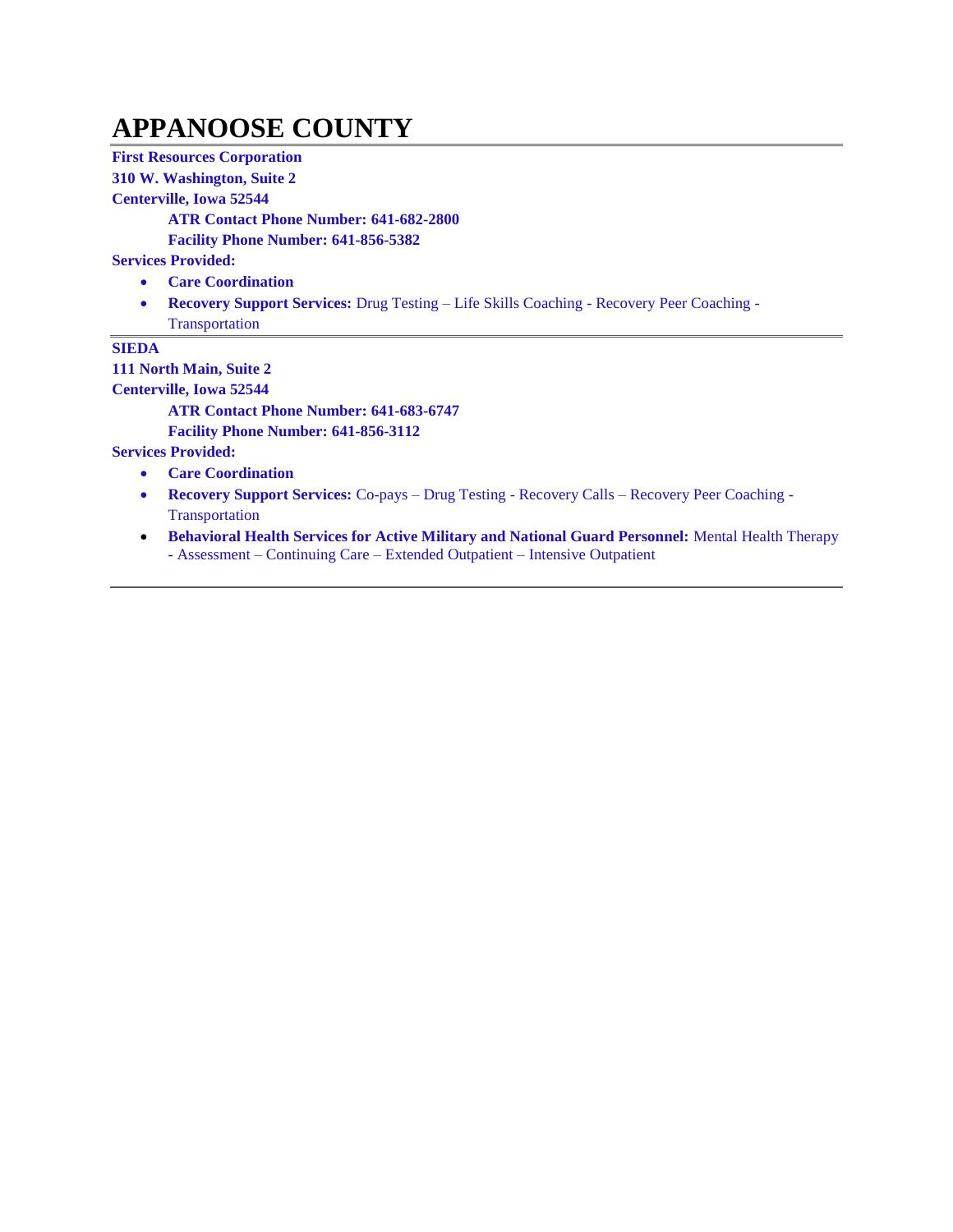# APPANOOSE COUNTY

**First Resources Corporation**
**310 W. Washington, Suite 2**
**Centerville, Iowa 52544**

**ATR Contact Phone Number: 641-682-2800**
**Facility Phone Number: 641-856-5382**

**Services Provided:**

- **Care Coordination**
- **Recovery Support Services:** Drug Testing – Life Skills Coaching - Recovery Peer Coaching - Transportation

---

**SIEDA**
**111 North Main, Suite 2**
**Centerville, Iowa 52544**

**ATR Contact Phone Number: 641-683-6747**
**Facility Phone Number: 641-856-3112**

**Services Provided:**

- **Care Coordination**
- **Recovery Support Services:** Co-pays – Drug Testing - Recovery Calls – Recovery Peer Coaching - Transportation
- **Behavioral Health Services for Active Military and National Guard Personnel:** Mental Health Therapy - Assessment – Continuing Care – Extended Outpatient – Intensive Outpatient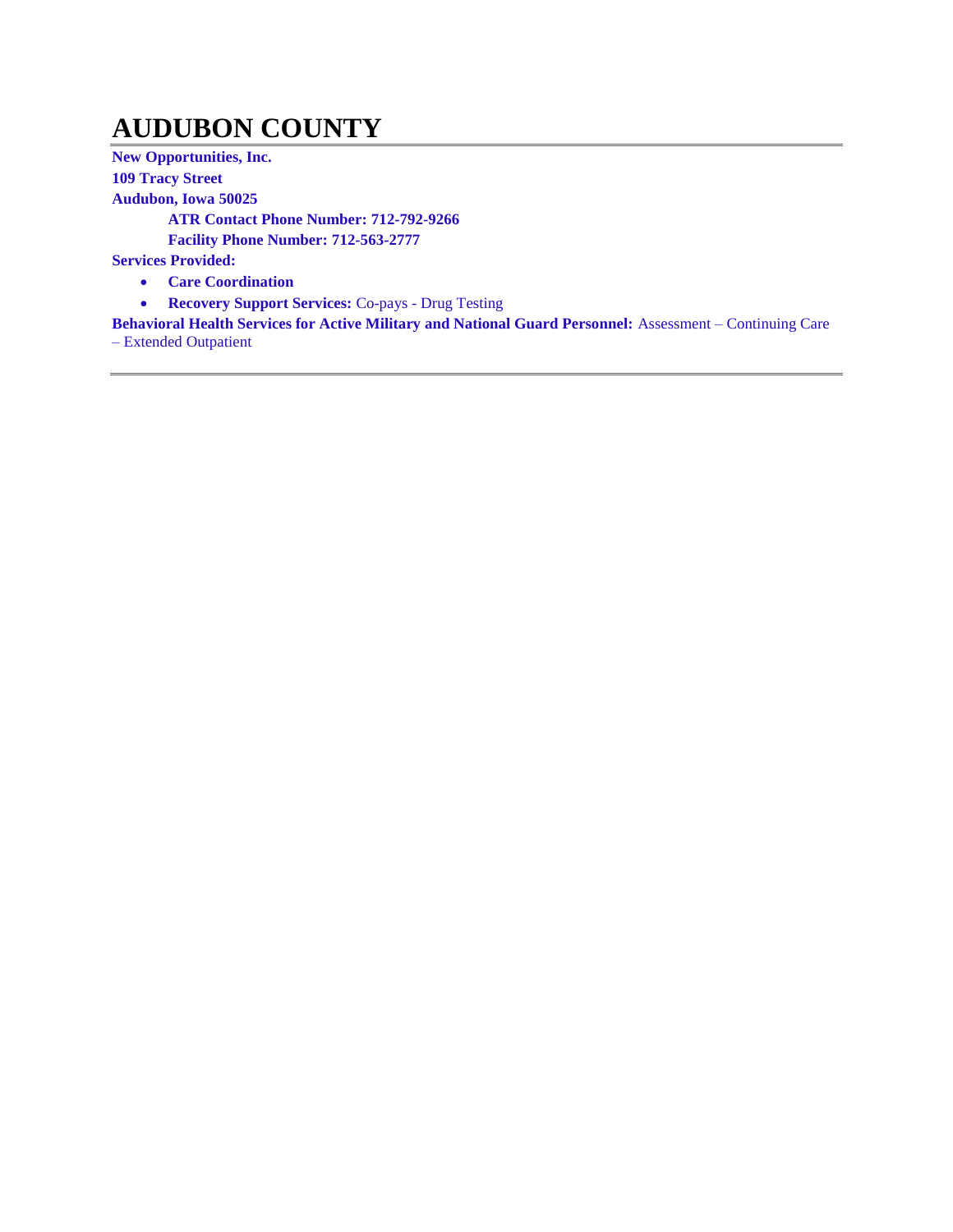# AUDUBON COUNTY

**New Opportunities, Inc.**
**109 Tracy Street**
**Audubon, Iowa 50025**

**ATR Contact Phone Number: 712-792-9266**
**Facility Phone Number: 712-563-2777**

**Services Provided:**

- **Care Coordination**
- **Recovery Support Services:** Co-pays - Drug Testing

**Behavioral Health Services for Active Military and National Guard Personnel:** Assessment – Continuing Care – Extended Outpatient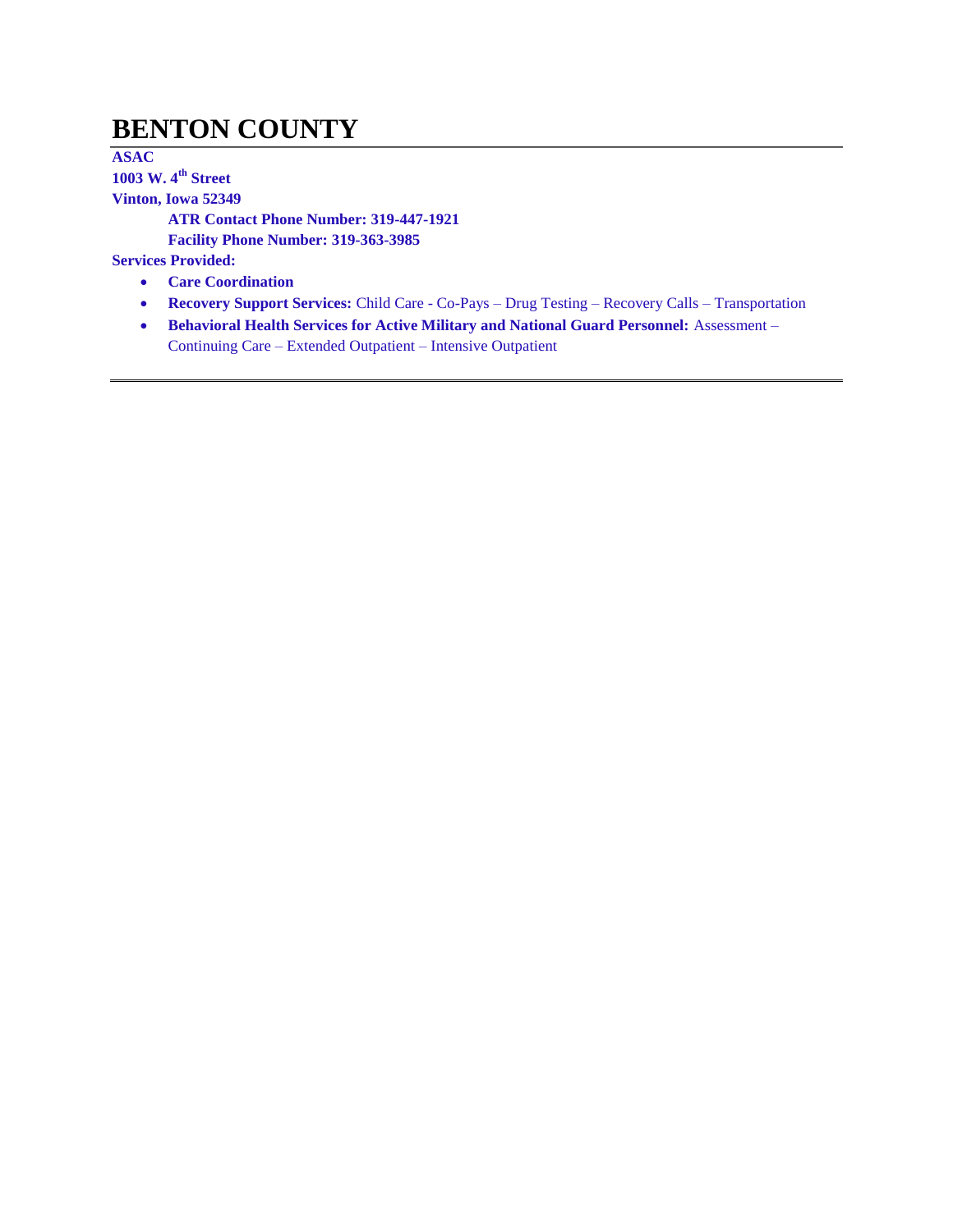# BENTON COUNTY

**ASAC**
**1003 W. 4th Street**
**Vinton, Iowa 52349**

**ATR Contact Phone Number: 319-447-1921**
**Facility Phone Number: 319-363-3985**

**Services Provided:**

- **Care Coordination**
- **Recovery Support Services:** Child Care - Co-Pays – Drug Testing – Recovery Calls – Transportation
- **Behavioral Health Services for Active Military and National Guard Personnel:** Assessment – Continuing Care – Extended Outpatient – Intensive Outpatient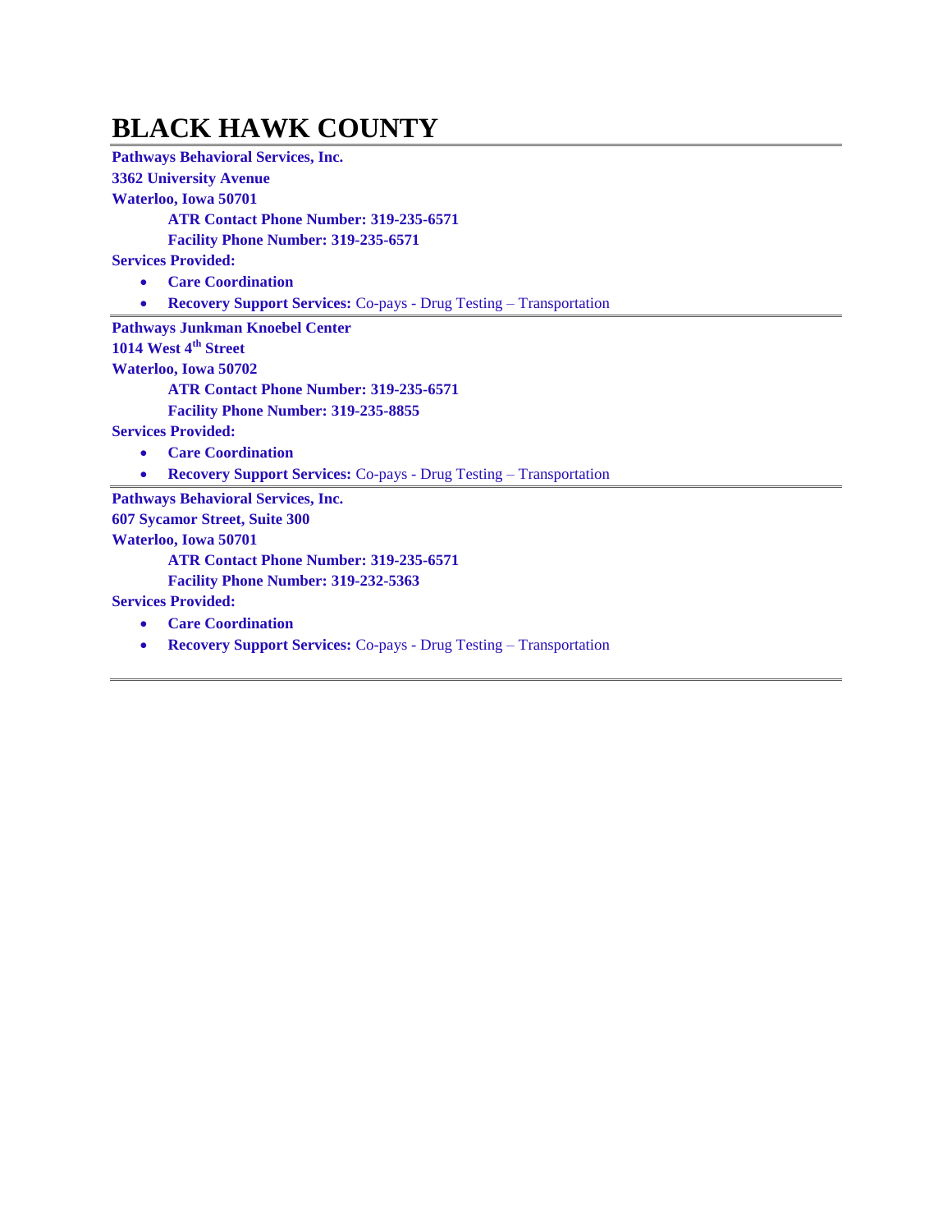# BLACK HAWK COUNTY

**Pathways Behavioral Services, Inc.**
**3362 University Avenue**
**Waterloo, Iowa 50701**

**ATR Contact Phone Number: 319-235-6571**
**Facility Phone Number: 319-235-6571**

**Services Provided:**

- **Care Coordination**
- **Recovery Support Services:** Co-pays - Drug Testing – Transportation

---

**Pathways Junkman Knoebel Center**
**1014 West 4th Street**
**Waterloo, Iowa 50702**

**ATR Contact Phone Number: 319-235-6571**
**Facility Phone Number: 319-235-8855**

**Services Provided:**

- **Care Coordination**
- **Recovery Support Services:** Co-pays - Drug Testing – Transportation

---

**Pathways Behavioral Services, Inc.**
**607 Sycamor Street, Suite 300**
**Waterloo, Iowa 50701**

**ATR Contact Phone Number: 319-235-6571**
**Facility Phone Number: 319-232-5363**

**Services Provided:**

- **Care Coordination**
- **Recovery Support Services:** Co-pays - Drug Testing – Transportation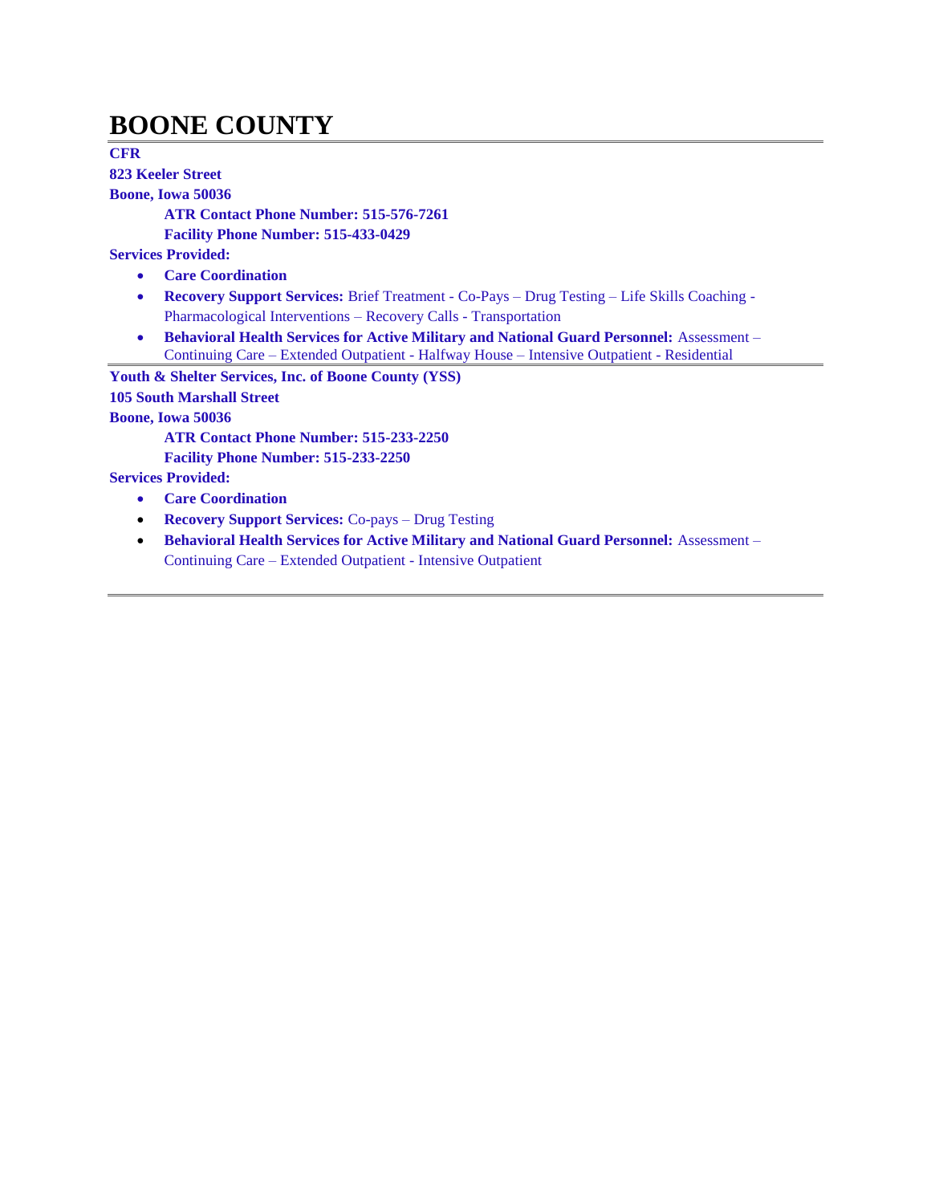# BOONE COUNTY

---

**CFR**
**823 Keeler Street**
**Boone, Iowa 50036**

> **ATR Contact Phone Number: 515-576-7261**
> **Facility Phone Number: 515-433-0429**

**Services Provided:**

- **Care Coordination**
- **Recovery Support Services:** Brief Treatment - Co-Pays – Drug Testing – Life Skills Coaching - Pharmacological Interventions – Recovery Calls - Transportation
- **Behavioral Health Services for Active Military and National Guard Personnel:** Assessment – Continuing Care – Extended Outpatient - Halfway House – Intensive Outpatient - Residential

---

**Youth & Shelter Services, Inc. of Boone County (YSS)**
**105 South Marshall Street**
**Boone, Iowa 50036**

> **ATR Contact Phone Number: 515-233-2250**
> **Facility Phone Number: 515-233-2250**

**Services Provided:**

- **Care Coordination**
- **Recovery Support Services:** Co-pays – Drug Testing
- **Behavioral Health Services for Active Military and National Guard Personnel:** Assessment – Continuing Care – Extended Outpatient - Intensive Outpatient

---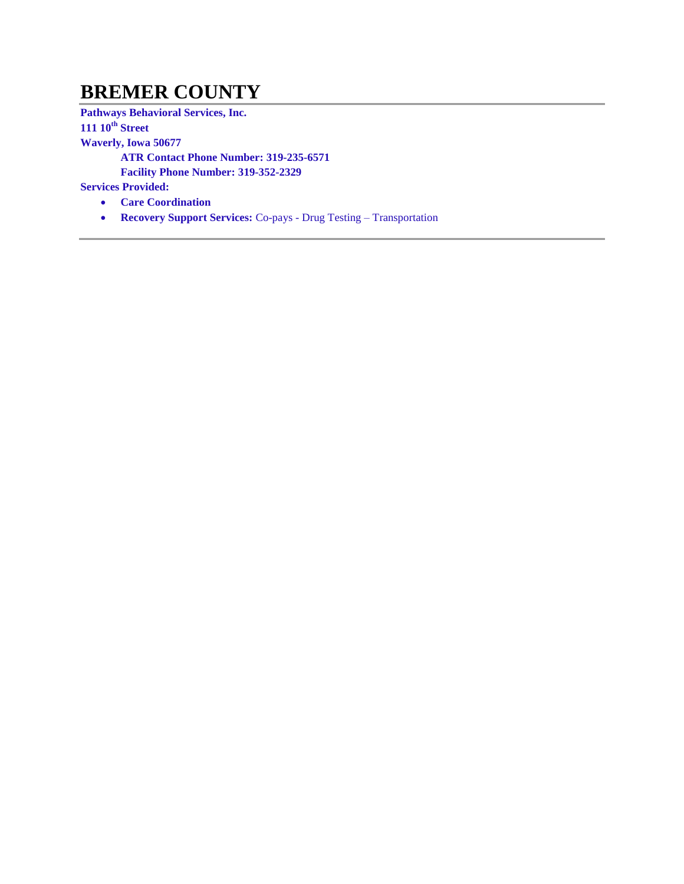# BREMER COUNTY

**Pathways Behavioral Services, Inc.**
**111 10th Street**
**Waverly, Iowa 50677**

> **ATR Contact Phone Number: 319-235-6571**
> **Facility Phone Number: 319-352-2329**

**Services Provided:**

- **Care Coordination**
- **Recovery Support Services:** Co-pays - Drug Testing – Transportation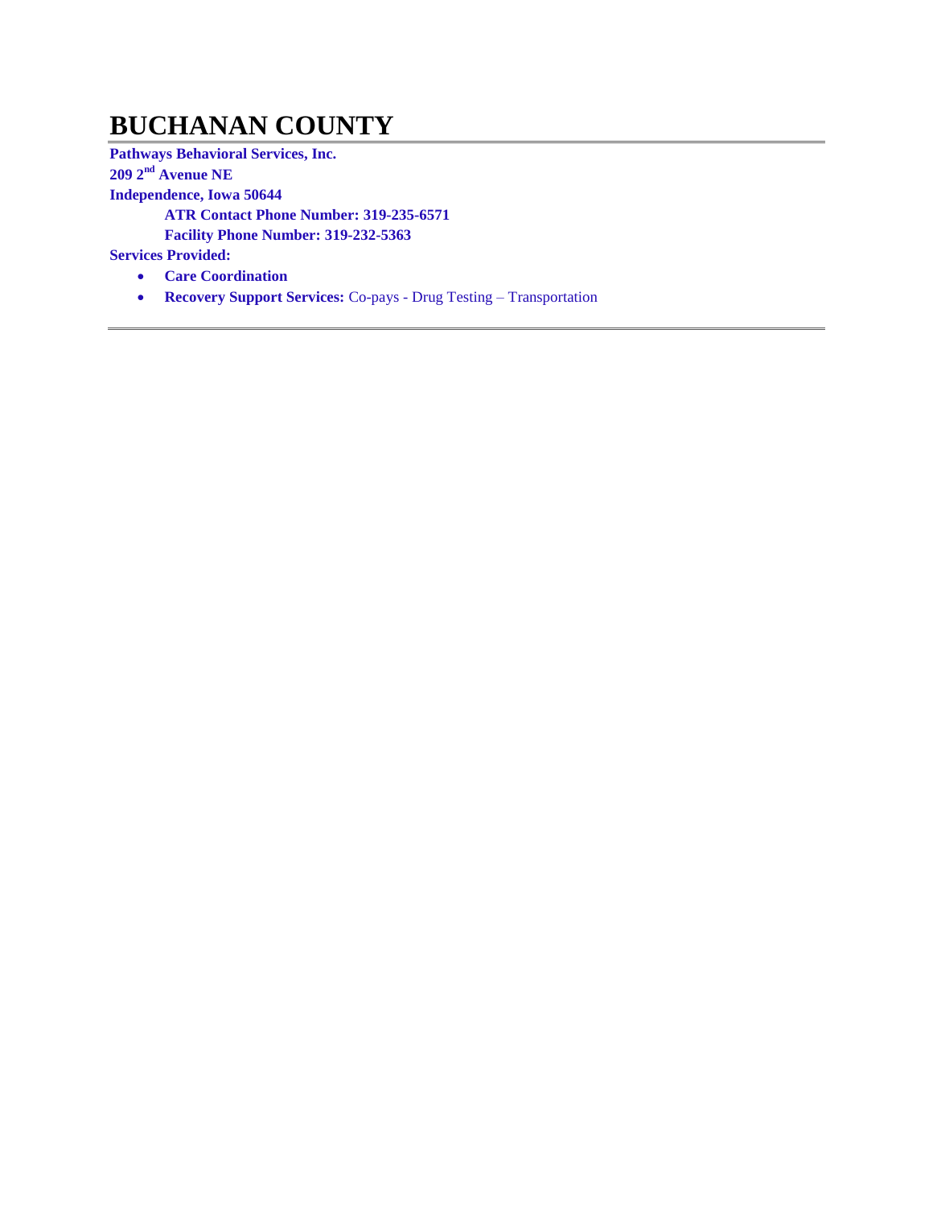# BUCHANAN COUNTY

**Pathways Behavioral Services, Inc.**
**209 2nd Avenue NE**
**Independence, Iowa 50644**

**ATR Contact Phone Number: 319-235-6571**
**Facility Phone Number: 319-232-5363**

**Services Provided:**

- **Care Coordination**
- **Recovery Support Services:** Co-pays - Drug Testing – Transportation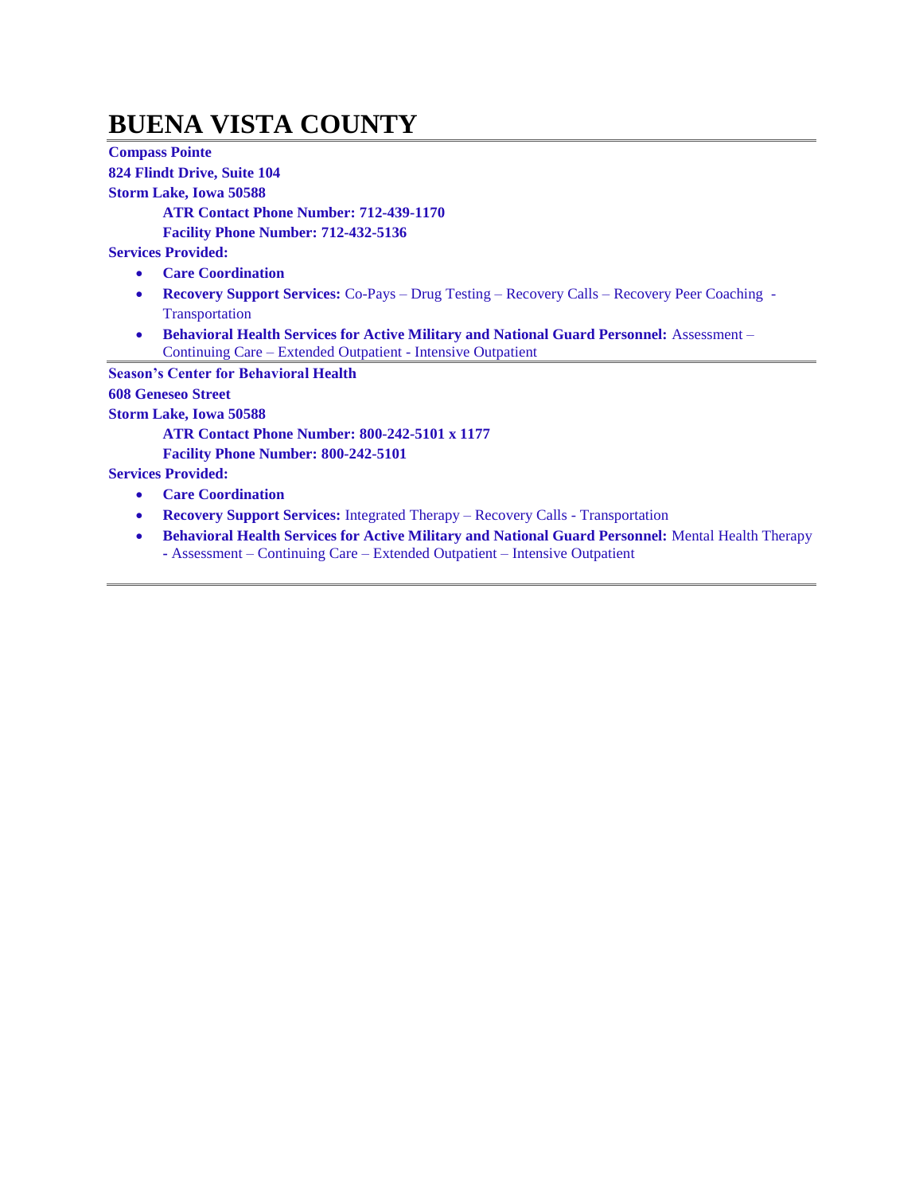# BUENA VISTA COUNTY

**Compass Pointe**
**824 Flindt Drive, Suite 104**
**Storm Lake, Iowa 50588**

**ATR Contact Phone Number: 712-439-1170**
**Facility Phone Number: 712-432-5136**

**Services Provided:**

- **Care Coordination**
- **Recovery Support Services:** Co-Pays – Drug Testing – Recovery Calls – Recovery Peer Coaching - Transportation
- **Behavioral Health Services for Active Military and National Guard Personnel:** Assessment – Continuing Care – Extended Outpatient - Intensive Outpatient

---

**Season's Center for Behavioral Health**
**608 Geneseo Street**
**Storm Lake, Iowa 50588**

**ATR Contact Phone Number: 800-242-5101 x 1177**
**Facility Phone Number: 800-242-5101**

**Services Provided:**

- **Care Coordination**
- **Recovery Support Services:** Integrated Therapy – Recovery Calls - Transportation
- **Behavioral Health Services for Active Military and National Guard Personnel:** Mental Health Therapy - Assessment – Continuing Care – Extended Outpatient – Intensive Outpatient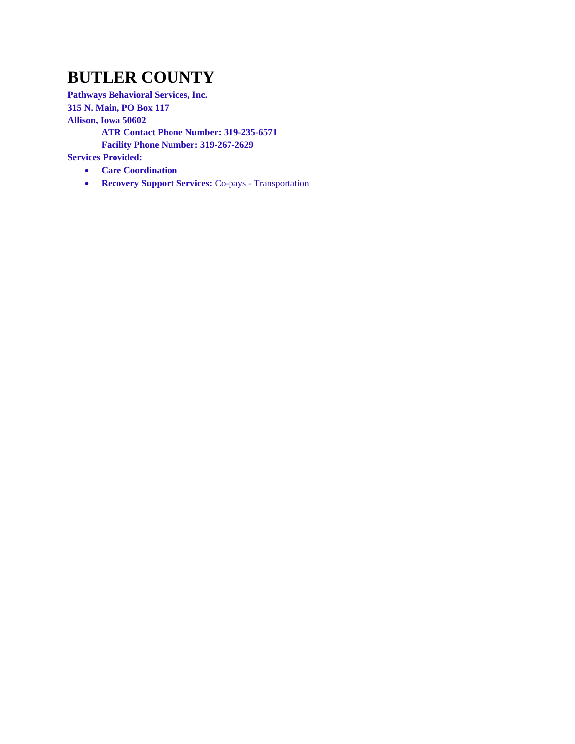# BUTLER COUNTY

**Pathways Behavioral Services, Inc.**
**315 N. Main, PO Box 117**
**Allison, Iowa 50602**

**ATR Contact Phone Number: 319-235-6571**
**Facility Phone Number: 319-267-2629**

**Services Provided:**

- **Care Coordination**
- **Recovery Support Services:** Co-pays - Transportation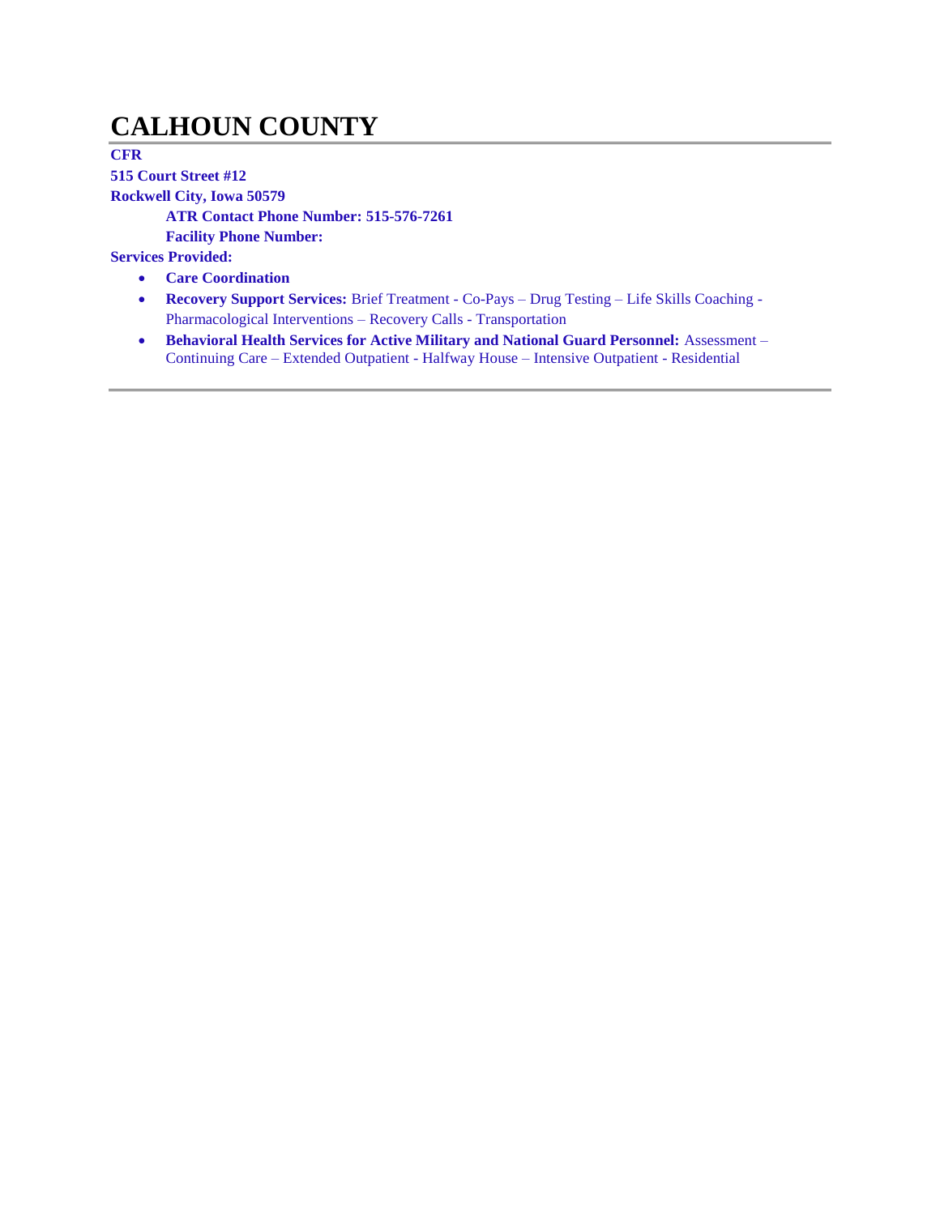# CALHOUN COUNTY

**CFR**
**515 Court Street #12**
**Rockwell City, Iowa 50579**

**ATR Contact Phone Number: 515-576-7261**
**Facility Phone Number:**

**Services Provided:**

- **Care Coordination**
- **Recovery Support Services:** Brief Treatment - Co-Pays – Drug Testing – Life Skills Coaching - Pharmacological Interventions – Recovery Calls - Transportation
- **Behavioral Health Services for Active Military and National Guard Personnel:** Assessment – Continuing Care – Extended Outpatient - Halfway House – Intensive Outpatient - Residential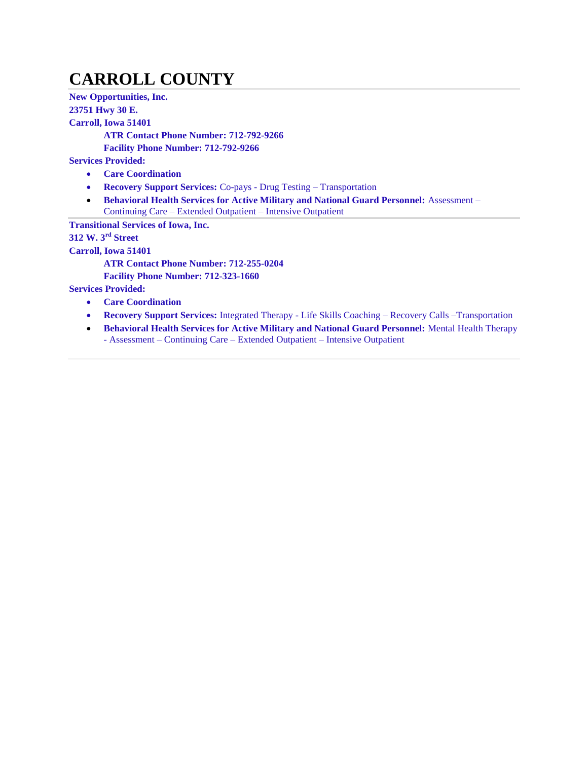# CARROLL COUNTY

**New Opportunities, Inc.**

**23751 Hwy 30 E.**

**Carroll, Iowa 51401**

**ATR Contact Phone Number: 712-792-9266**

**Facility Phone Number: 712-792-9266**

**Services Provided:**

- **Care Coordination**
- **Recovery Support Services:** Co-pays - Drug Testing – Transportation
- **Behavioral Health Services for Active Military and National Guard Personnel:** Assessment – Continuing Care – Extended Outpatient – Intensive Outpatient

---

**Transitional Services of Iowa, Inc.**

**312 W. 3rd Street**

**Carroll, Iowa 51401**

**ATR Contact Phone Number: 712-255-0204**

**Facility Phone Number: 712-323-1660**

**Services Provided:**

- **Care Coordination**
- **Recovery Support Services:** Integrated Therapy - Life Skills Coaching – Recovery Calls –Transportation
- **Behavioral Health Services for Active Military and National Guard Personnel:** Mental Health Therapy - Assessment – Continuing Care – Extended Outpatient – Intensive Outpatient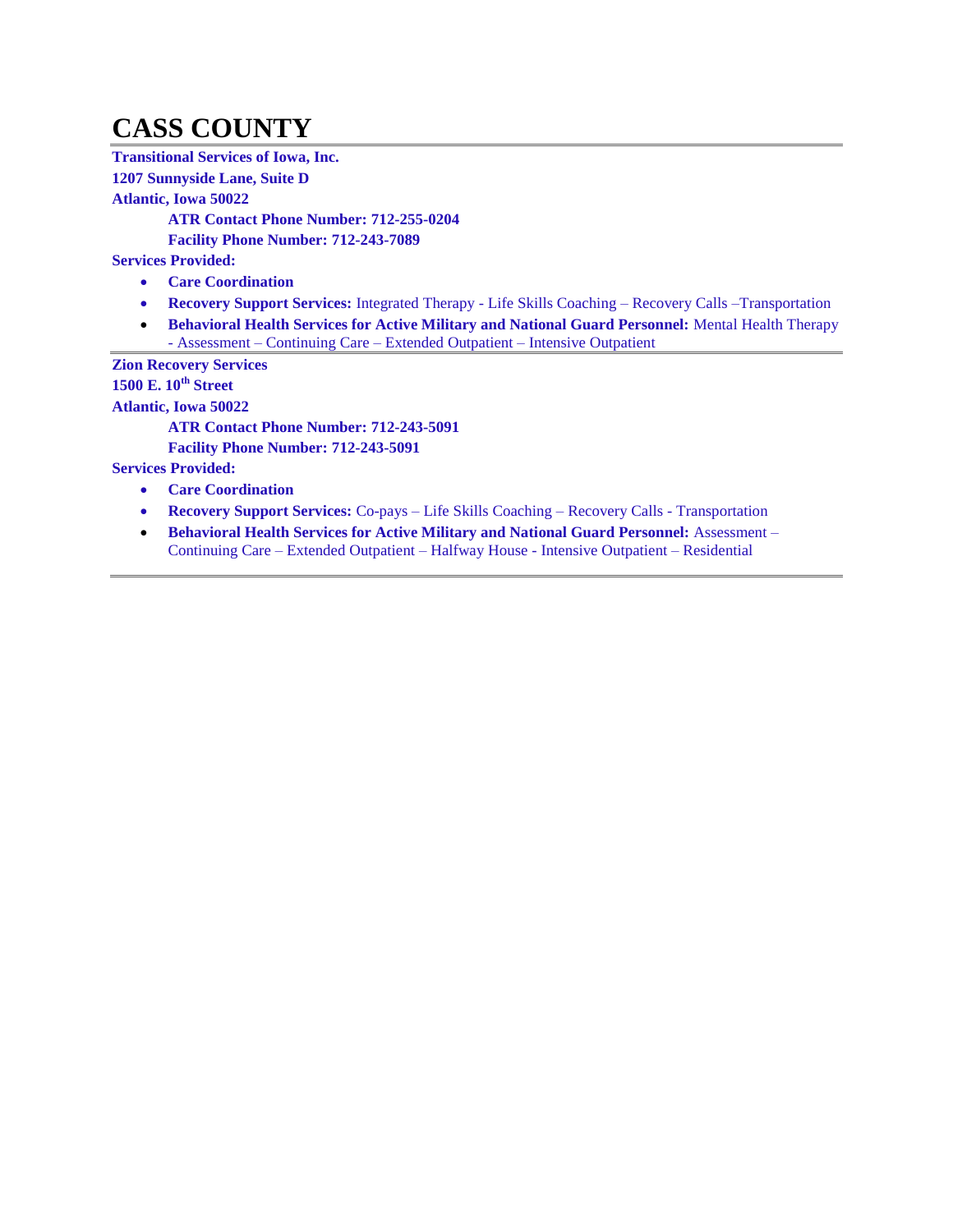# CASS COUNTY

**Transitional Services of Iowa, Inc.**
**1207 Sunnyside Lane, Suite D**
**Atlantic, Iowa 50022**

**ATR Contact Phone Number: 712-255-0204**
**Facility Phone Number: 712-243-7089**

**Services Provided:**

- **Care Coordination**
- **Recovery Support Services:** Integrated Therapy - Life Skills Coaching – Recovery Calls –Transportation
- **Behavioral Health Services for Active Military and National Guard Personnel:** Mental Health Therapy - Assessment – Continuing Care – Extended Outpatient – Intensive Outpatient

---

**Zion Recovery Services**
**1500 E. 10th Street**
**Atlantic, Iowa 50022**

**ATR Contact Phone Number: 712-243-5091**
**Facility Phone Number: 712-243-5091**

**Services Provided:**

- **Care Coordination**
- **Recovery Support Services:** Co-pays – Life Skills Coaching – Recovery Calls - Transportation
- **Behavioral Health Services for Active Military and National Guard Personnel:** Assessment – Continuing Care – Extended Outpatient – Halfway House - Intensive Outpatient – Residential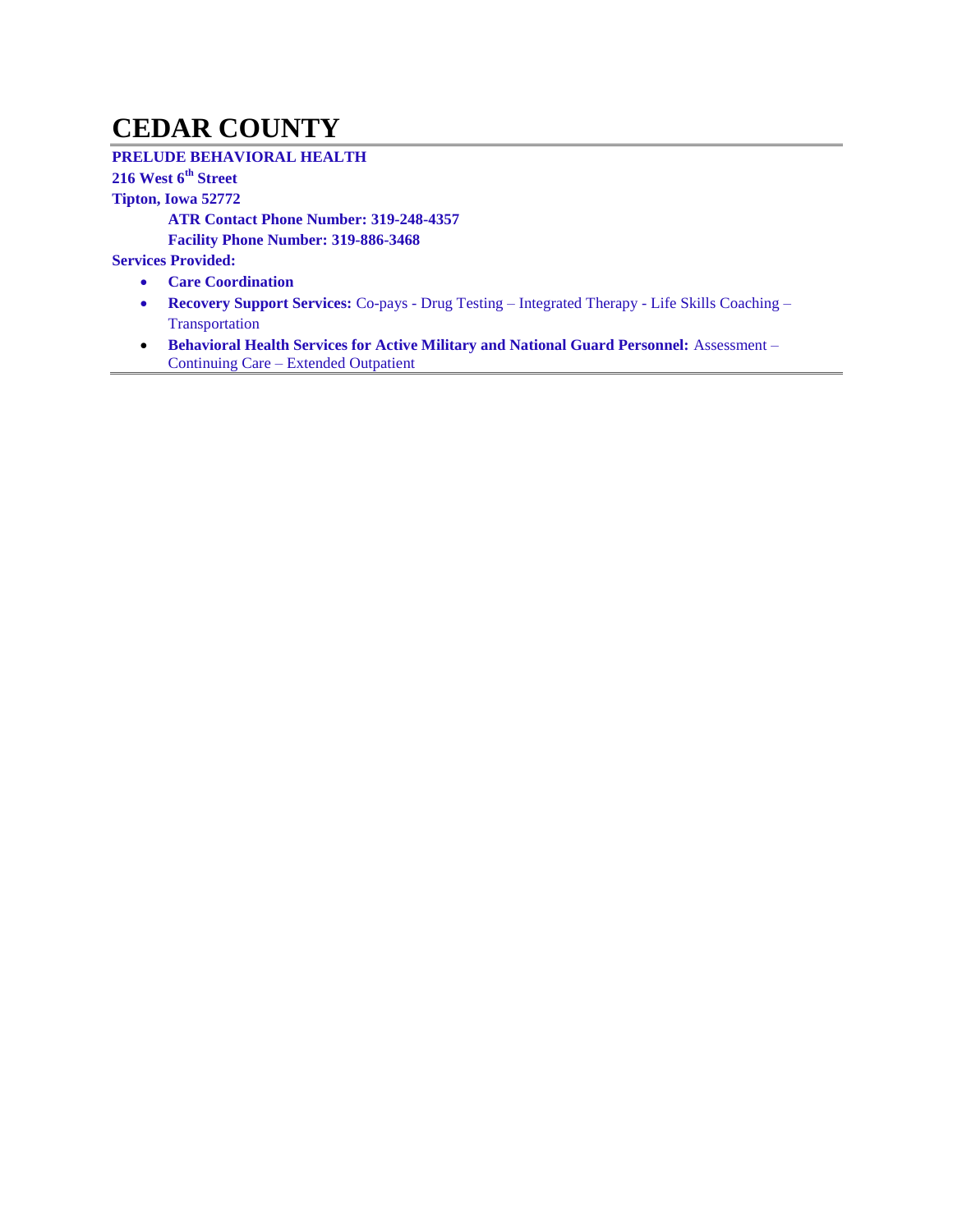# CEDAR COUNTY

**PRELUDE BEHAVIORAL HEALTH**
**216 West 6th Street**
**Tipton, Iowa 52772**

**ATR Contact Phone Number: 319-248-4357**
**Facility Phone Number: 319-886-3468**

**Services Provided:**

- **Care Coordination**
- **Recovery Support Services:** Co-pays - Drug Testing – Integrated Therapy - Life Skills Coaching – Transportation
- **Behavioral Health Services for Active Military and National Guard Personnel:** Assessment – Continuing Care – Extended Outpatient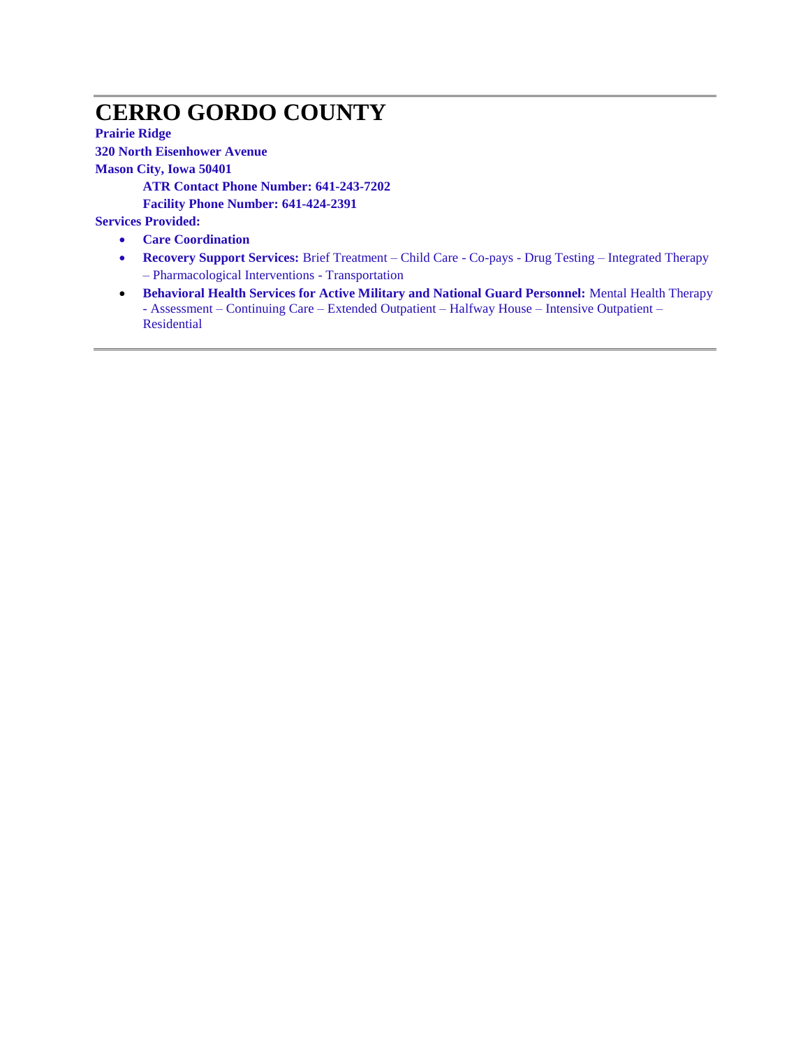# CERRO GORDO COUNTY

**Prairie Ridge**

**320 North Eisenhower Avenue**

**Mason City, Iowa 50401**

**ATR Contact Phone Number: 641-243-7202**

**Facility Phone Number: 641-424-2391**

**Services Provided:**

- **Care Coordination**
- **Recovery Support Services:** Brief Treatment – Child Care - Co-pays - Drug Testing – Integrated Therapy – Pharmacological Interventions - Transportation
- **Behavioral Health Services for Active Military and National Guard Personnel:** Mental Health Therapy - Assessment – Continuing Care – Extended Outpatient – Halfway House – Intensive Outpatient – Residential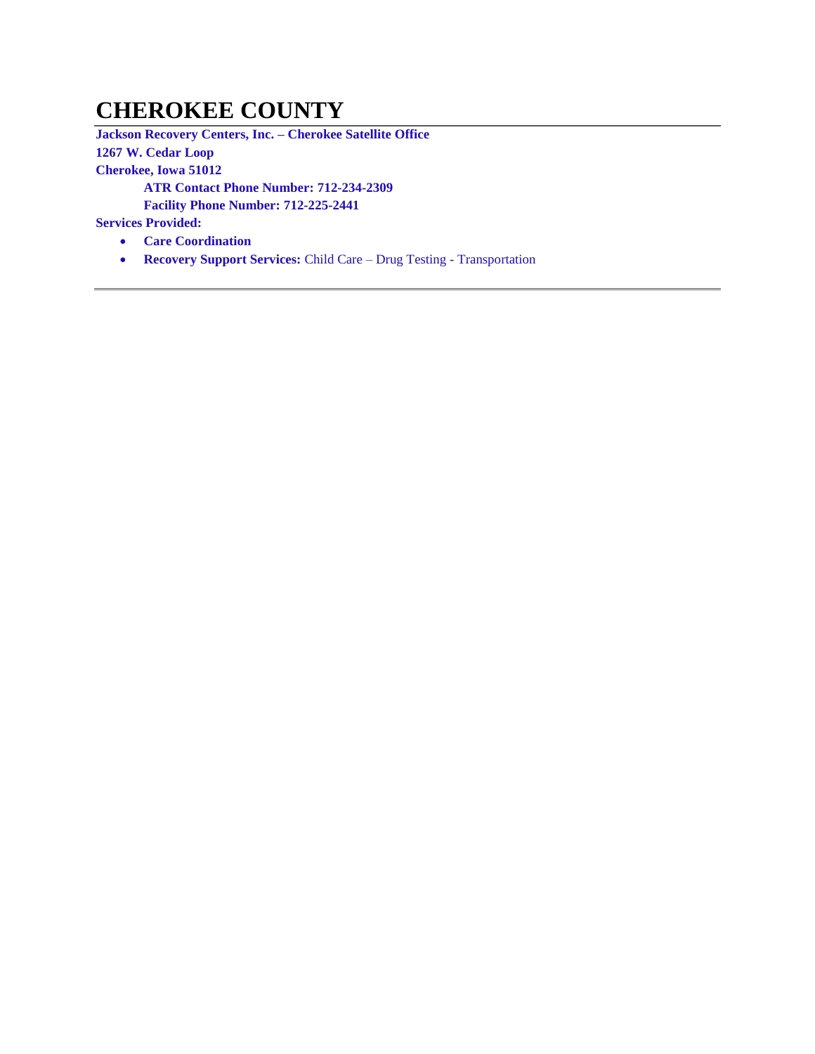# CHEROKEE COUNTY

**Jackson Recovery Centers, Inc. – Cherokee Satellite Office**
**1267 W. Cedar Loop**
**Cherokee, Iowa 51012**

**ATR Contact Phone Number: 712-234-2309**
**Facility Phone Number: 712-225-2441**

**Services Provided:**

- **Care Coordination**
- **Recovery Support Services:** Child Care – Drug Testing - Transportation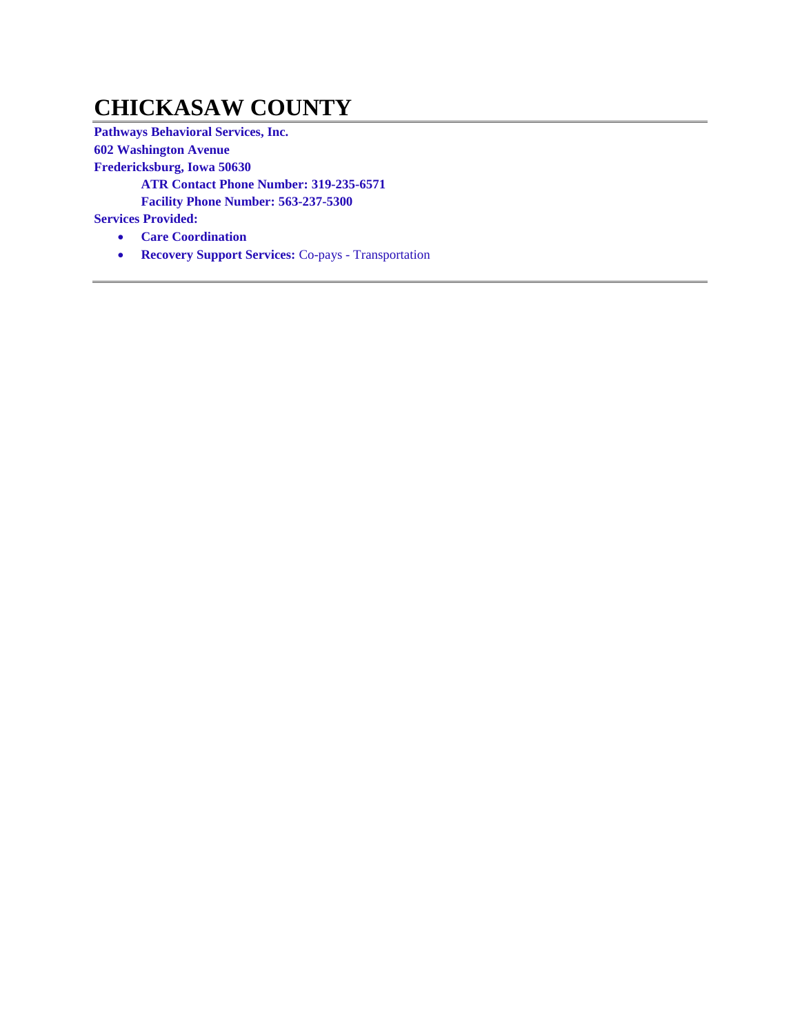# CHICKASAW COUNTY

**Pathways Behavioral Services, Inc.**
**602 Washington Avenue**
**Fredericksburg, Iowa 50630**

**ATR Contact Phone Number: 319-235-6571**
**Facility Phone Number: 563-237-5300**

**Services Provided:**

- **Care Coordination**
- **Recovery Support Services:** Co-pays - Transportation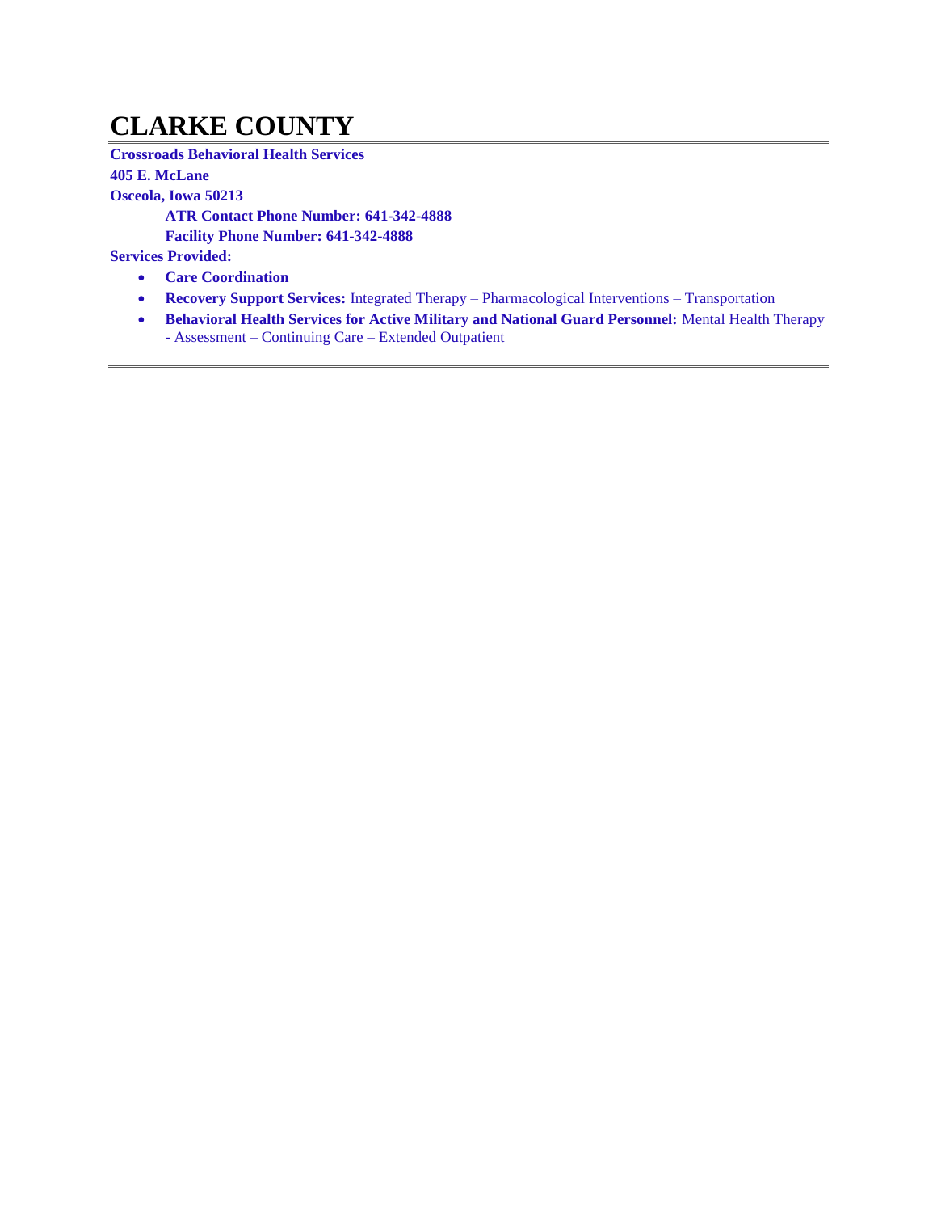# CLARKE COUNTY

**Crossroads Behavioral Health Services**
**405 E. McLane**
**Osceola, Iowa 50213**

**ATR Contact Phone Number: 641-342-4888**
**Facility Phone Number: 641-342-4888**

**Services Provided:**

- **Care Coordination**
- **Recovery Support Services:** Integrated Therapy – Pharmacological Interventions – Transportation
- **Behavioral Health Services for Active Military and National Guard Personnel:** Mental Health Therapy - Assessment – Continuing Care – Extended Outpatient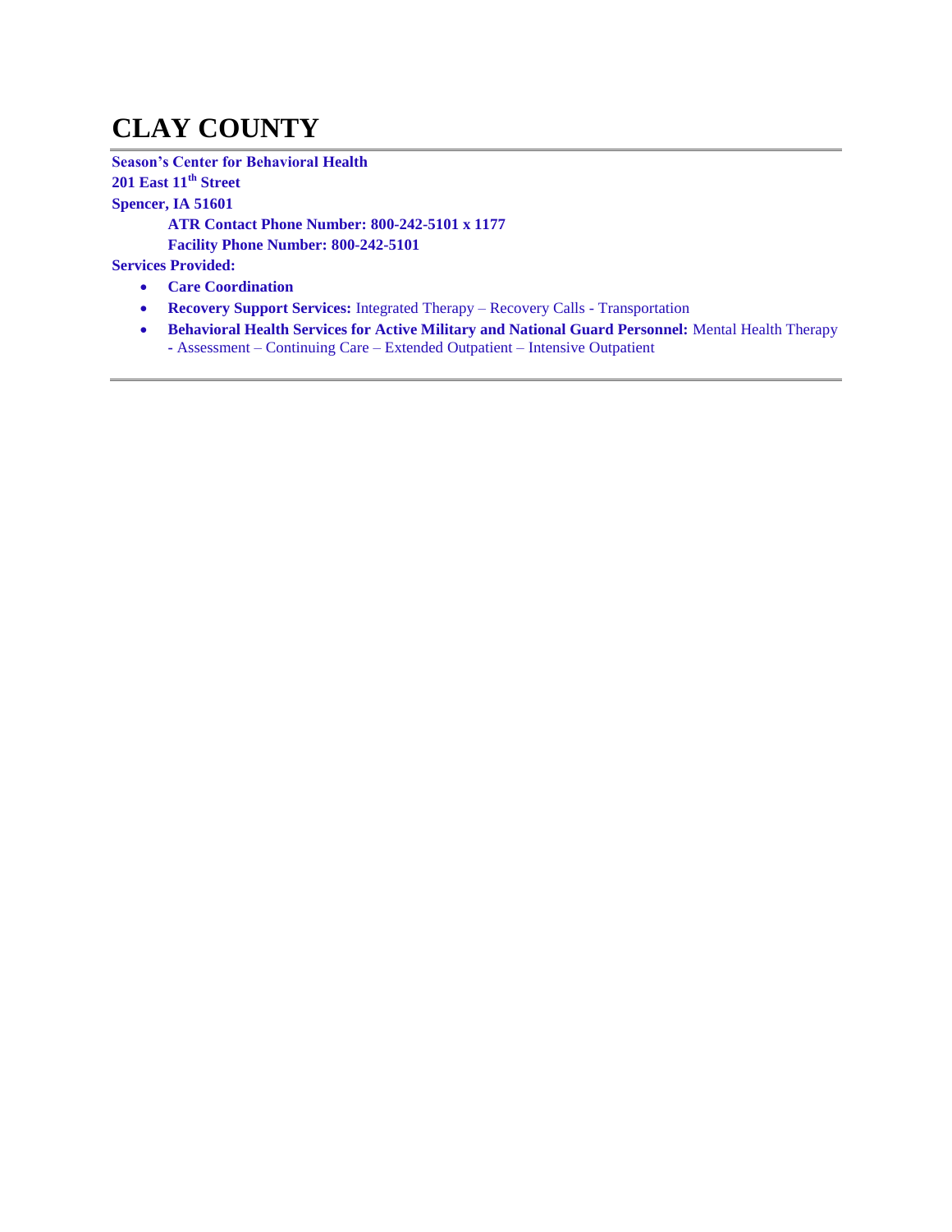# CLAY COUNTY

**Season's Center for Behavioral Health**
**201 East 11th Street**
**Spencer, IA 51601**

**ATR Contact Phone Number: 800-242-5101 x 1177**
**Facility Phone Number: 800-242-5101**

**Services Provided:**

- **Care Coordination**
- **Recovery Support Services:** Integrated Therapy – Recovery Calls - Transportation
- **Behavioral Health Services for Active Military and National Guard Personnel:** Mental Health Therapy - Assessment – Continuing Care – Extended Outpatient – Intensive Outpatient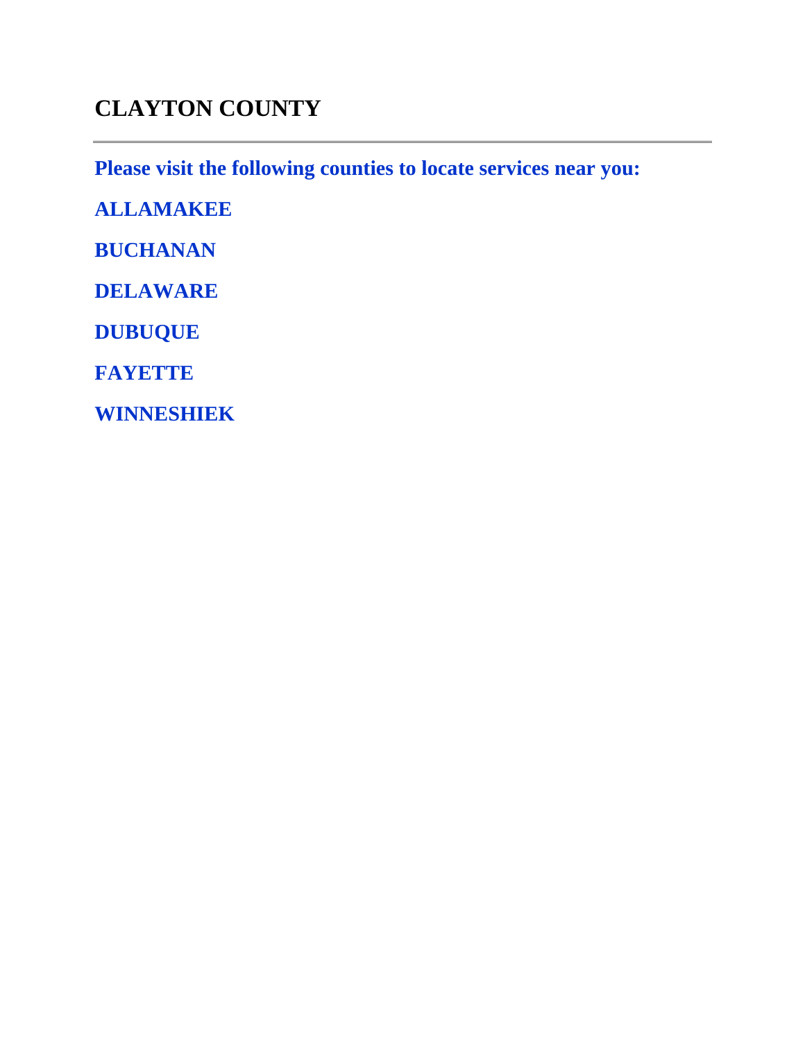# CLAYTON COUNTY

---

**Please visit the following counties to locate services near you:**

**ALLAMAKEE**

**BUCHANAN**

**DELAWARE**

**DUBUQUE**

**FAYETTE**

**WINNESHIEK**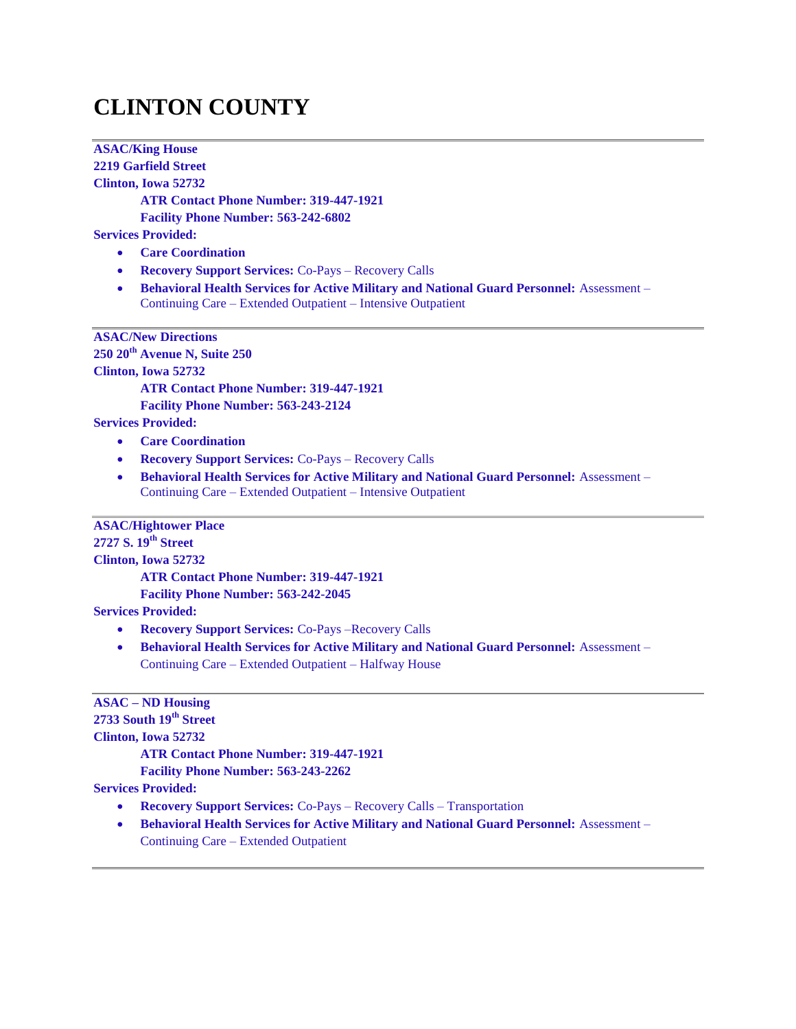# CLINTON COUNTY

---

**ASAC/King House**
**2219 Garfield Street**
**Clinton, Iowa 52732**

**ATR Contact Phone Number: 319-447-1921**
**Facility Phone Number: 563-242-6802**

**Services Provided:**

- **Care Coordination**
- **Recovery Support Services:** Co-Pays – Recovery Calls
- **Behavioral Health Services for Active Military and National Guard Personnel:** Assessment – Continuing Care – Extended Outpatient – Intensive Outpatient

---

**ASAC/New Directions**
**250 20th Avenue N, Suite 250**
**Clinton, Iowa 52732**

**ATR Contact Phone Number: 319-447-1921**
**Facility Phone Number: 563-243-2124**

**Services Provided:**

- **Care Coordination**
- **Recovery Support Services:** Co-Pays – Recovery Calls
- **Behavioral Health Services for Active Military and National Guard Personnel:** Assessment – Continuing Care – Extended Outpatient – Intensive Outpatient

---

**ASAC/Hightower Place**
**2727 S. 19th Street**
**Clinton, Iowa 52732**

**ATR Contact Phone Number: 319-447-1921**
**Facility Phone Number: 563-242-2045**

**Services Provided:**

- **Recovery Support Services:** Co-Pays –Recovery Calls
- **Behavioral Health Services for Active Military and National Guard Personnel:** Assessment – Continuing Care – Extended Outpatient – Halfway House

---

**ASAC – ND Housing**
**2733 South 19th Street**
**Clinton, Iowa 52732**

**ATR Contact Phone Number: 319-447-1921**
**Facility Phone Number: 563-243-2262**

**Services Provided:**

- **Recovery Support Services:** Co-Pays – Recovery Calls – Transportation
- **Behavioral Health Services for Active Military and National Guard Personnel:** Assessment – Continuing Care – Extended Outpatient

---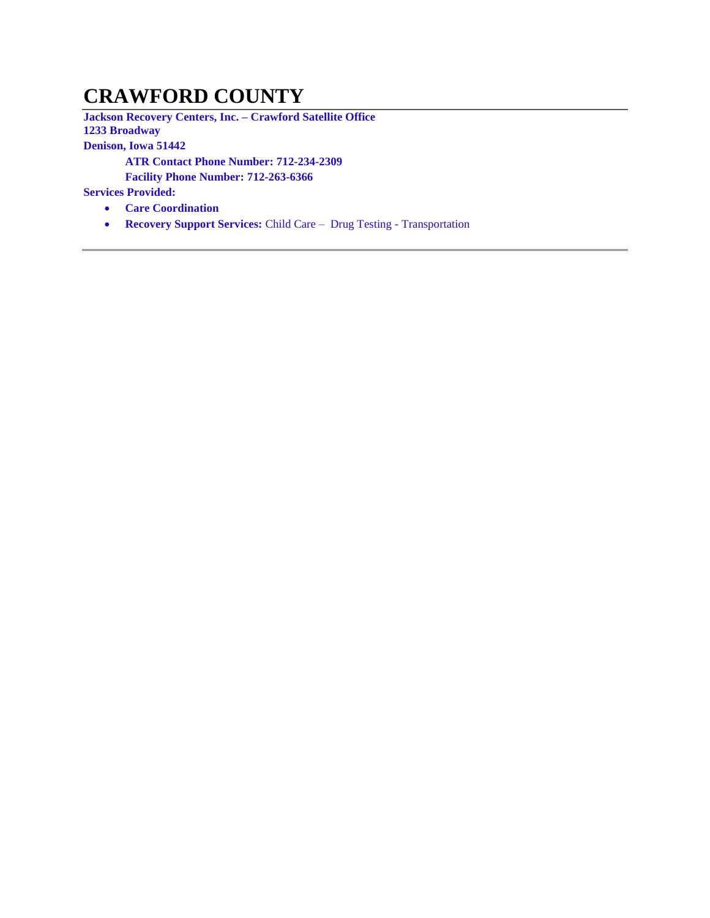# CRAWFORD COUNTY

**Jackson Recovery Centers, Inc. – Crawford Satellite Office**
**1233 Broadway**
**Denison, Iowa 51442**

**ATR Contact Phone Number: 712-234-2309**
**Facility Phone Number: 712-263-6366**

**Services Provided:**

- **Care Coordination**
- **Recovery Support Services:** Child Care – Drug Testing - Transportation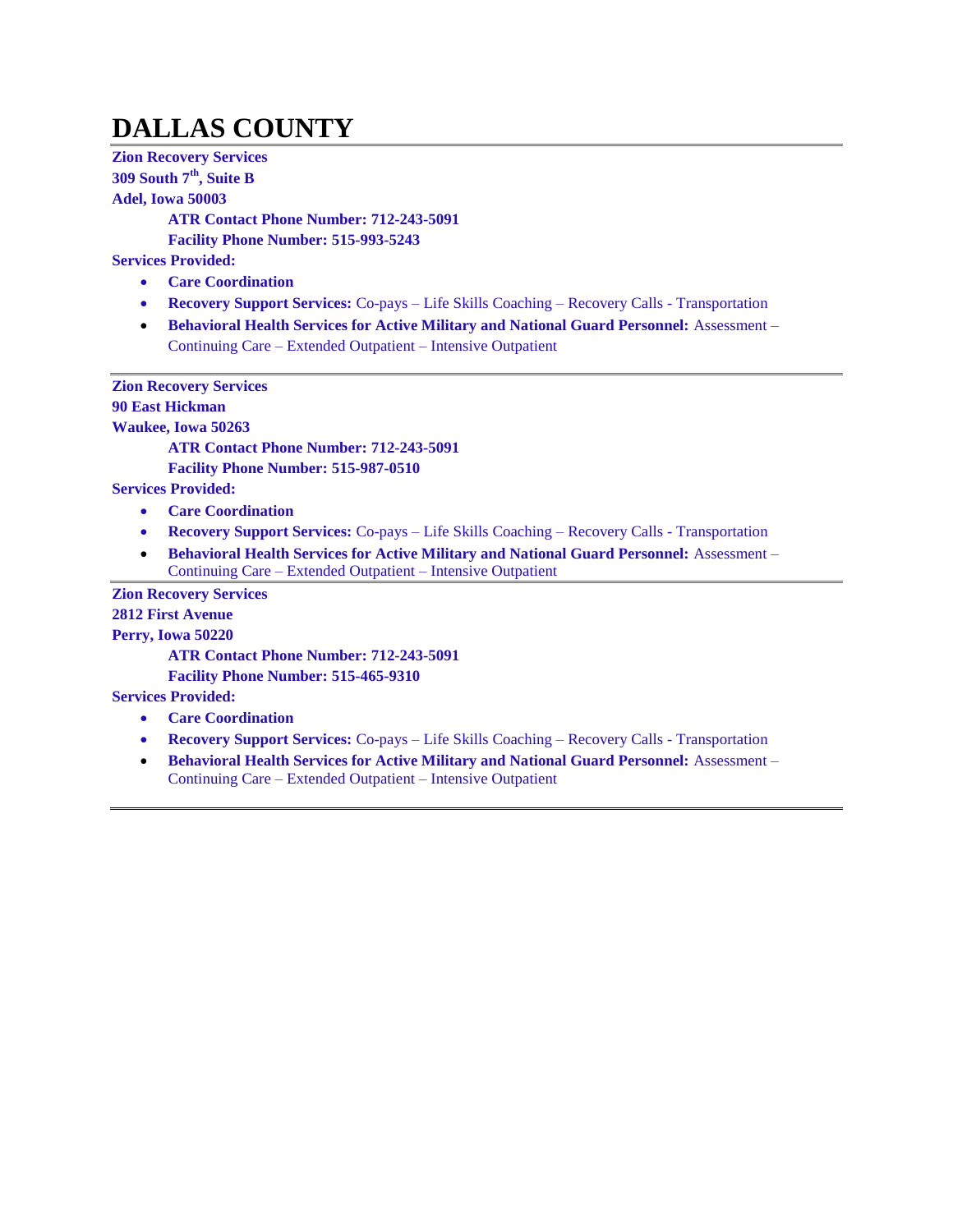# DALLAS COUNTY

**Zion Recovery Services**
**309 South 7th, Suite B**
**Adel, Iowa 50003**

**ATR Contact Phone Number: 712-243-5091**
**Facility Phone Number: 515-993-5243**

**Services Provided:**

- **Care Coordination**
- **Recovery Support Services:** Co-pays – Life Skills Coaching – Recovery Calls - Transportation
- **Behavioral Health Services for Active Military and National Guard Personnel:** Assessment – Continuing Care – Extended Outpatient – Intensive Outpatient

---

**Zion Recovery Services**
**90 East Hickman**
**Waukee, Iowa 50263**

**ATR Contact Phone Number: 712-243-5091**
**Facility Phone Number: 515-987-0510**

**Services Provided:**

- **Care Coordination**
- **Recovery Support Services:** Co-pays – Life Skills Coaching – Recovery Calls - Transportation
- **Behavioral Health Services for Active Military and National Guard Personnel:** Assessment – Continuing Care – Extended Outpatient – Intensive Outpatient

---

**Zion Recovery Services**
**2812 First Avenue**
**Perry, Iowa 50220**

**ATR Contact Phone Number: 712-243-5091**
**Facility Phone Number: 515-465-9310**

**Services Provided:**

- **Care Coordination**
- **Recovery Support Services:** Co-pays – Life Skills Coaching – Recovery Calls - Transportation
- **Behavioral Health Services for Active Military and National Guard Personnel:** Assessment – Continuing Care – Extended Outpatient – Intensive Outpatient

---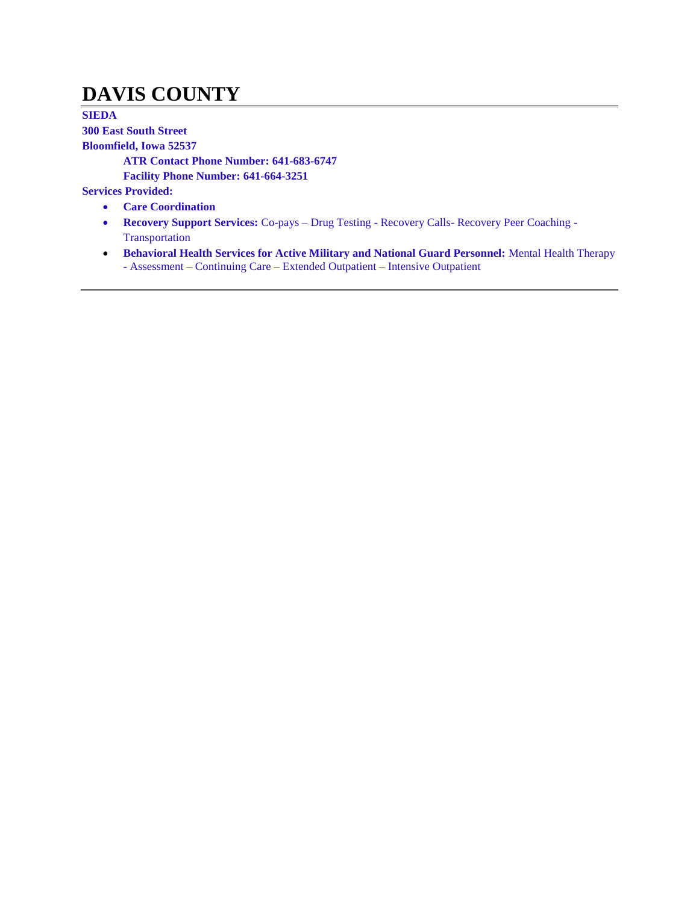# DAVIS COUNTY

**SIEDA**

**300 East South Street**

**Bloomfield, Iowa 52537**

**ATR Contact Phone Number: 641-683-6747**

**Facility Phone Number: 641-664-3251**

**Services Provided:**

- **Care Coordination**
- **Recovery Support Services:** Co-pays – Drug Testing - Recovery Calls- Recovery Peer Coaching - Transportation
- **Behavioral Health Services for Active Military and National Guard Personnel:** Mental Health Therapy - Assessment – Continuing Care – Extended Outpatient – Intensive Outpatient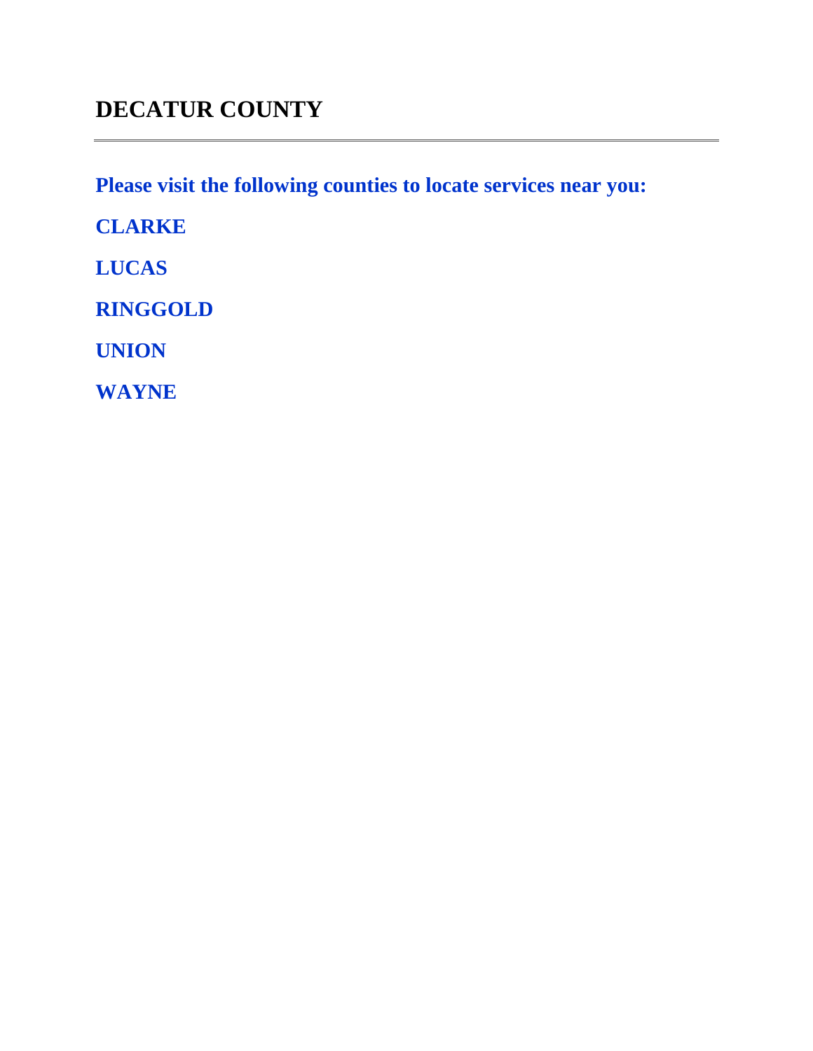# DECATUR COUNTY

---

**Please visit the following counties to locate services near you:**

**CLARKE**

**LUCAS**

**RINGGOLD**

**UNION**

**WAYNE**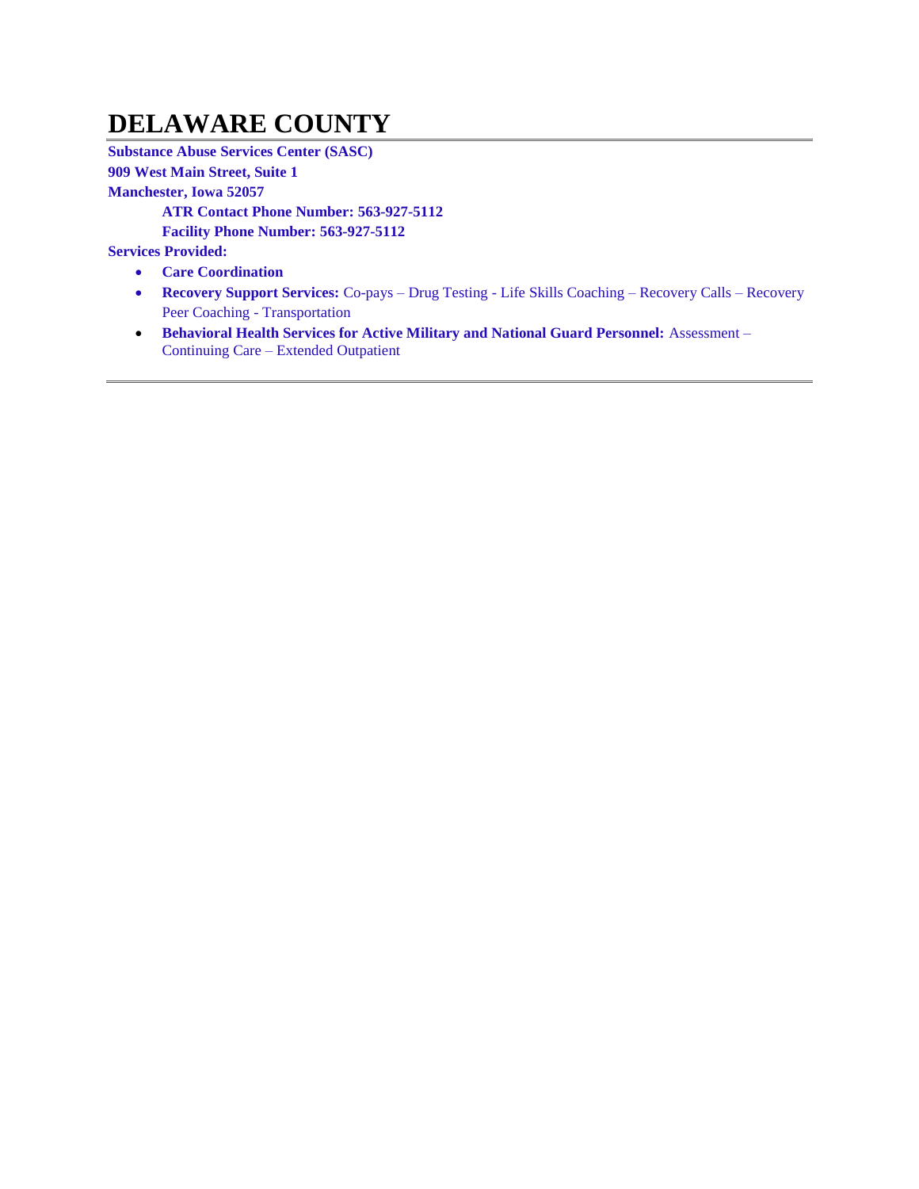# DELAWARE COUNTY

**Substance Abuse Services Center (SASC)**
**909 West Main Street, Suite 1**
**Manchester, Iowa 52057**

**ATR Contact Phone Number: 563-927-5112**
**Facility Phone Number: 563-927-5112**

**Services Provided:**

- **Care Coordination**
- **Recovery Support Services:** Co-pays – Drug Testing - Life Skills Coaching – Recovery Calls – Recovery Peer Coaching - Transportation
- **Behavioral Health Services for Active Military and National Guard Personnel:** Assessment – Continuing Care – Extended Outpatient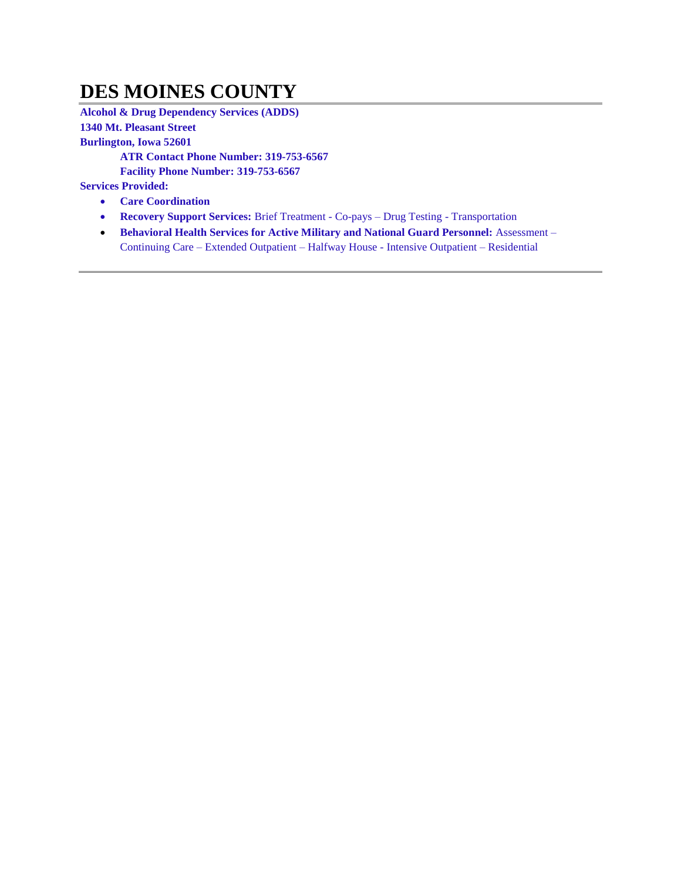# DES MOINES COUNTY

**Alcohol & Drug Dependency Services (ADDS)**
**1340 Mt. Pleasant Street**
**Burlington, Iowa 52601**

**ATR Contact Phone Number: 319-753-6567**
**Facility Phone Number: 319-753-6567**

**Services Provided:**

- **Care Coordination**
- **Recovery Support Services:** Brief Treatment - Co-pays – Drug Testing - Transportation
- **Behavioral Health Services for Active Military and National Guard Personnel:** Assessment – Continuing Care – Extended Outpatient – Halfway House - Intensive Outpatient – Residential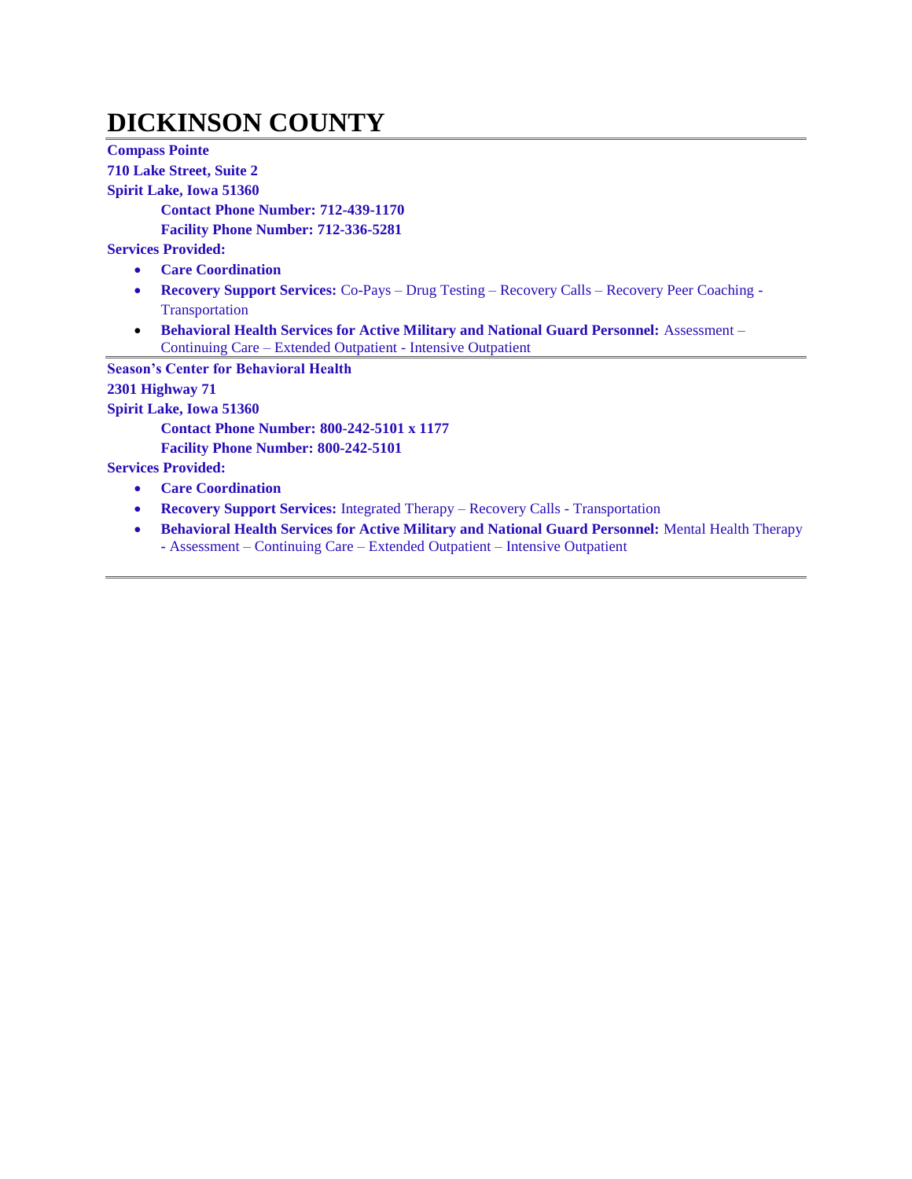# DICKINSON COUNTY

**Compass Pointe**
**710 Lake Street, Suite 2**
**Spirit Lake, Iowa 51360**

**Contact Phone Number: 712-439-1170**
**Facility Phone Number: 712-336-5281**

**Services Provided:**

- **Care Coordination**
- **Recovery Support Services:** Co-Pays – Drug Testing – Recovery Calls – Recovery Peer Coaching - Transportation
- **Behavioral Health Services for Active Military and National Guard Personnel:** Assessment – Continuing Care – Extended Outpatient - Intensive Outpatient

---

**Season's Center for Behavioral Health**
**2301 Highway 71**
**Spirit Lake, Iowa 51360**

**Contact Phone Number: 800-242-5101 x 1177**
**Facility Phone Number: 800-242-5101**

**Services Provided:**

- **Care Coordination**
- **Recovery Support Services:** Integrated Therapy – Recovery Calls - Transportation
- **Behavioral Health Services for Active Military and National Guard Personnel:** Mental Health Therapy - Assessment – Continuing Care – Extended Outpatient – Intensive Outpatient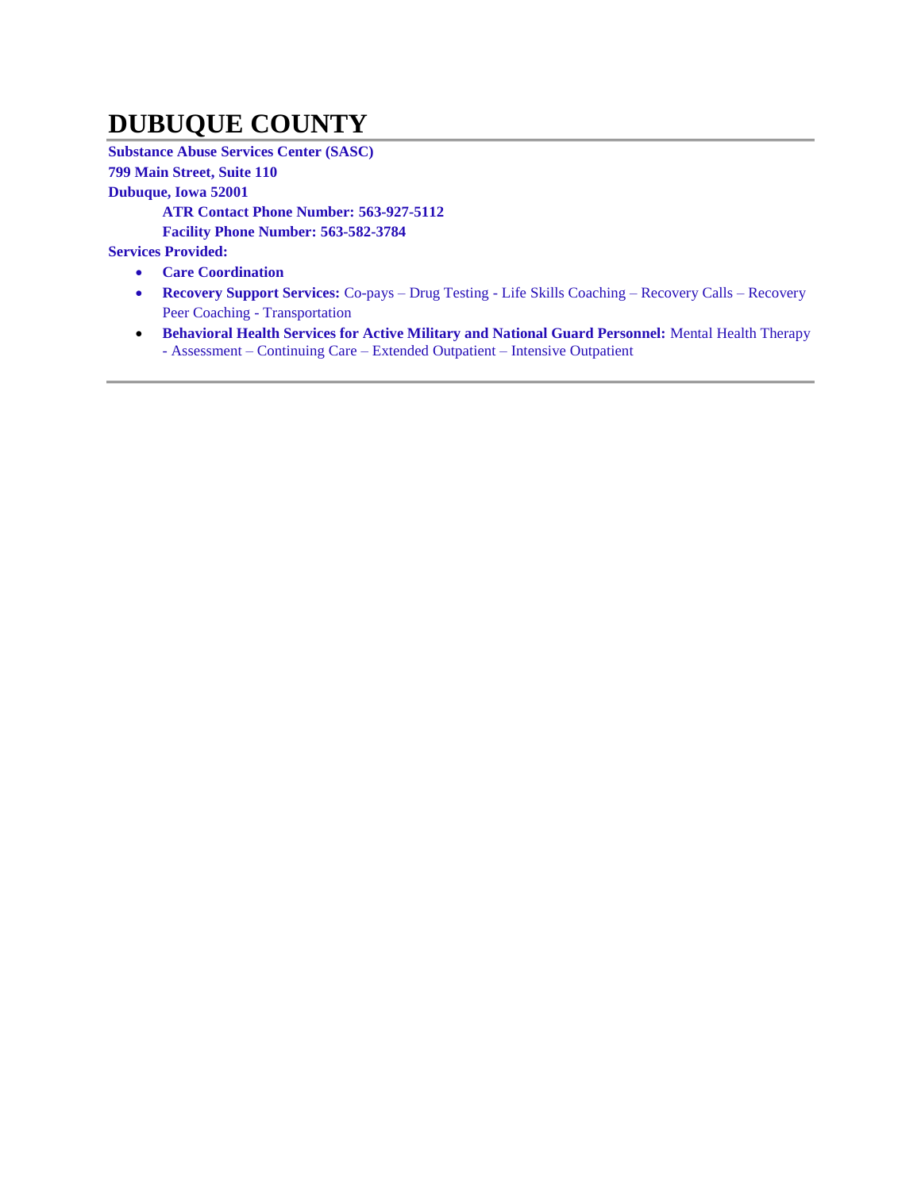# DUBUQUE COUNTY

**Substance Abuse Services Center (SASC)**
**799 Main Street, Suite 110**
**Dubuque, Iowa 52001**

**ATR Contact Phone Number: 563-927-5112**
**Facility Phone Number: 563-582-3784**

**Services Provided:**

- **Care Coordination**
- **Recovery Support Services:** Co-pays – Drug Testing - Life Skills Coaching – Recovery Calls – Recovery Peer Coaching - Transportation
- **Behavioral Health Services for Active Military and National Guard Personnel:** Mental Health Therapy - Assessment – Continuing Care – Extended Outpatient – Intensive Outpatient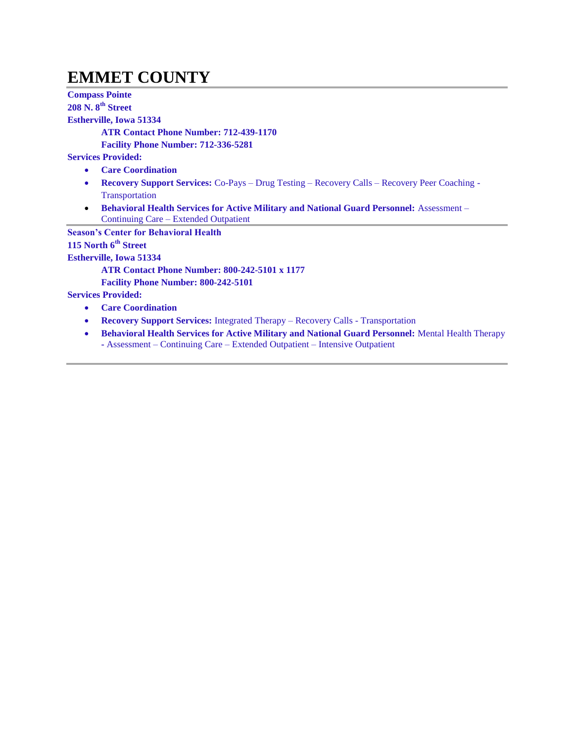# EMMET COUNTY

---

**Compass Pointe**
**208 N. 8th Street**
**Estherville, Iowa 51334**

**ATR Contact Phone Number: 712-439-1170**
**Facility Phone Number: 712-336-5281**

**Services Provided:**

- **Care Coordination**
- **Recovery Support Services:** Co-Pays – Drug Testing – Recovery Calls – Recovery Peer Coaching - Transportation
- **Behavioral Health Services for Active Military and National Guard Personnel:** Assessment – Continuing Care – Extended Outpatient

---

**Season's Center for Behavioral Health**
**115 North 6th Street**
**Estherville, Iowa 51334**

**ATR Contact Phone Number: 800-242-5101 x 1177**
**Facility Phone Number: 800-242-5101**

**Services Provided:**

- **Care Coordination**
- **Recovery Support Services:** Integrated Therapy – Recovery Calls - Transportation
- **Behavioral Health Services for Active Military and National Guard Personnel:** Mental Health Therapy - Assessment – Continuing Care – Extended Outpatient – Intensive Outpatient

---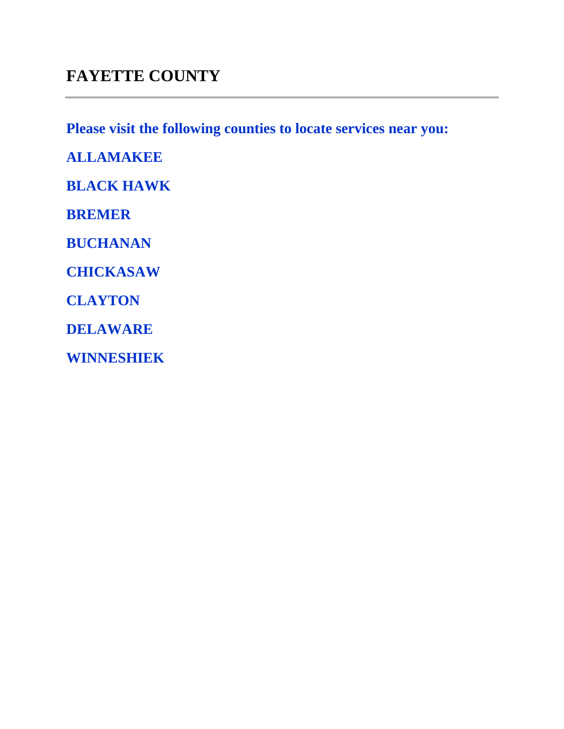# FAYETTE COUNTY

---

**Please visit the following counties to locate services near you:**

**ALLAMAKEE**

**BLACK HAWK**

**BREMER**

**BUCHANAN**

**CHICKASAW**

**CLAYTON**

**DELAWARE**

**WINNESHIEK**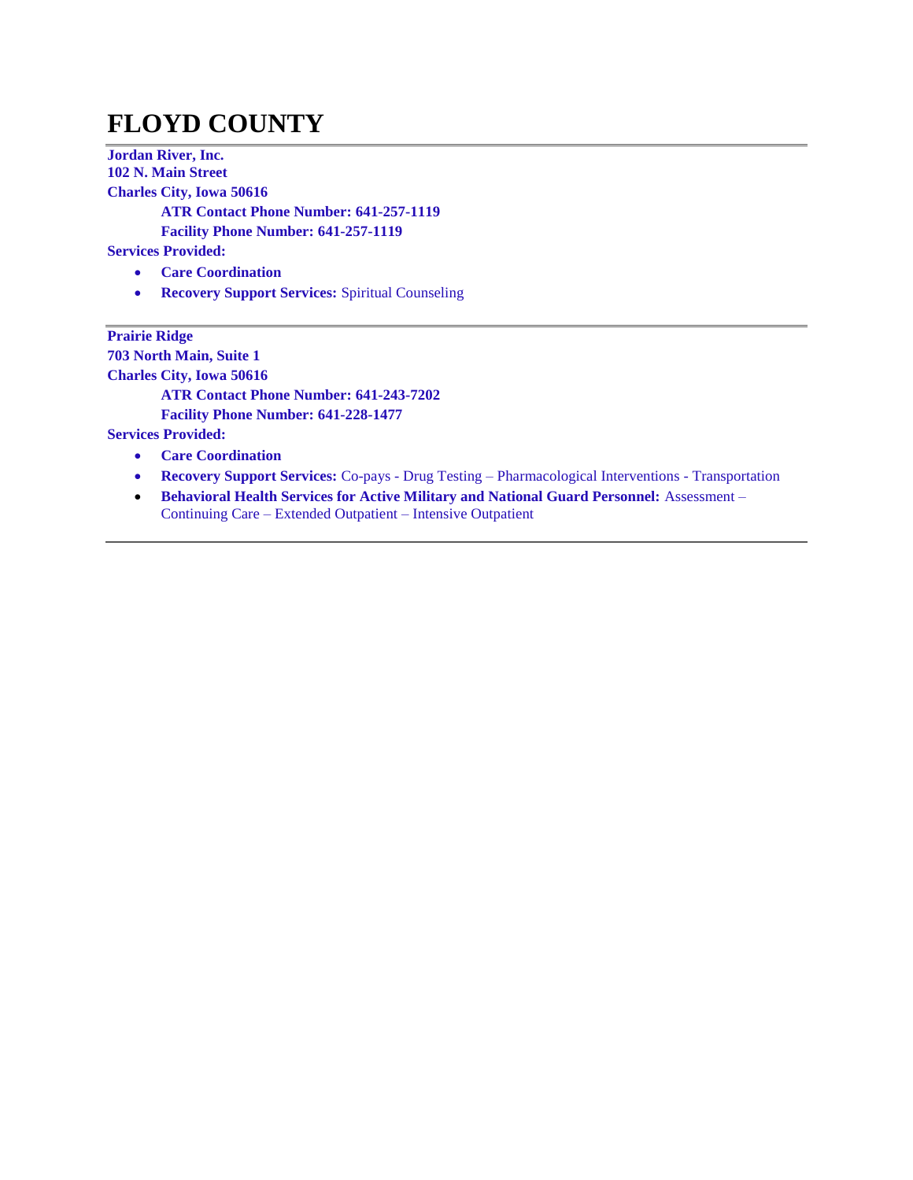# FLOYD COUNTY

---

**Jordan River, Inc.**
**102 N. Main Street**
**Charles City, Iowa 50616**

**ATR Contact Phone Number: 641-257-1119**
**Facility Phone Number: 641-257-1119**

**Services Provided:**

- **Care Coordination**
- **Recovery Support Services:** Spiritual Counseling

---

**Prairie Ridge**
**703 North Main, Suite 1**
**Charles City, Iowa 50616**

**ATR Contact Phone Number: 641-243-7202**
**Facility Phone Number: 641-228-1477**

**Services Provided:**

- **Care Coordination**
- **Recovery Support Services:** Co-pays - Drug Testing – Pharmacological Interventions - Transportation
- **Behavioral Health Services for Active Military and National Guard Personnel:** Assessment – Continuing Care – Extended Outpatient – Intensive Outpatient

---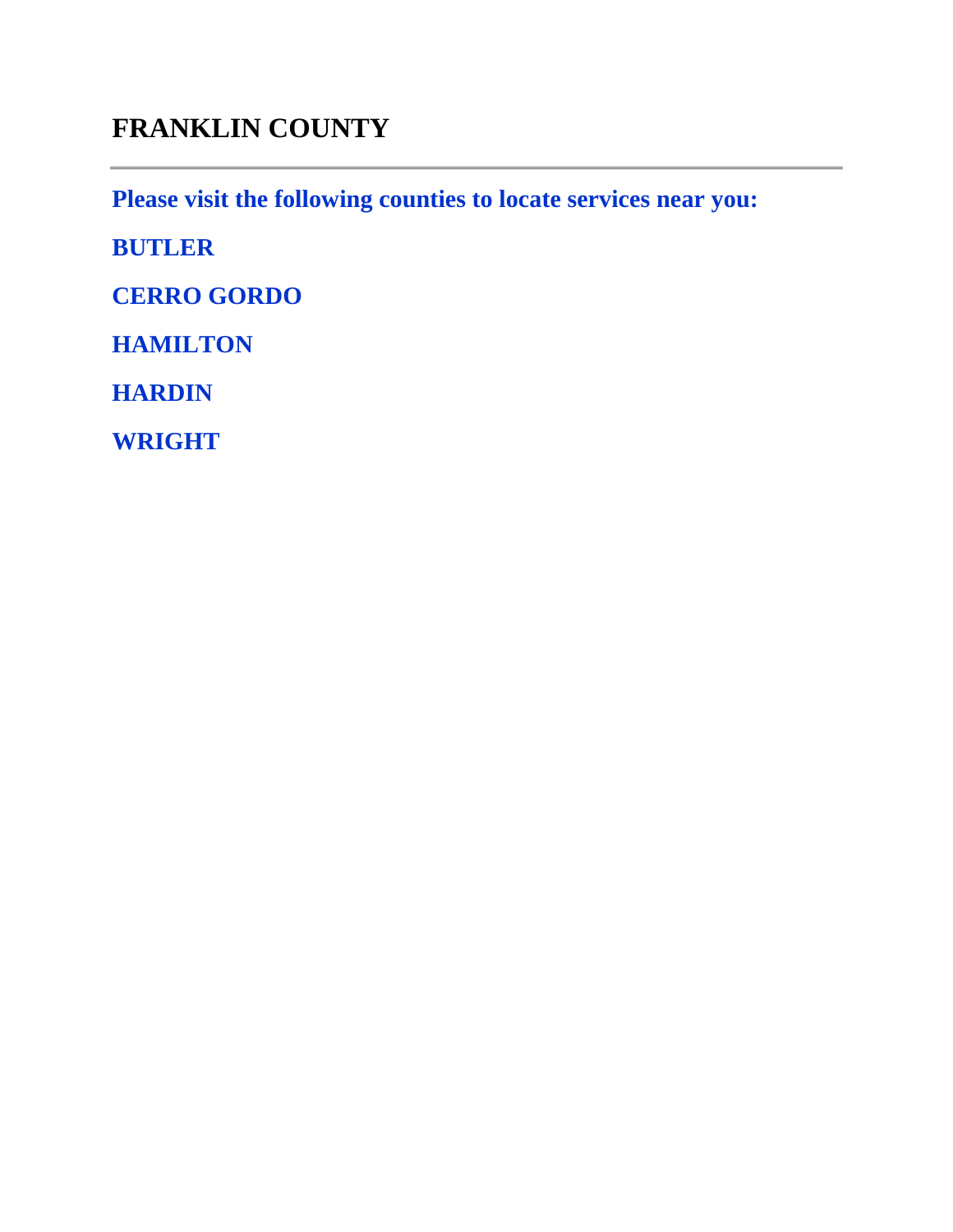## FRANKLIN COUNTY

---

**Please visit the following counties to locate services near you:**

**BUTLER**

**CERRO GORDO**

**HAMILTON**

**HARDIN**

**WRIGHT**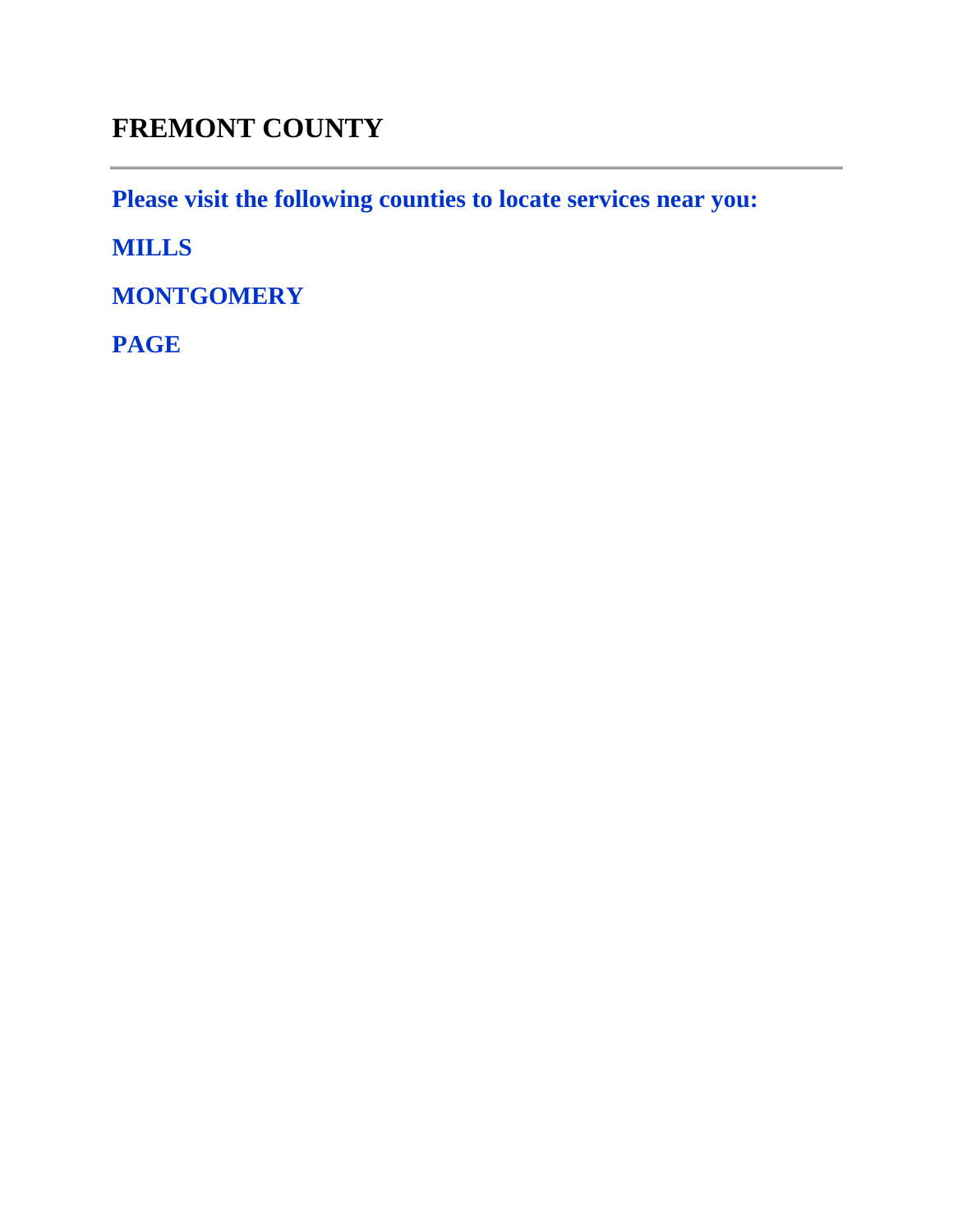# FREMONT COUNTY

---

**Please visit the following counties to locate services near you:**

**MILLS**

**MONTGOMERY**

**PAGE**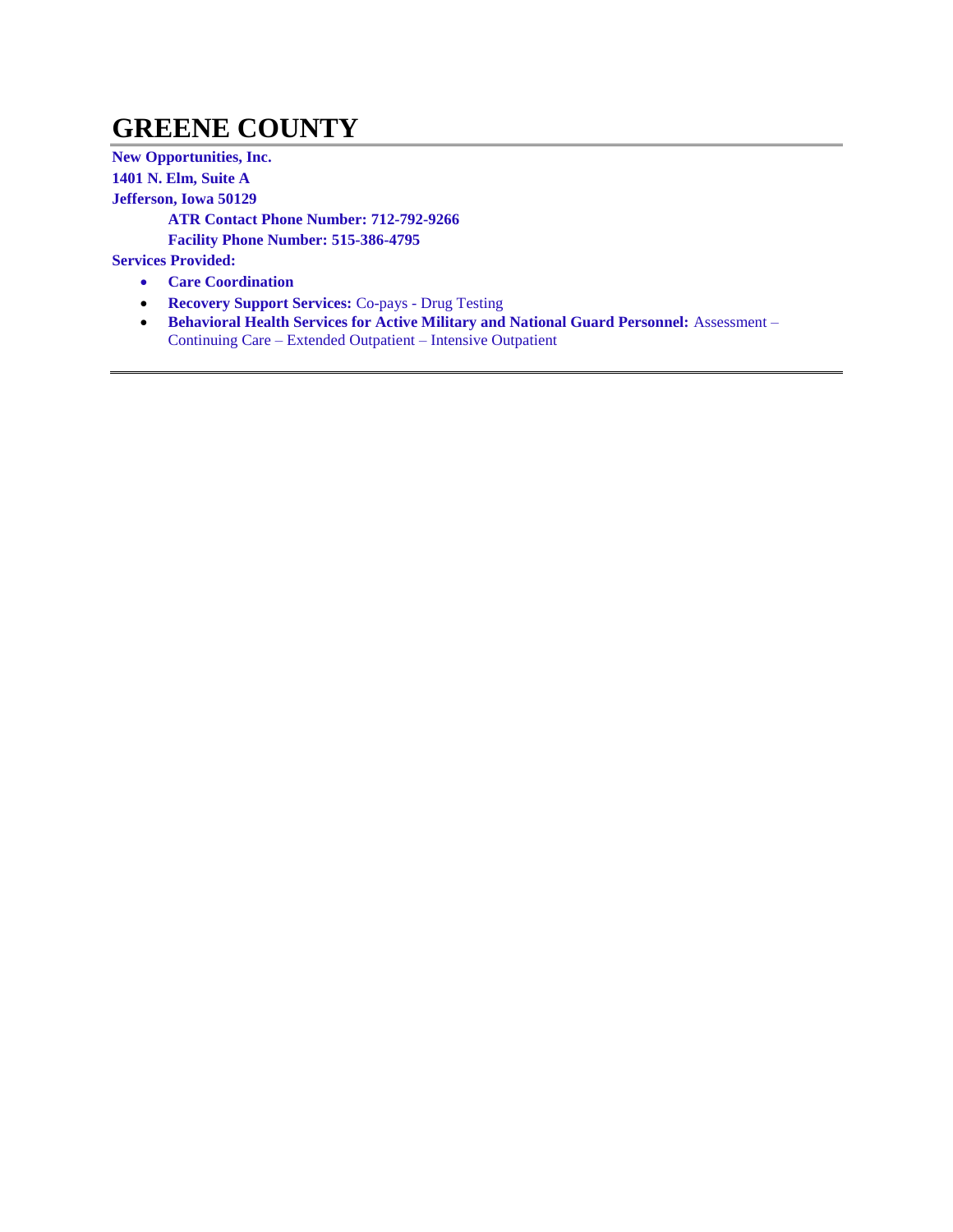# GREENE COUNTY

**New Opportunities, Inc.**
**1401 N. Elm, Suite A**
**Jefferson, Iowa 50129**

**ATR Contact Phone Number: 712-792-9266**
**Facility Phone Number: 515-386-4795**

**Services Provided:**

- **Care Coordination**
- **Recovery Support Services:** Co-pays - Drug Testing
- **Behavioral Health Services for Active Military and National Guard Personnel:** Assessment – Continuing Care – Extended Outpatient – Intensive Outpatient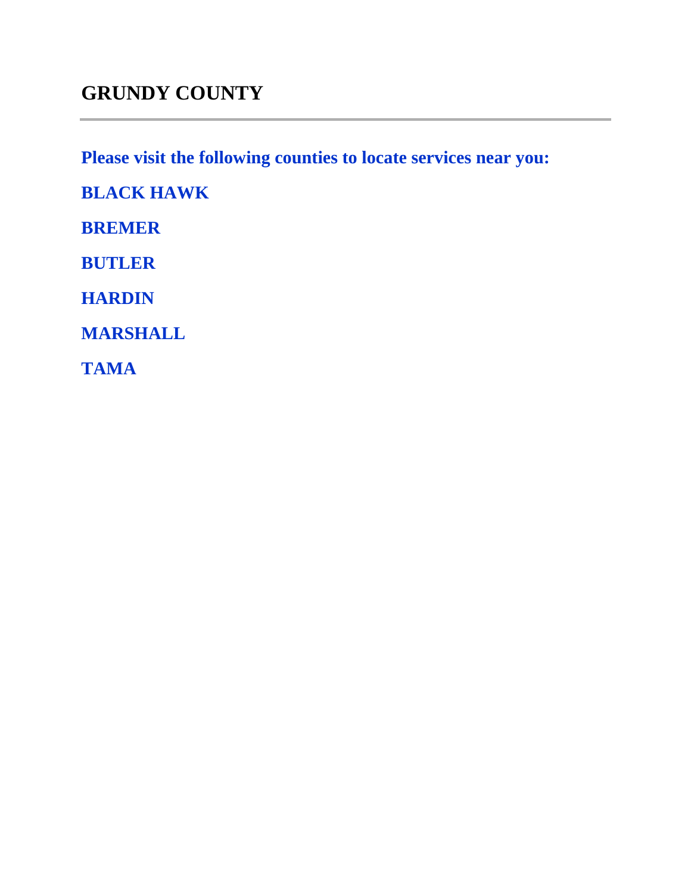## GRUNDY COUNTY

---

**Please visit the following counties to locate services near you:**

**BLACK HAWK**

**BREMER**

**BUTLER**

**HARDIN**

**MARSHALL**

**TAMA**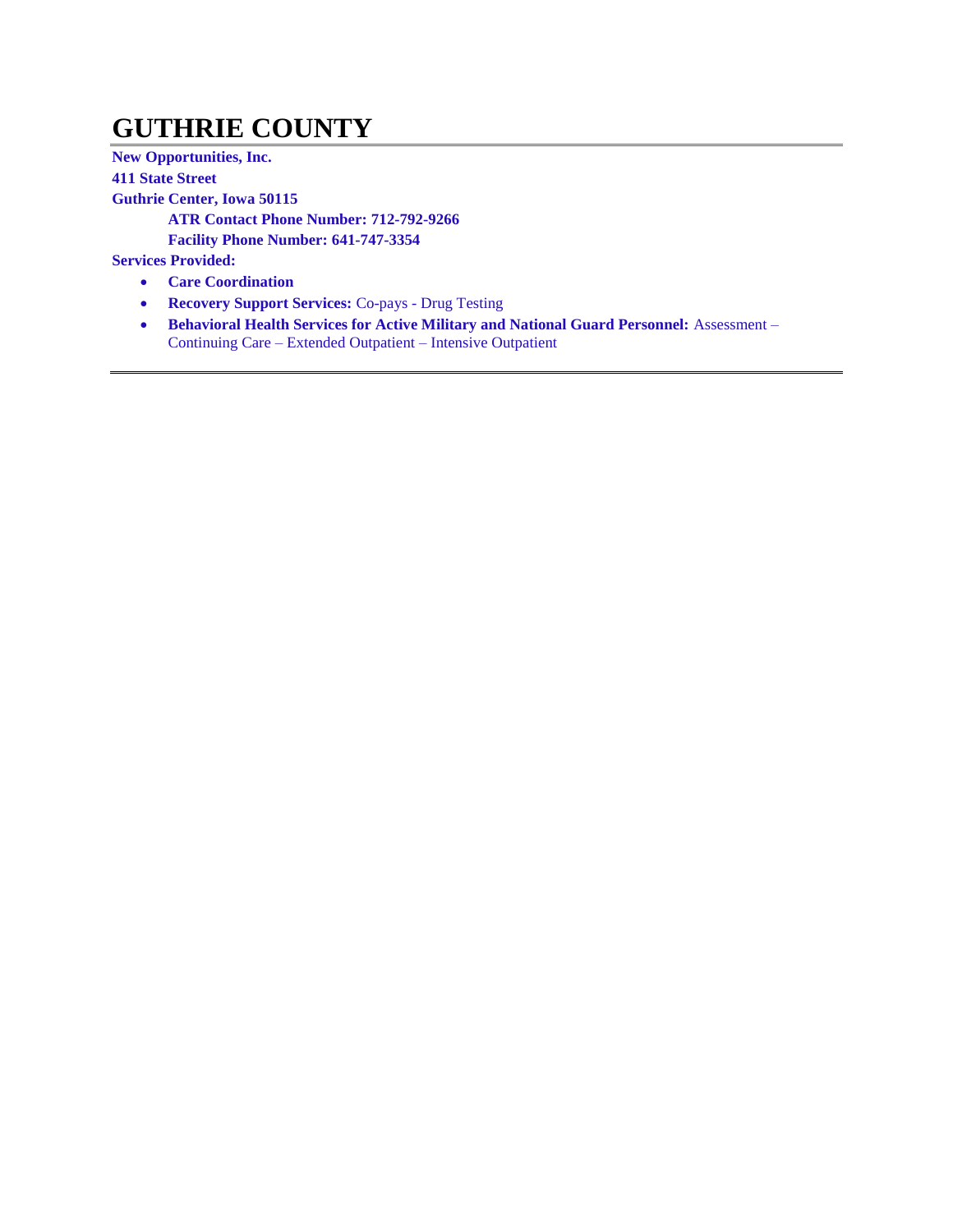# GUTHRIE COUNTY

**New Opportunities, Inc.**
**411 State Street**
**Guthrie Center, Iowa 50115**

**ATR Contact Phone Number: 712-792-9266**
**Facility Phone Number: 641-747-3354**

**Services Provided:**

- **Care Coordination**
- **Recovery Support Services:** Co-pays - Drug Testing
- **Behavioral Health Services for Active Military and National Guard Personnel:** Assessment – Continuing Care – Extended Outpatient – Intensive Outpatient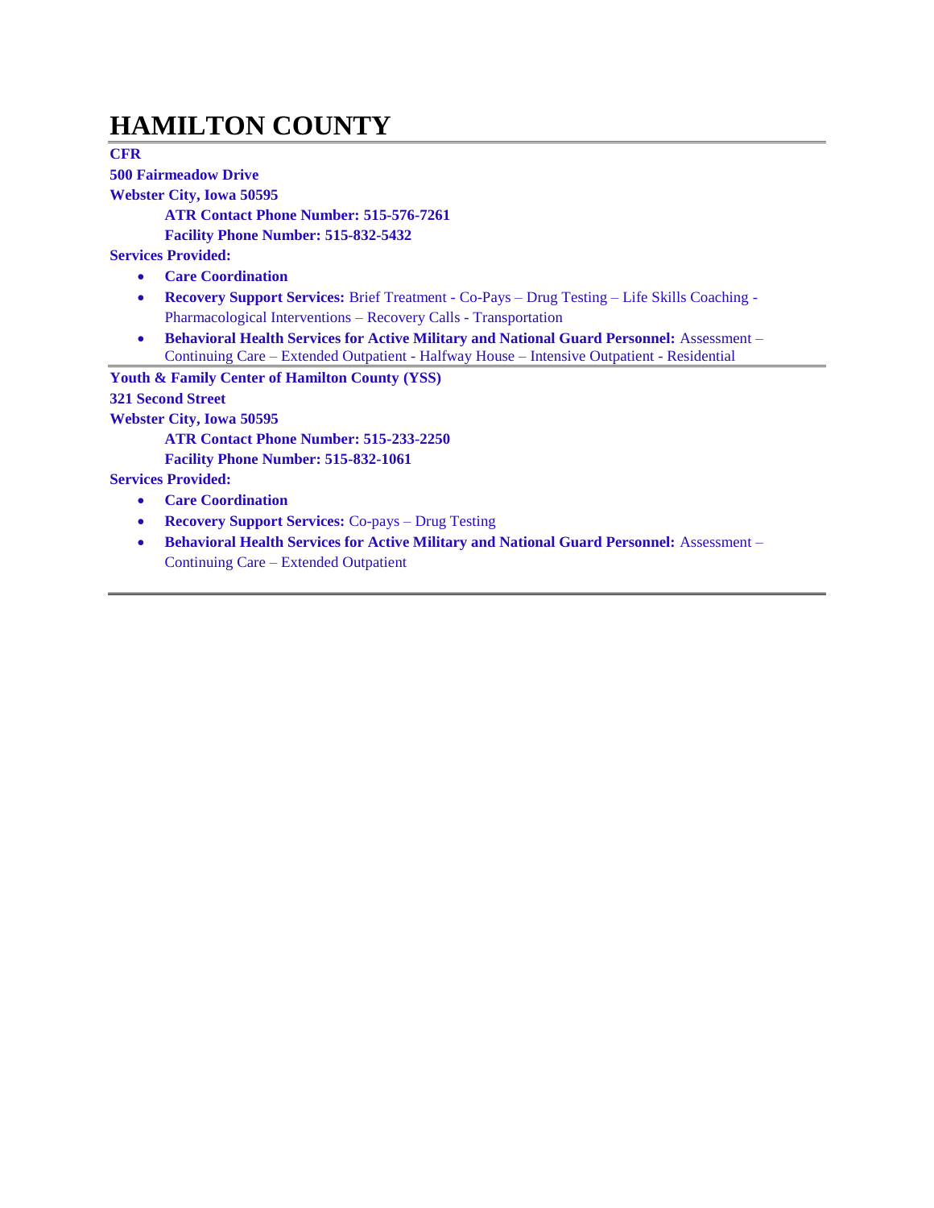# HAMILTON COUNTY

**CFR**

**500 Fairmeadow Drive**

**Webster City, Iowa 50595**

**ATR Contact Phone Number: 515-576-7261**

**Facility Phone Number: 515-832-5432**

**Services Provided:**

- **Care Coordination**
- **Recovery Support Services:** Brief Treatment - Co-Pays – Drug Testing – Life Skills Coaching - Pharmacological Interventions – Recovery Calls - Transportation
- **Behavioral Health Services for Active Military and National Guard Personnel:** Assessment – Continuing Care – Extended Outpatient - Halfway House – Intensive Outpatient - Residential

---

**Youth & Family Center of Hamilton County (YSS)**

**321 Second Street**

**Webster City, Iowa 50595**

**ATR Contact Phone Number: 515-233-2250**

**Facility Phone Number: 515-832-1061**

**Services Provided:**

- **Care Coordination**
- **Recovery Support Services:** Co-pays – Drug Testing
- **Behavioral Health Services for Active Military and National Guard Personnel:** Assessment – Continuing Care – Extended Outpatient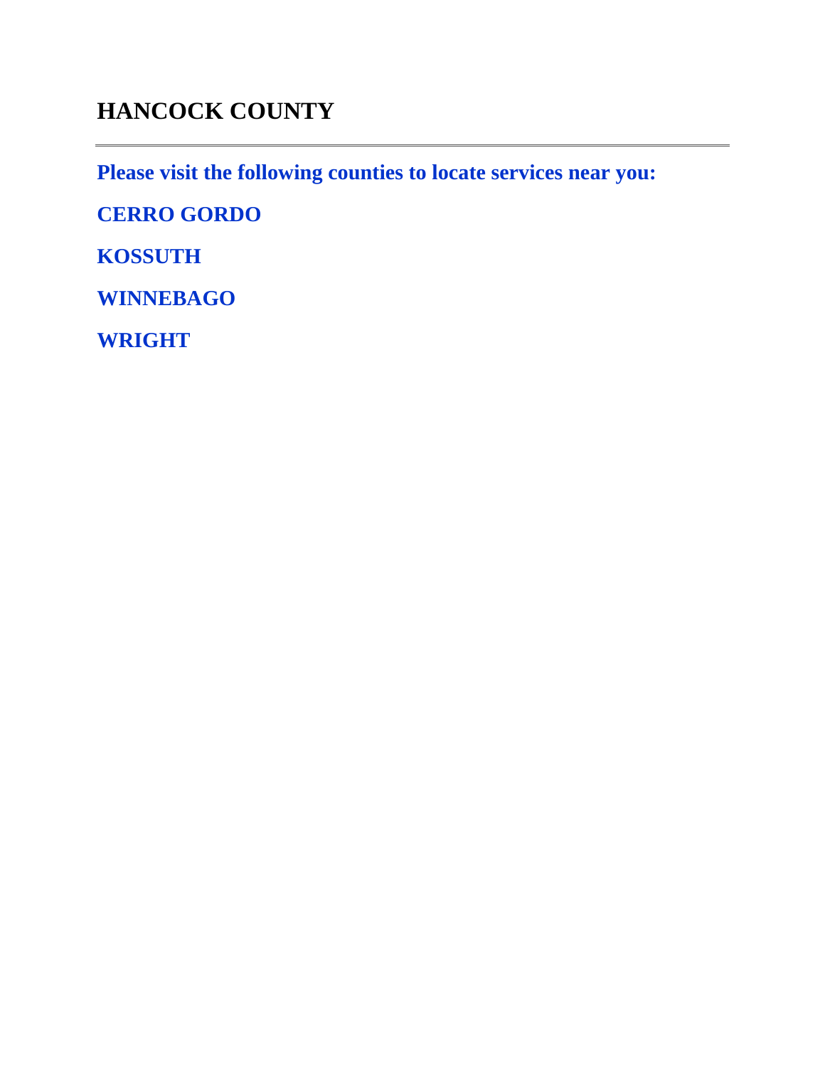## HANCOCK COUNTY

---

**Please visit the following counties to locate services near you:**

**CERRO GORDO**

**KOSSUTH**

**WINNEBAGO**

**WRIGHT**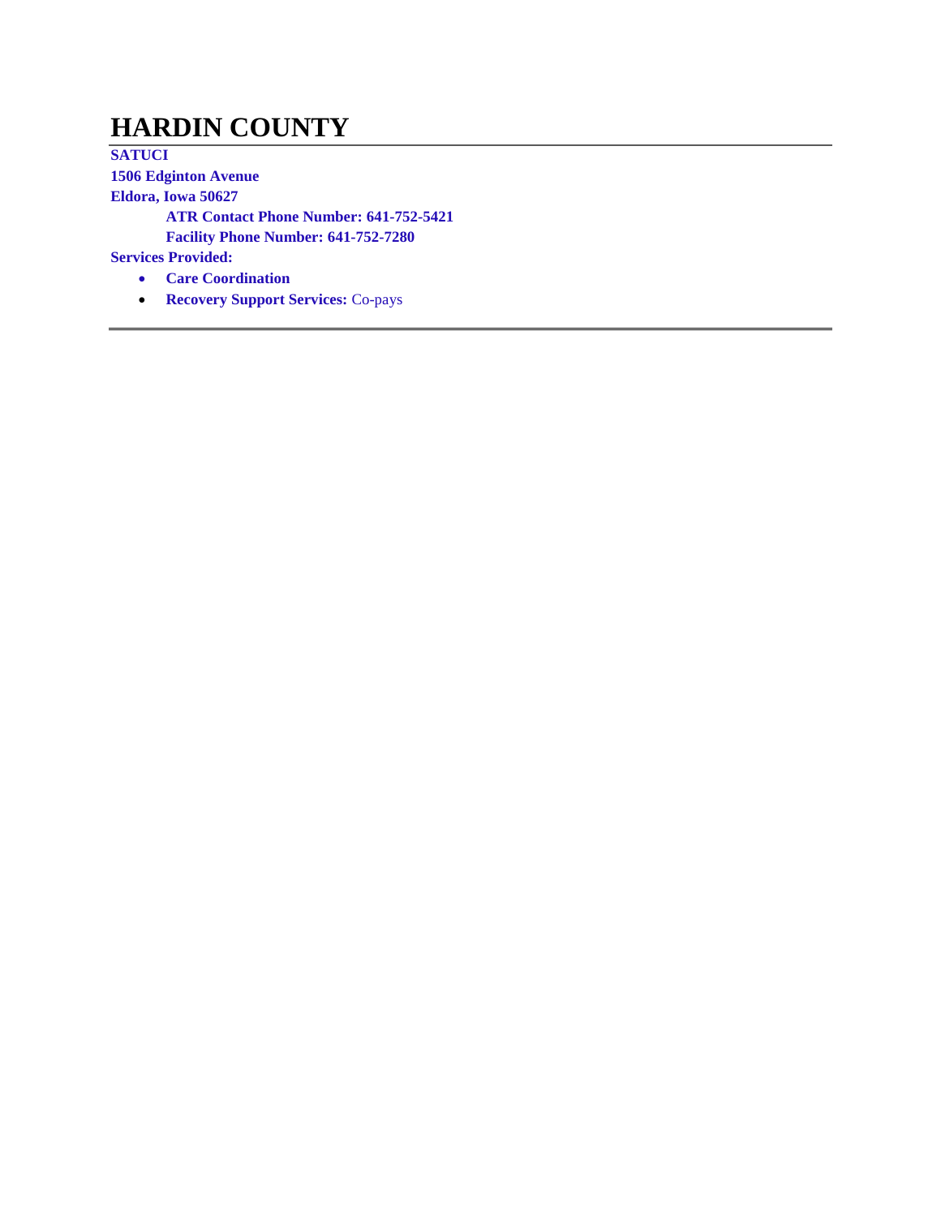# HARDIN COUNTY

**SATUCI**
**1506 Edginton Avenue**
**Eldora, Iowa 50627**

**ATR Contact Phone Number: 641-752-5421**
**Facility Phone Number: 641-752-7280**

**Services Provided:**

- **Care Coordination**
- **Recovery Support Services:** Co-pays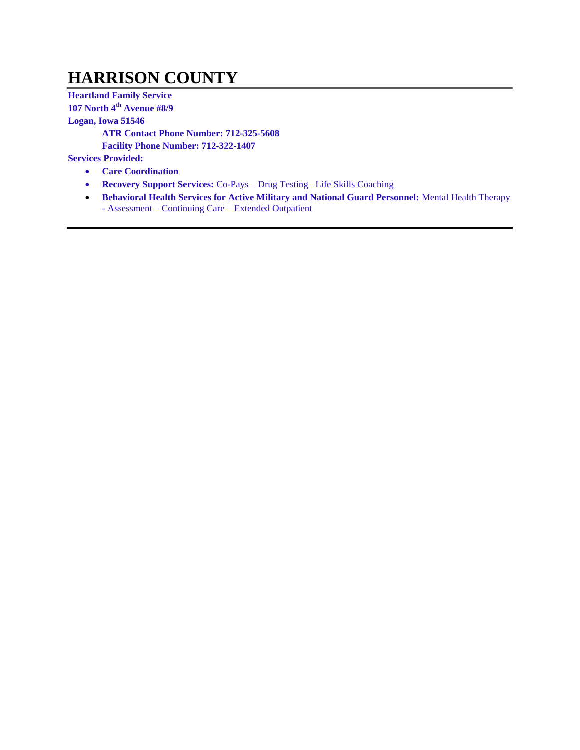# HARRISON COUNTY

**Heartland Family Service**
**107 North 4th Avenue #8/9**
**Logan, Iowa 51546**
**ATR Contact Phone Number: 712-325-5608**
**Facility Phone Number: 712-322-1407**

**Services Provided:**

- **Care Coordination**
- **Recovery Support Services:** Co-Pays – Drug Testing –Life Skills Coaching
- **Behavioral Health Services for Active Military and National Guard Personnel:** Mental Health Therapy - Assessment – Continuing Care – Extended Outpatient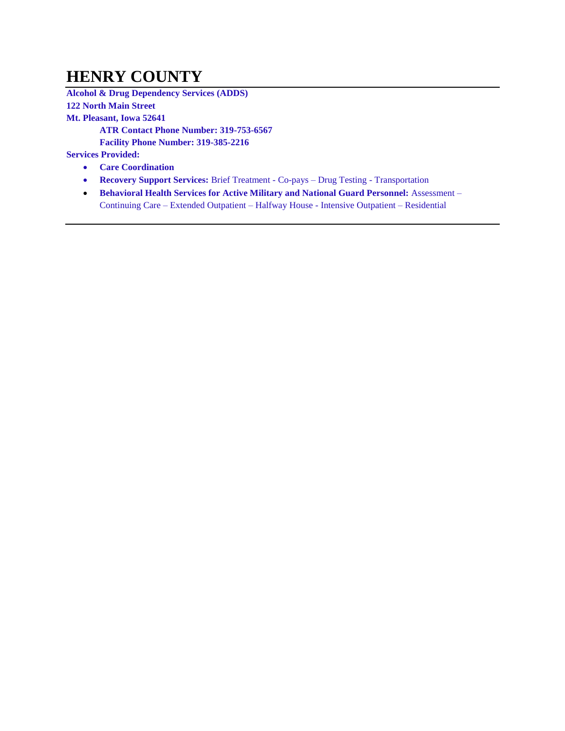# HENRY COUNTY

**Alcohol & Drug Dependency Services (ADDS)**
**122 North Main Street**
**Mt. Pleasant, Iowa 52641**

**ATR Contact Phone Number: 319-753-6567**
**Facility Phone Number: 319-385-2216**

**Services Provided:**

- **Care Coordination**
- **Recovery Support Services:** Brief Treatment - Co-pays – Drug Testing - Transportation
- **Behavioral Health Services for Active Military and National Guard Personnel:** Assessment – Continuing Care – Extended Outpatient – Halfway House - Intensive Outpatient – Residential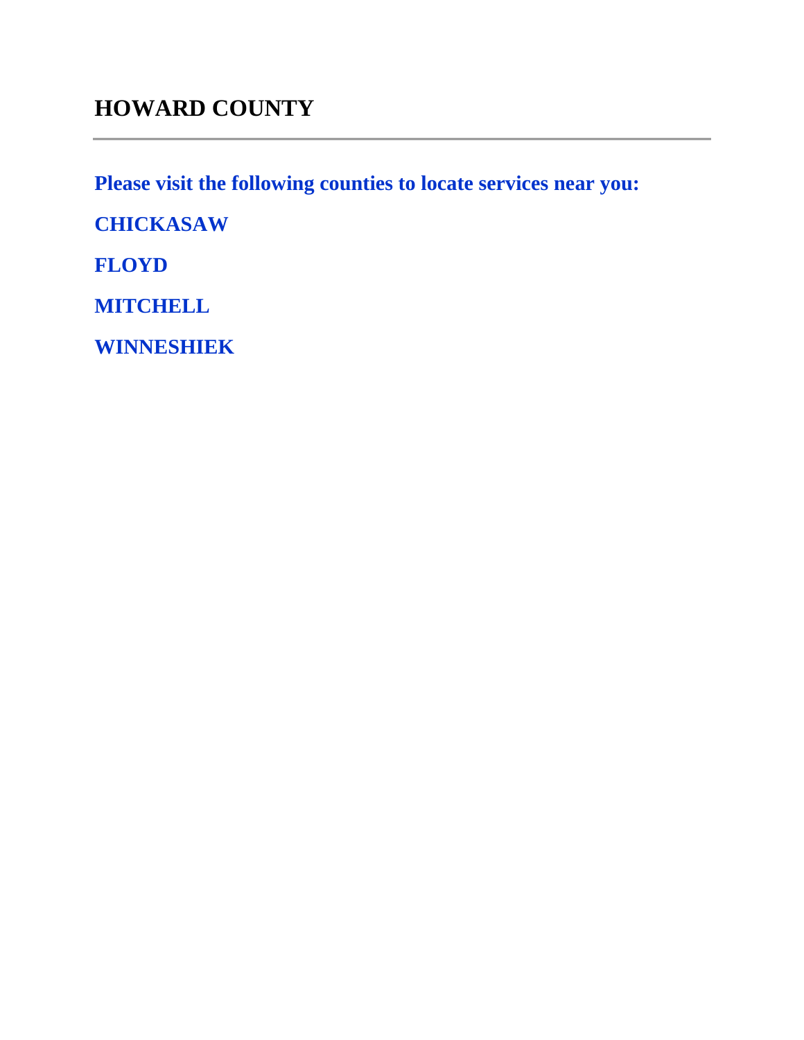## HOWARD COUNTY

---

**Please visit the following counties to locate services near you:**

**CHICKASAW**

**FLOYD**

**MITCHELL**

**WINNESHIEK**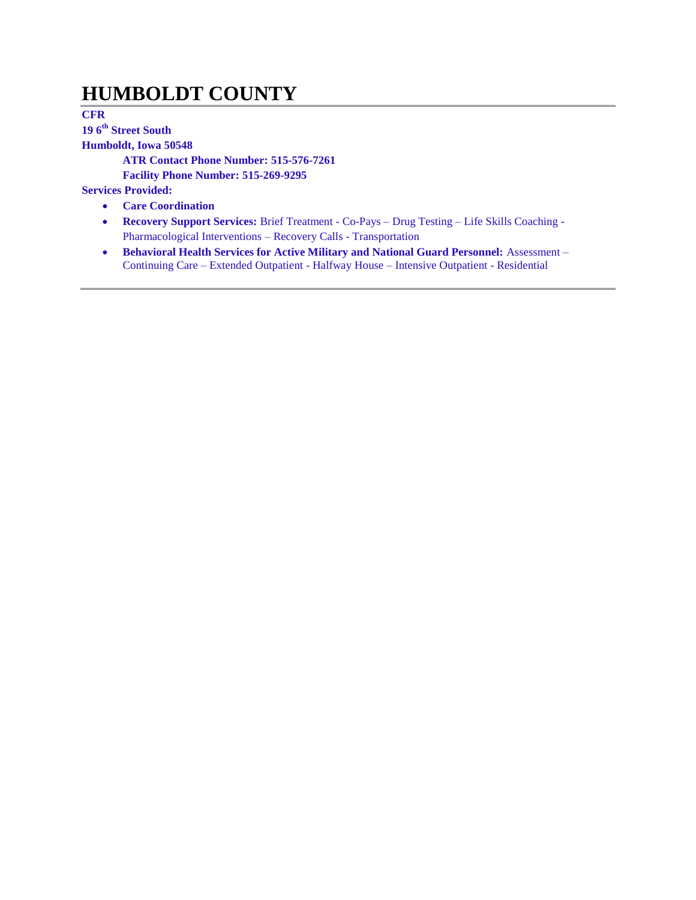# HUMBOLDT COUNTY

**CFR**
**19 6th Street South**
**Humboldt, Iowa 50548**

**ATR Contact Phone Number: 515-576-7261**
**Facility Phone Number: 515-269-9295**

**Services Provided:**

- **Care Coordination**
- **Recovery Support Services:** Brief Treatment - Co-Pays – Drug Testing – Life Skills Coaching - Pharmacological Interventions – Recovery Calls - Transportation
- **Behavioral Health Services for Active Military and National Guard Personnel:** Assessment – Continuing Care – Extended Outpatient - Halfway House – Intensive Outpatient - Residential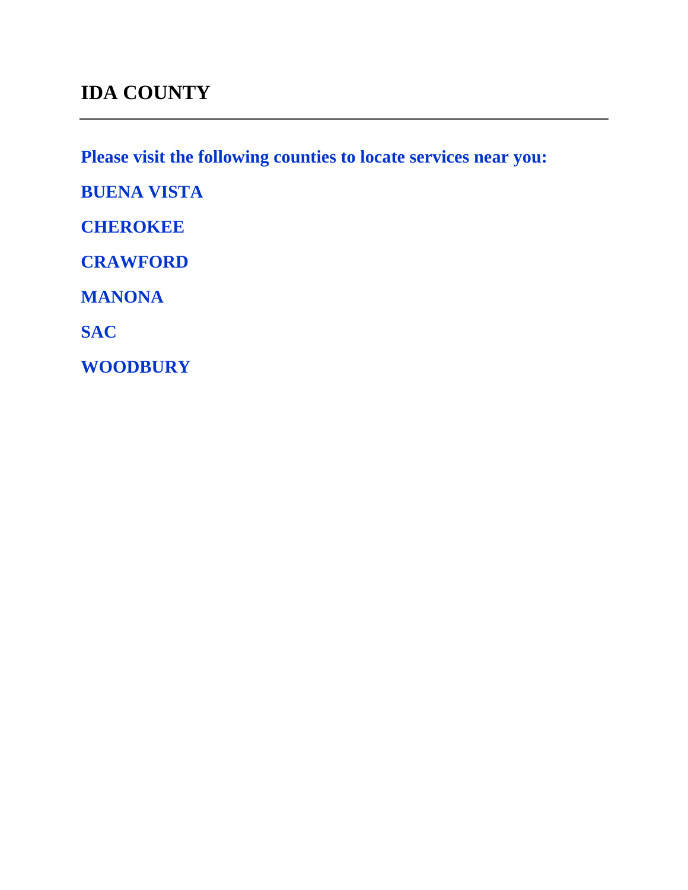# IDA COUNTY

---

**Please visit the following counties to locate services near you:**

**BUENA VISTA**

**CHEROKEE**

**CRAWFORD**

**MANONA**

**SAC**

**WOODBURY**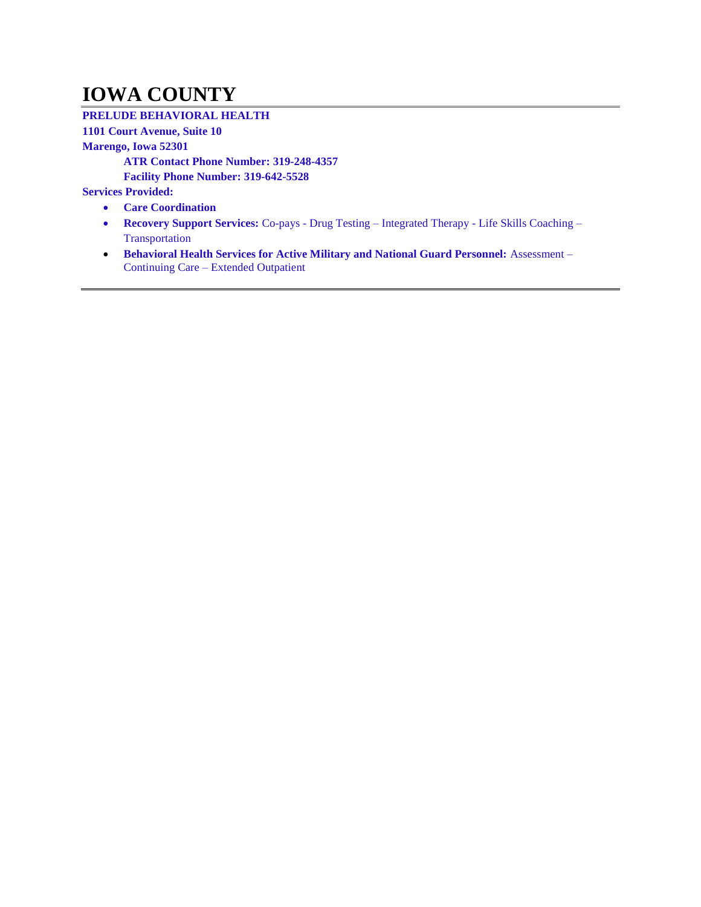# IOWA COUNTY

**PRELUDE BEHAVIORAL HEALTH**

**1101 Court Avenue, Suite 10**

**Marengo, Iowa 52301**

**ATR Contact Phone Number: 319-248-4357**

**Facility Phone Number: 319-642-5528**

**Services Provided:**

- **Care Coordination**
- **Recovery Support Services:** Co-pays - Drug Testing – Integrated Therapy - Life Skills Coaching – Transportation
- **Behavioral Health Services for Active Military and National Guard Personnel:** Assessment – Continuing Care – Extended Outpatient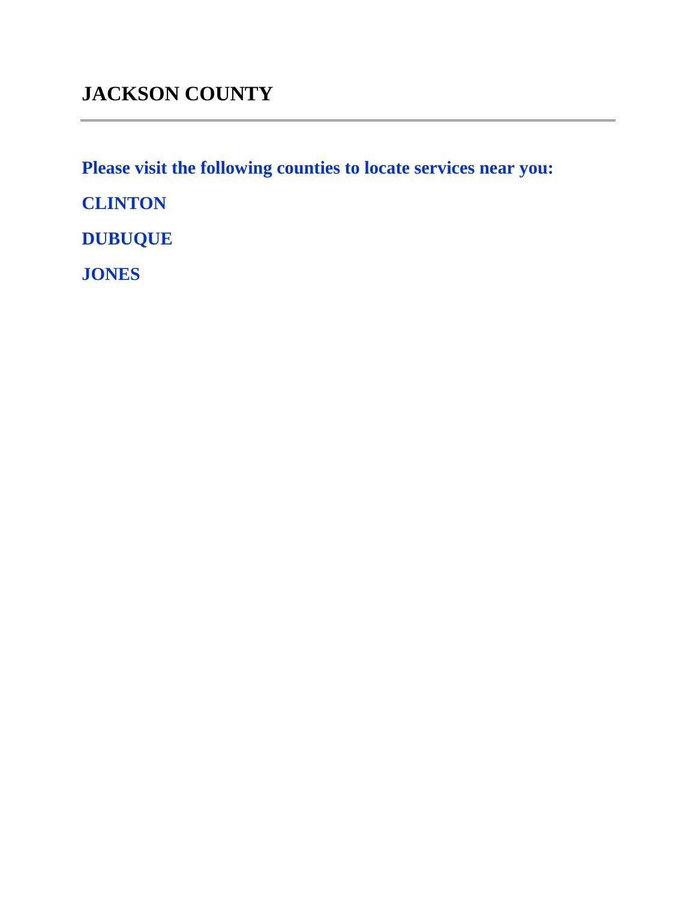# JACKSON COUNTY

---

**Please visit the following counties to locate services near you:**

**CLINTON**

**DUBUQUE**

**JONES**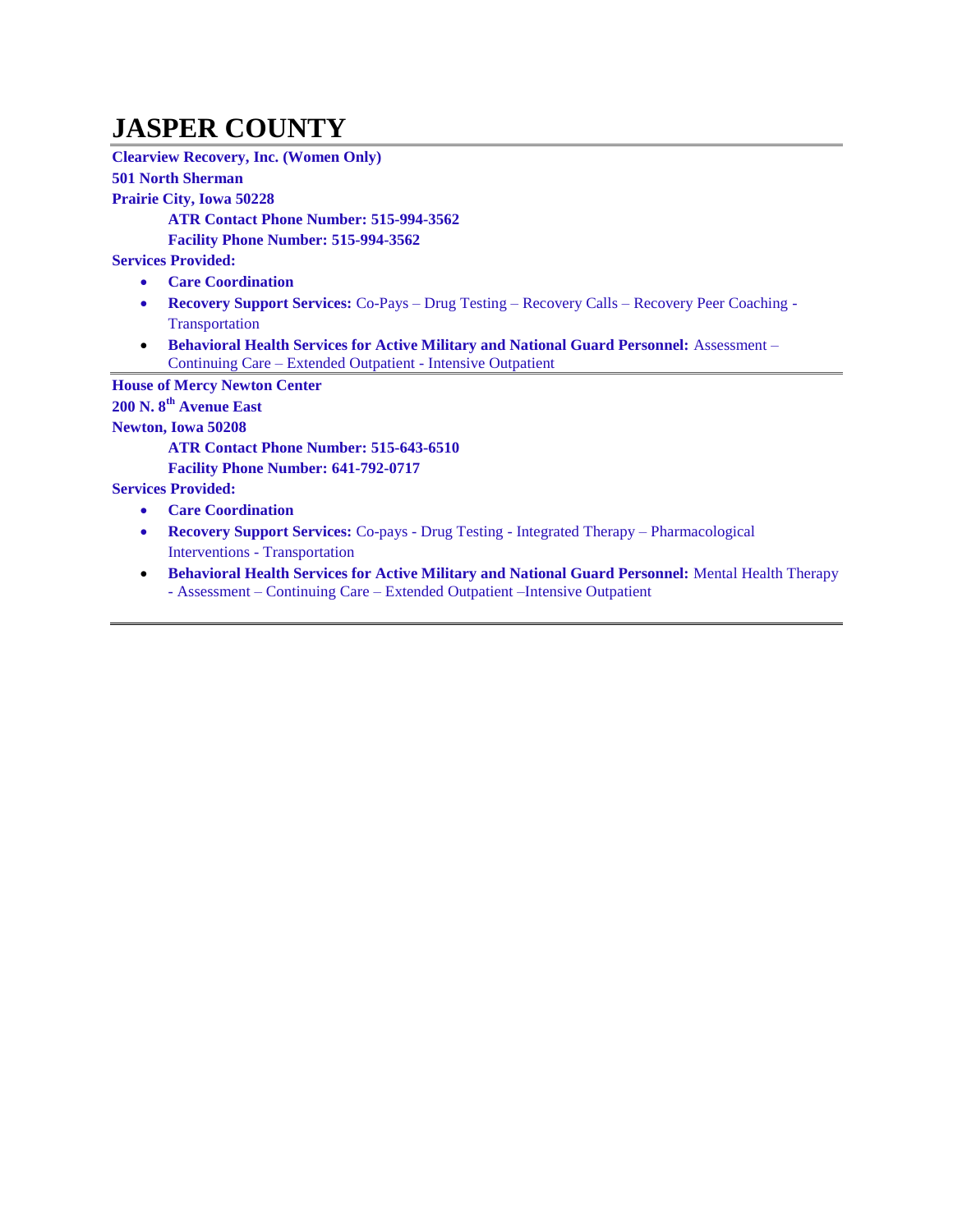# JASPER COUNTY

---

**Clearview Recovery, Inc. (Women Only)**
**501 North Sherman**
**Prairie City, Iowa 50228**

**ATR Contact Phone Number: 515-994-3562**
**Facility Phone Number: 515-994-3562**

**Services Provided:**

- **Care Coordination**
- **Recovery Support Services:** Co-Pays – Drug Testing – Recovery Calls – Recovery Peer Coaching - Transportation
- **Behavioral Health Services for Active Military and National Guard Personnel:** Assessment – Continuing Care – Extended Outpatient - Intensive Outpatient

---

**House of Mercy Newton Center**
**200 N. 8th Avenue East**
**Newton, Iowa 50208**

**ATR Contact Phone Number: 515-643-6510**
**Facility Phone Number: 641-792-0717**

**Services Provided:**

- **Care Coordination**
- **Recovery Support Services:** Co-pays - Drug Testing - Integrated Therapy – Pharmacological Interventions - Transportation
- **Behavioral Health Services for Active Military and National Guard Personnel:** Mental Health Therapy - Assessment – Continuing Care – Extended Outpatient –Intensive Outpatient

---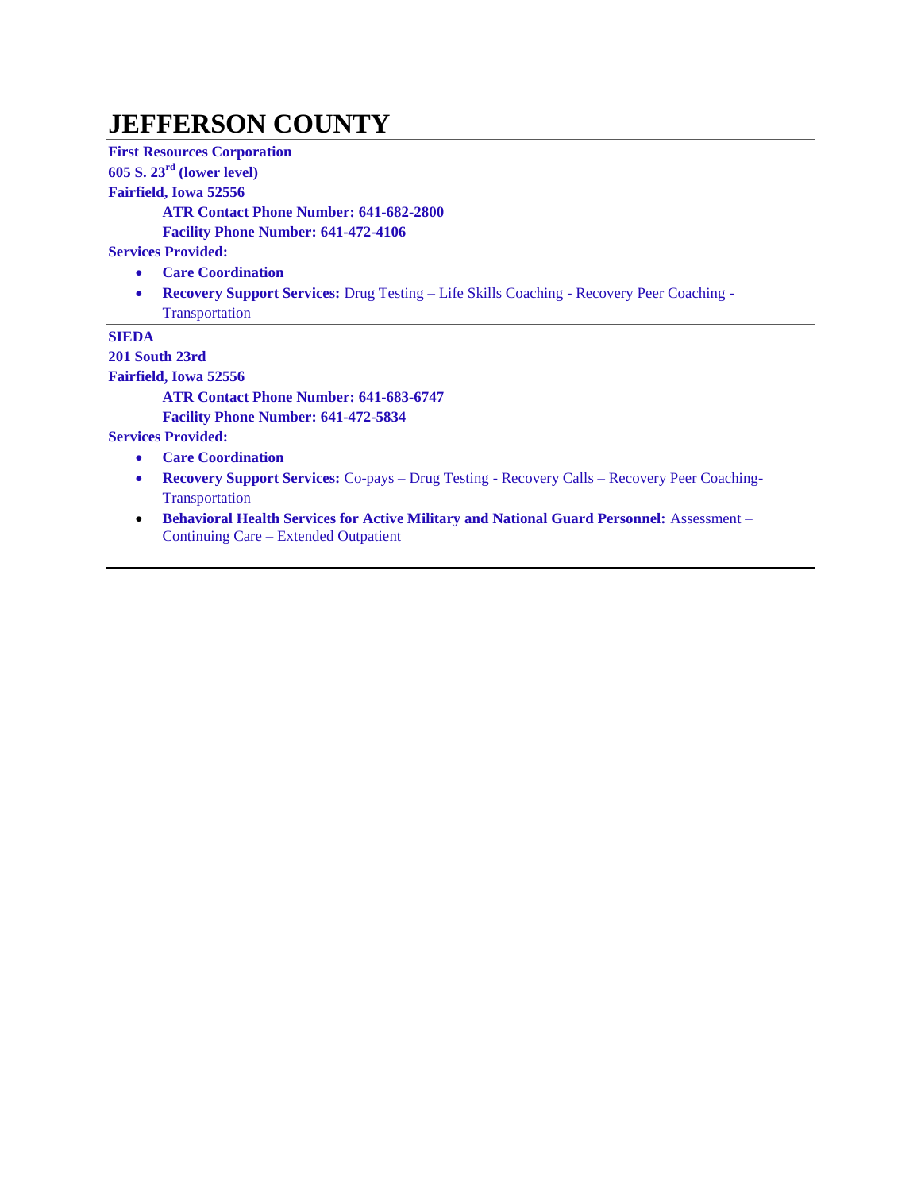# JEFFERSON COUNTY

**First Resources Corporation**
**605 S. 23rd (lower level)**
**Fairfield, Iowa 52556**

**ATR Contact Phone Number: 641-682-2800**
**Facility Phone Number: 641-472-4106**

**Services Provided:**

- **Care Coordination**
- **Recovery Support Services:** Drug Testing – Life Skills Coaching - Recovery Peer Coaching - Transportation

---

**SIEDA**
**201 South 23rd**
**Fairfield, Iowa 52556**

**ATR Contact Phone Number: 641-683-6747**
**Facility Phone Number: 641-472-5834**

**Services Provided:**

- **Care Coordination**
- **Recovery Support Services:** Co-pays – Drug Testing - Recovery Calls – Recovery Peer Coaching-Transportation
- **Behavioral Health Services for Active Military and National Guard Personnel:** Assessment – Continuing Care – Extended Outpatient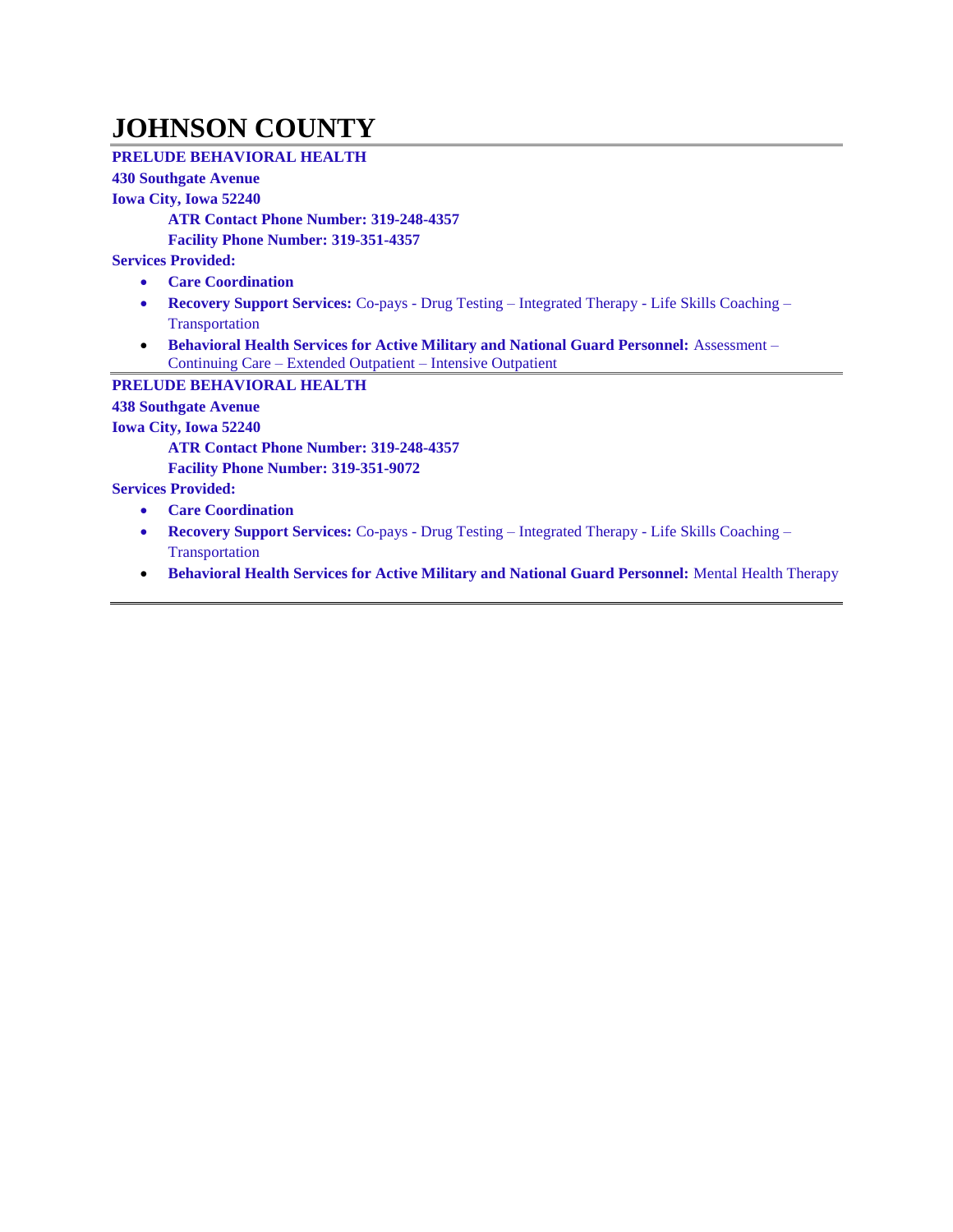# JOHNSON COUNTY

---

**PRELUDE BEHAVIORAL HEALTH**
**430 Southgate Avenue**
**Iowa City, Iowa 52240**

**ATR Contact Phone Number: 319-248-4357**
**Facility Phone Number: 319-351-4357**

**Services Provided:**

- **Care Coordination**
- **Recovery Support Services:** Co-pays - Drug Testing – Integrated Therapy - Life Skills Coaching – Transportation
- **Behavioral Health Services for Active Military and National Guard Personnel:** Assessment – Continuing Care – Extended Outpatient – Intensive Outpatient

---

**PRELUDE BEHAVIORAL HEALTH**
**438 Southgate Avenue**
**Iowa City, Iowa 52240**

**ATR Contact Phone Number: 319-248-4357**
**Facility Phone Number: 319-351-9072**

**Services Provided:**

- **Care Coordination**
- **Recovery Support Services:** Co-pays - Drug Testing – Integrated Therapy - Life Skills Coaching – Transportation
- **Behavioral Health Services for Active Military and National Guard Personnel:** Mental Health Therapy

---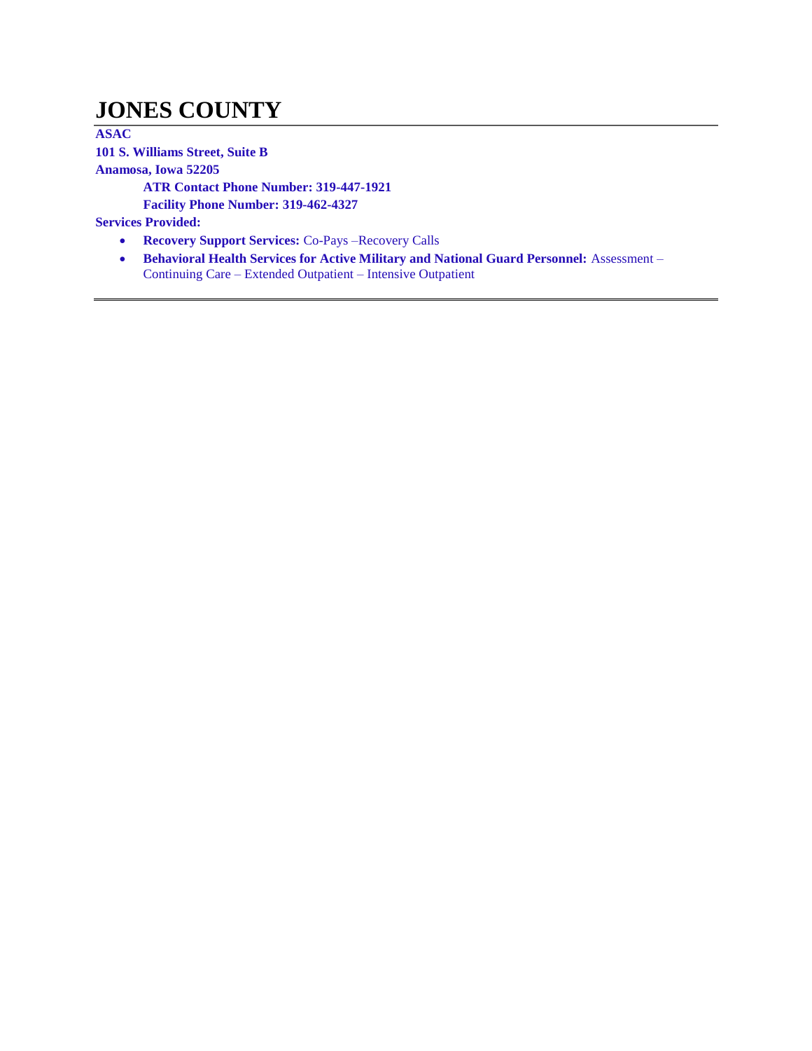# JONES COUNTY

**ASAC**

**101 S. Williams Street, Suite B**

**Anamosa, Iowa 52205**

**ATR Contact Phone Number: 319-447-1921**

**Facility Phone Number: 319-462-4327**

**Services Provided:**

- **Recovery Support Services:** Co-Pays –Recovery Calls
- **Behavioral Health Services for Active Military and National Guard Personnel:** Assessment – Continuing Care – Extended Outpatient – Intensive Outpatient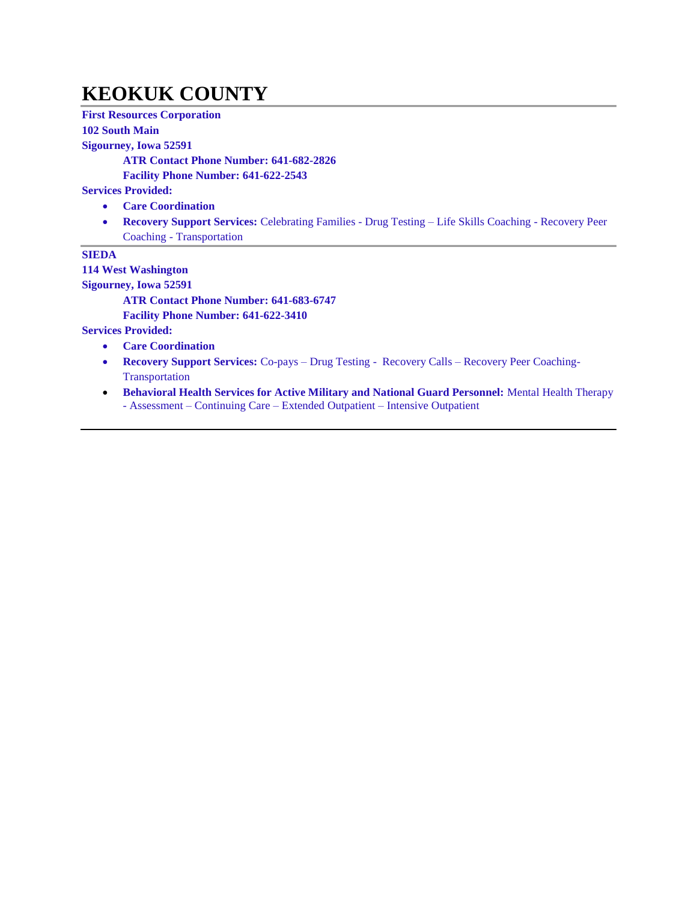# KEOKUK COUNTY

**First Resources Corporation**
**102 South Main**
**Sigourney, Iowa 52591**

**ATR Contact Phone Number: 641-682-2826**
**Facility Phone Number: 641-622-2543**

**Services Provided:**

- **Care Coordination**
- **Recovery Support Services:** Celebrating Families - Drug Testing – Life Skills Coaching - Recovery Peer Coaching - Transportation

---

**SIEDA**
**114 West Washington**
**Sigourney, Iowa 52591**

**ATR Contact Phone Number: 641-683-6747**
**Facility Phone Number: 641-622-3410**

**Services Provided:**

- **Care Coordination**
- **Recovery Support Services:** Co-pays – Drug Testing - Recovery Calls – Recovery Peer Coaching-Transportation
- **Behavioral Health Services for Active Military and National Guard Personnel:** Mental Health Therapy - Assessment – Continuing Care – Extended Outpatient – Intensive Outpatient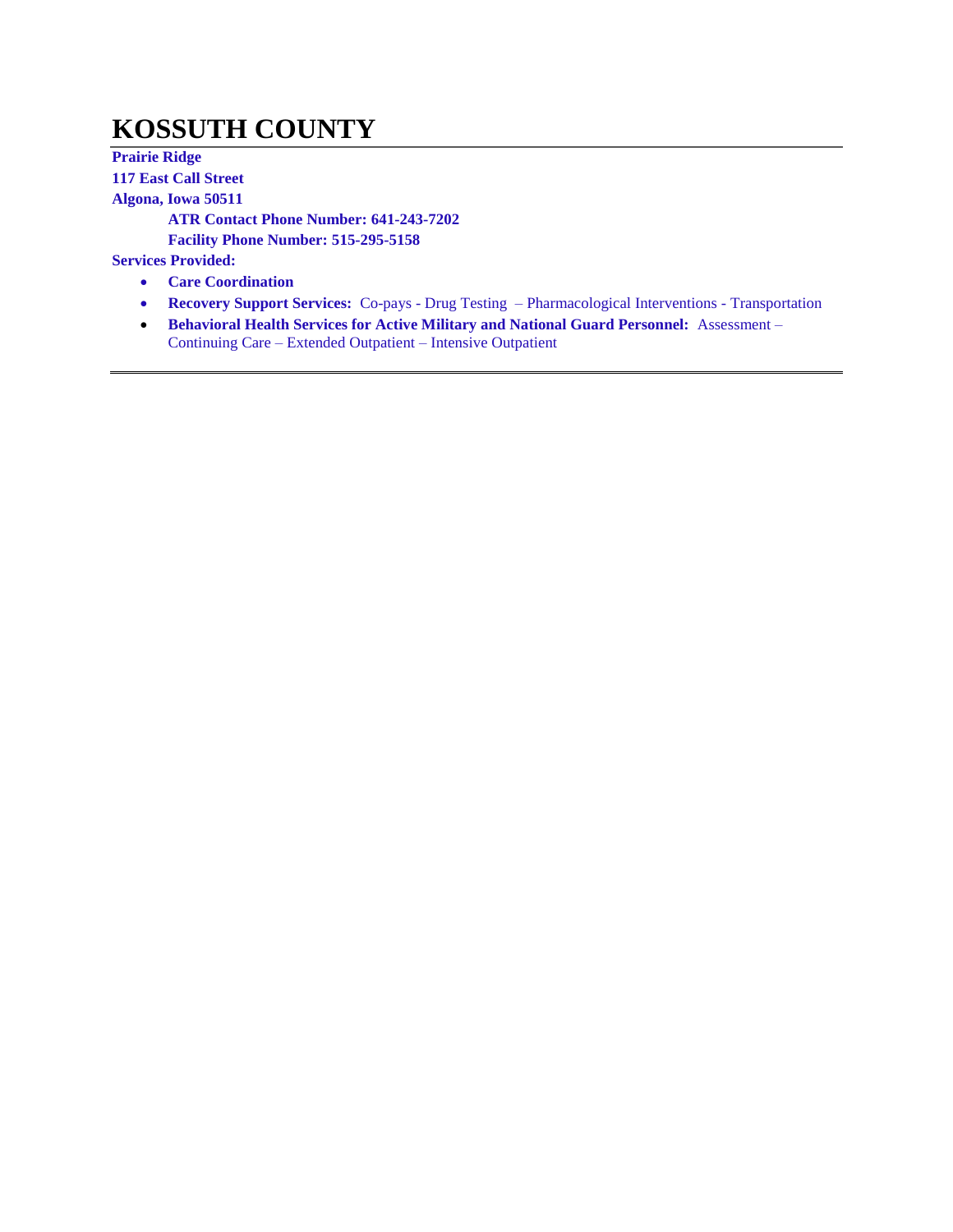# KOSSUTH COUNTY

**Prairie Ridge**
**117 East Call Street**
**Algona, Iowa 50511**

**ATR Contact Phone Number: 641-243-7202**
**Facility Phone Number: 515-295-5158**

**Services Provided:**

- **Care Coordination**
- **Recovery Support Services:** Co-pays - Drug Testing – Pharmacological Interventions - Transportation
- **Behavioral Health Services for Active Military and National Guard Personnel:** Assessment – Continuing Care – Extended Outpatient – Intensive Outpatient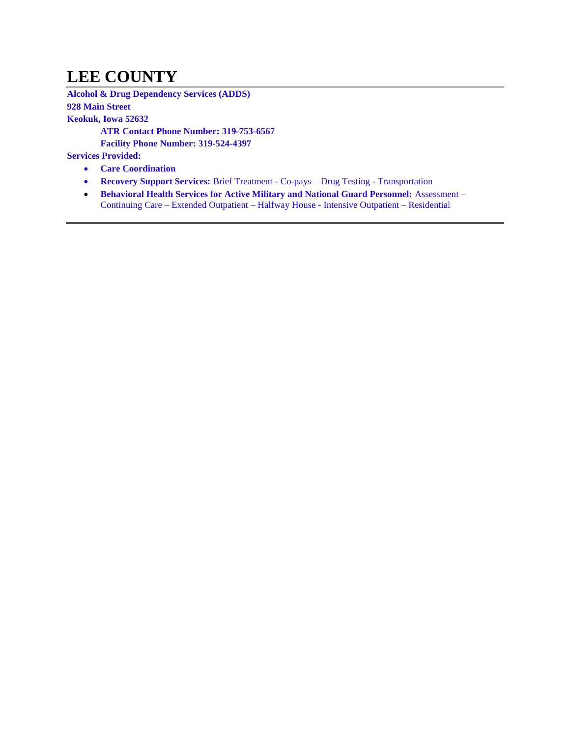# LEE COUNTY

**Alcohol & Drug Dependency Services (ADDS)**
**928 Main Street**
**Keokuk, Iowa 52632**

**ATR Contact Phone Number: 319-753-6567**
**Facility Phone Number: 319-524-4397**

**Services Provided:**

- **Care Coordination**
- **Recovery Support Services:** Brief Treatment - Co-pays – Drug Testing - Transportation
- **Behavioral Health Services for Active Military and National Guard Personnel:** Assessment – Continuing Care – Extended Outpatient – Halfway House - Intensive Outpatient – Residential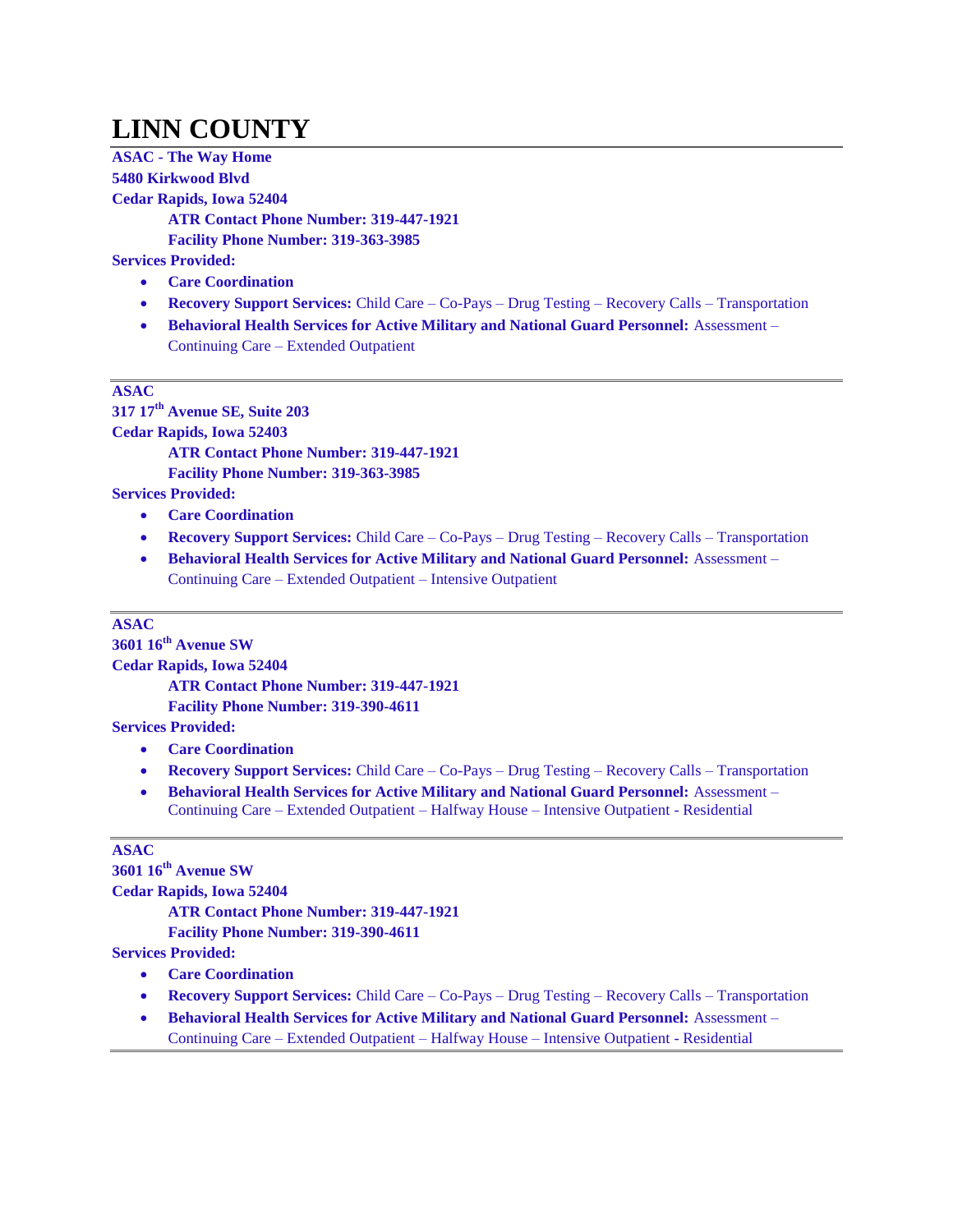# LINN COUNTY

**ASAC - The Way Home**
**5480 Kirkwood Blvd**
**Cedar Rapids, Iowa 52404**

**ATR Contact Phone Number: 319-447-1921**
**Facility Phone Number: 319-363-3985**

**Services Provided:**

- **Care Coordination**
- **Recovery Support Services:** Child Care – Co-Pays – Drug Testing – Recovery Calls – Transportation
- **Behavioral Health Services for Active Military and National Guard Personnel:** Assessment – Continuing Care – Extended Outpatient

---

**ASAC**
**317 17th Avenue SE, Suite 203**
**Cedar Rapids, Iowa 52403**

**ATR Contact Phone Number: 319-447-1921**
**Facility Phone Number: 319-363-3985**

**Services Provided:**

- **Care Coordination**
- **Recovery Support Services:** Child Care – Co-Pays – Drug Testing – Recovery Calls – Transportation
- **Behavioral Health Services for Active Military and National Guard Personnel:** Assessment – Continuing Care – Extended Outpatient – Intensive Outpatient

---

**ASAC**
**3601 16th Avenue SW**
**Cedar Rapids, Iowa 52404**

**ATR Contact Phone Number: 319-447-1921**
**Facility Phone Number: 319-390-4611**

**Services Provided:**

- **Care Coordination**
- **Recovery Support Services:** Child Care – Co-Pays – Drug Testing – Recovery Calls – Transportation
- **Behavioral Health Services for Active Military and National Guard Personnel:** Assessment – Continuing Care – Extended Outpatient – Halfway House – Intensive Outpatient - Residential

---

**ASAC**
**3601 16th Avenue SW**
**Cedar Rapids, Iowa 52404**

**ATR Contact Phone Number: 319-447-1921**
**Facility Phone Number: 319-390-4611**

**Services Provided:**

- **Care Coordination**
- **Recovery Support Services:** Child Care – Co-Pays – Drug Testing – Recovery Calls – Transportation
- **Behavioral Health Services for Active Military and National Guard Personnel:** Assessment – Continuing Care – Extended Outpatient – Halfway House – Intensive Outpatient - Residential

---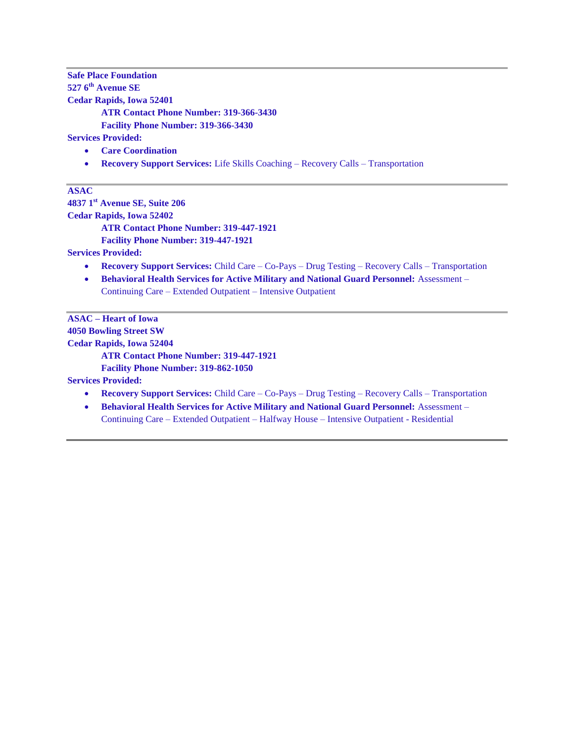---

**Safe Place Foundation**
**527 6th Avenue SE**
**Cedar Rapids, Iowa 52401**

**ATR Contact Phone Number: 319-366-3430**
**Facility Phone Number: 319-366-3430**

**Services Provided:**

- **Care Coordination**
- **Recovery Support Services:** Life Skills Coaching – Recovery Calls – Transportation

---

**ASAC**
**4837 1st Avenue SE, Suite 206**
**Cedar Rapids, Iowa 52402**

**ATR Contact Phone Number: 319-447-1921**
**Facility Phone Number: 319-447-1921**

**Services Provided:**

- **Recovery Support Services:** Child Care – Co-Pays – Drug Testing – Recovery Calls – Transportation
- **Behavioral Health Services for Active Military and National Guard Personnel:** Assessment – Continuing Care – Extended Outpatient – Intensive Outpatient

---

**ASAC – Heart of Iowa**
**4050 Bowling Street SW**
**Cedar Rapids, Iowa 52404**

**ATR Contact Phone Number: 319-447-1921**
**Facility Phone Number: 319-862-1050**

**Services Provided:**

- **Recovery Support Services:** Child Care – Co-Pays – Drug Testing – Recovery Calls – Transportation
- **Behavioral Health Services for Active Military and National Guard Personnel:** Assessment – Continuing Care – Extended Outpatient – Halfway House – Intensive Outpatient - Residential

---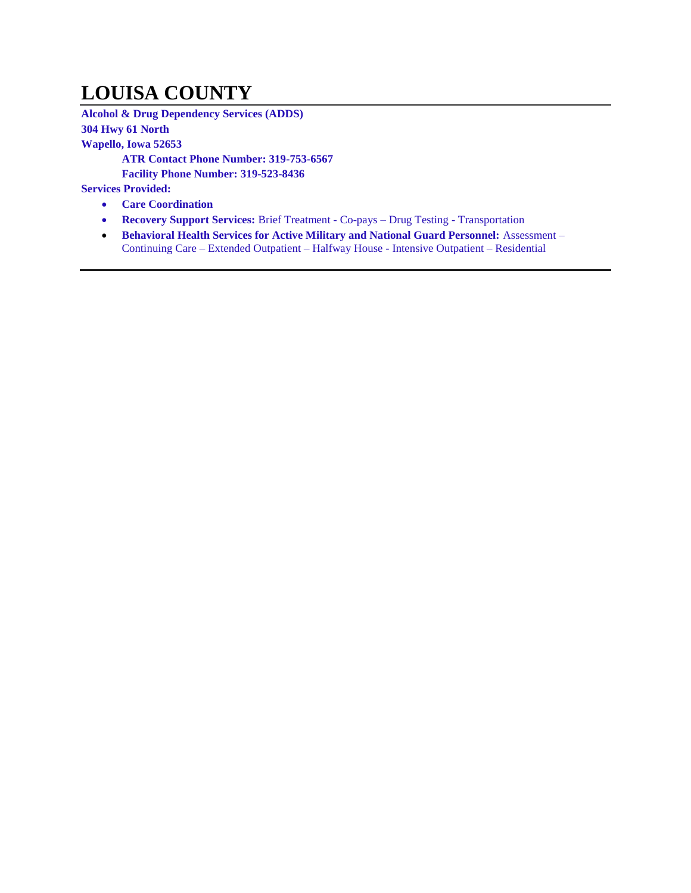# LOUISA COUNTY

**Alcohol & Drug Dependency Services (ADDS)**
**304 Hwy 61 North**
**Wapello, Iowa 52653**

**ATR Contact Phone Number: 319-753-6567**
**Facility Phone Number: 319-523-8436**

**Services Provided:**

- **Care Coordination**
- **Recovery Support Services:** Brief Treatment - Co-pays – Drug Testing - Transportation
- **Behavioral Health Services for Active Military and National Guard Personnel:** Assessment – Continuing Care – Extended Outpatient – Halfway House - Intensive Outpatient – Residential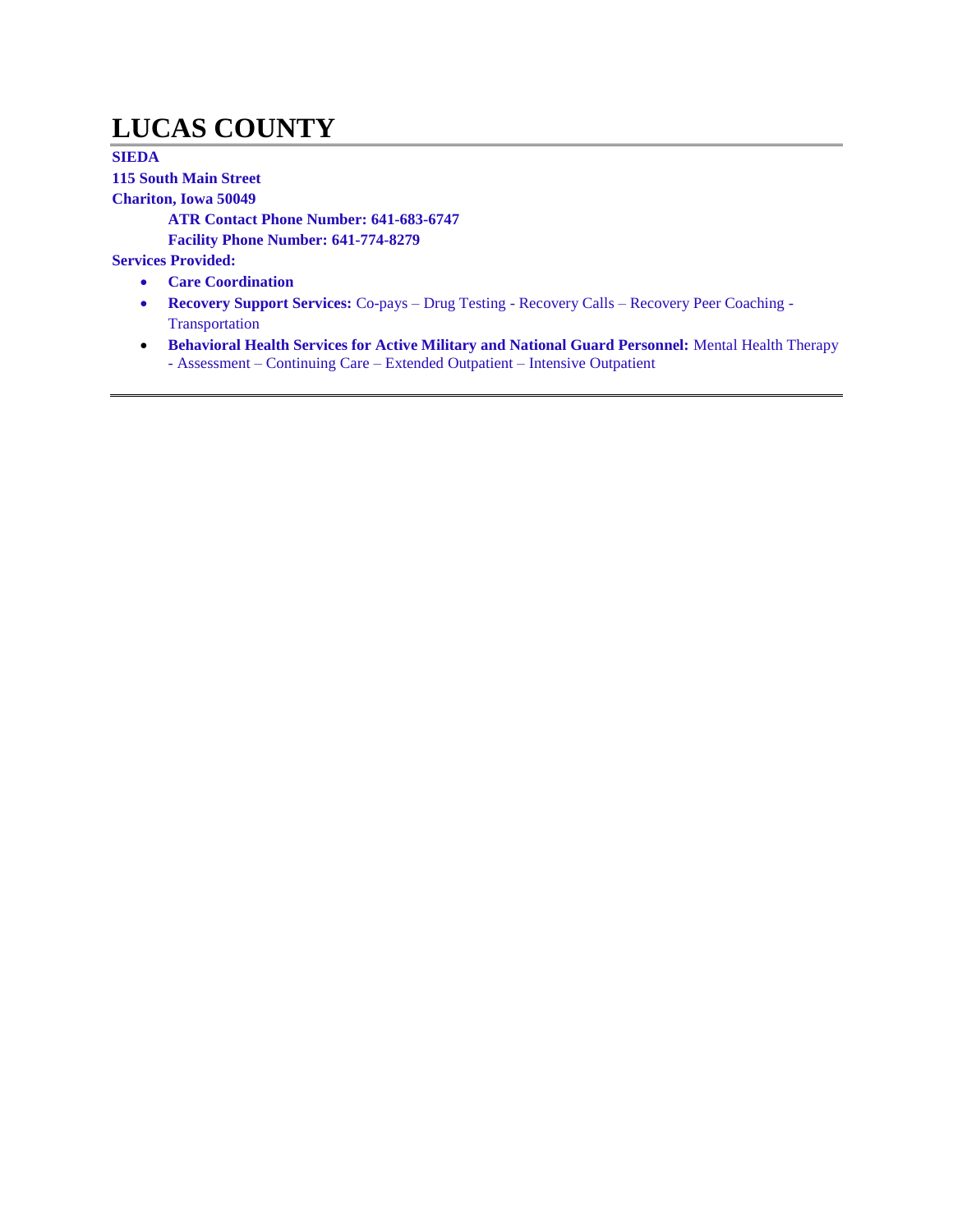# LUCAS COUNTY

**SIEDA**
**115 South Main Street**
**Chariton, Iowa 50049**

**ATR Contact Phone Number: 641-683-6747**
**Facility Phone Number: 641-774-8279**

**Services Provided:**

- **Care Coordination**
- **Recovery Support Services:** Co-pays – Drug Testing - Recovery Calls – Recovery Peer Coaching - Transportation
- **Behavioral Health Services for Active Military and National Guard Personnel:** Mental Health Therapy - Assessment – Continuing Care – Extended Outpatient – Intensive Outpatient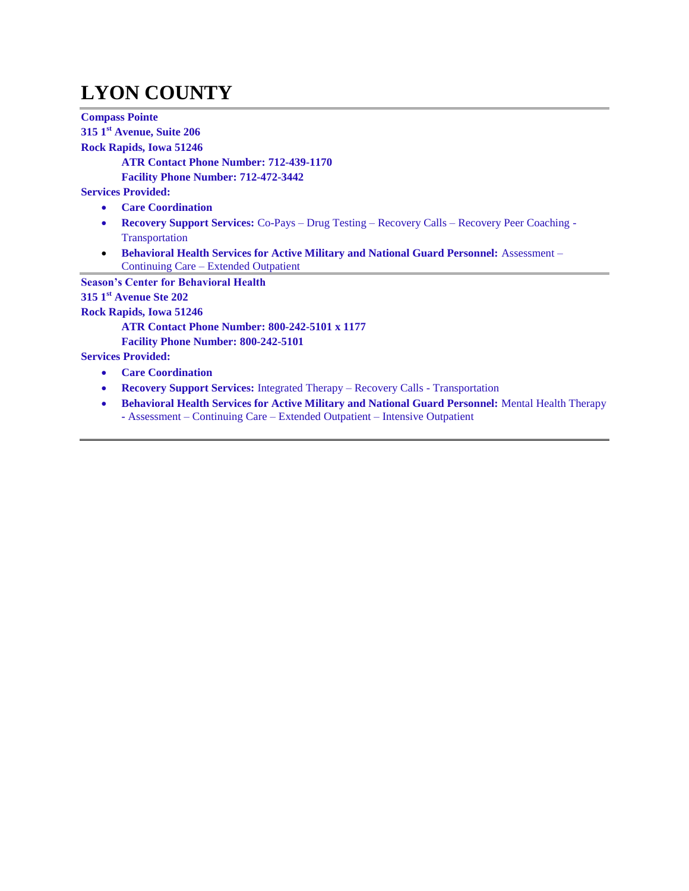# LYON COUNTY

---

**Compass Pointe**
**315 1st Avenue, Suite 206**
**Rock Rapids, Iowa 51246**

**ATR Contact Phone Number: 712-439-1170**
**Facility Phone Number: 712-472-3442**

**Services Provided:**

- **Care Coordination**
- **Recovery Support Services:** Co-Pays – Drug Testing – Recovery Calls – Recovery Peer Coaching - Transportation
- **Behavioral Health Services for Active Military and National Guard Personnel:** Assessment – Continuing Care – Extended Outpatient

---

**Season's Center for Behavioral Health**
**315 1st Avenue Ste 202**
**Rock Rapids, Iowa 51246**

**ATR Contact Phone Number: 800-242-5101 x 1177**
**Facility Phone Number: 800-242-5101**

**Services Provided:**

- **Care Coordination**
- **Recovery Support Services:** Integrated Therapy – Recovery Calls - Transportation
- **Behavioral Health Services for Active Military and National Guard Personnel:** Mental Health Therapy - Assessment – Continuing Care – Extended Outpatient – Intensive Outpatient

---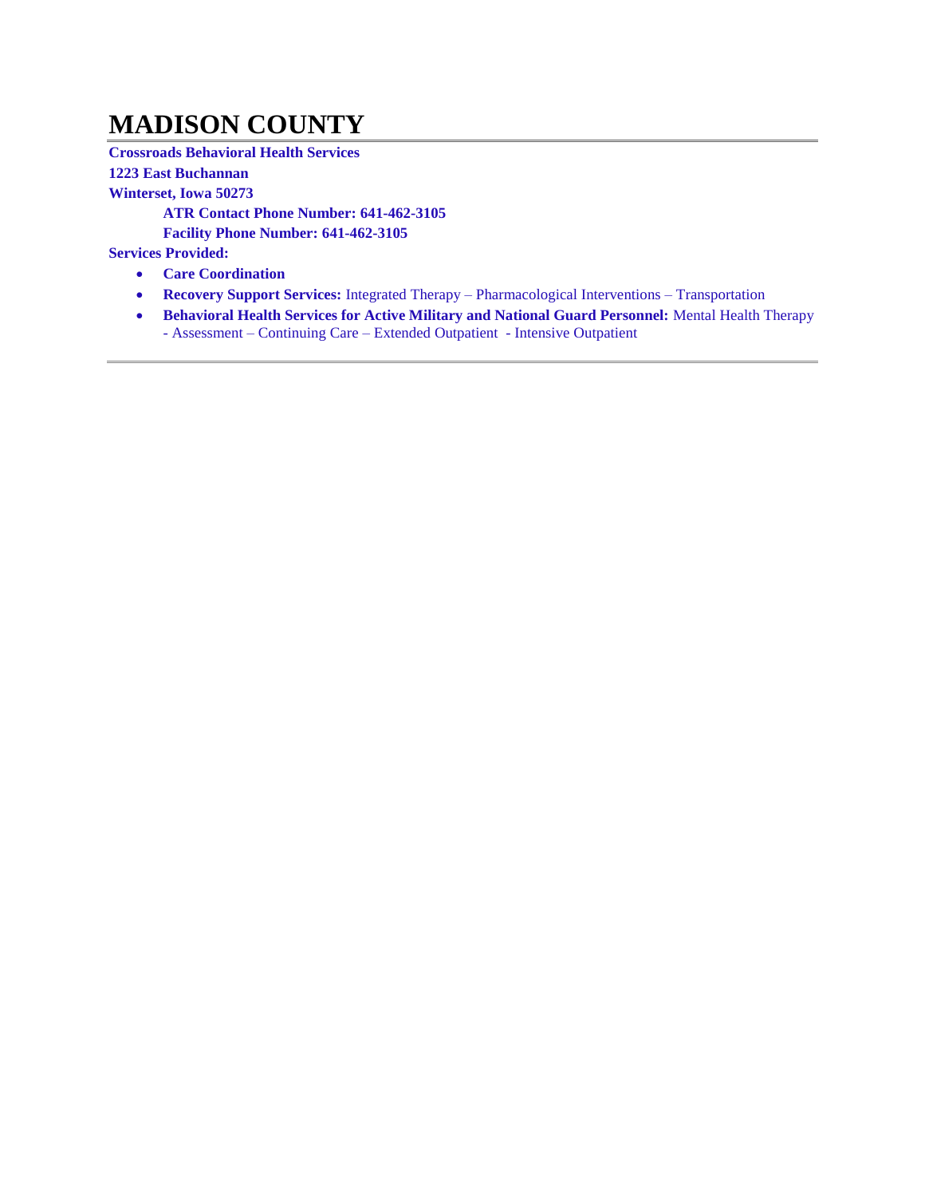# MADISON COUNTY

**Crossroads Behavioral Health Services**

**1223 East Buchannan**

**Winterset, Iowa 50273**

**ATR Contact Phone Number: 641-462-3105**

**Facility Phone Number: 641-462-3105**

**Services Provided:**

- **Care Coordination**
- **Recovery Support Services:** Integrated Therapy – Pharmacological Interventions – Transportation
- **Behavioral Health Services for Active Military and National Guard Personnel:** Mental Health Therapy - Assessment – Continuing Care – Extended Outpatient - Intensive Outpatient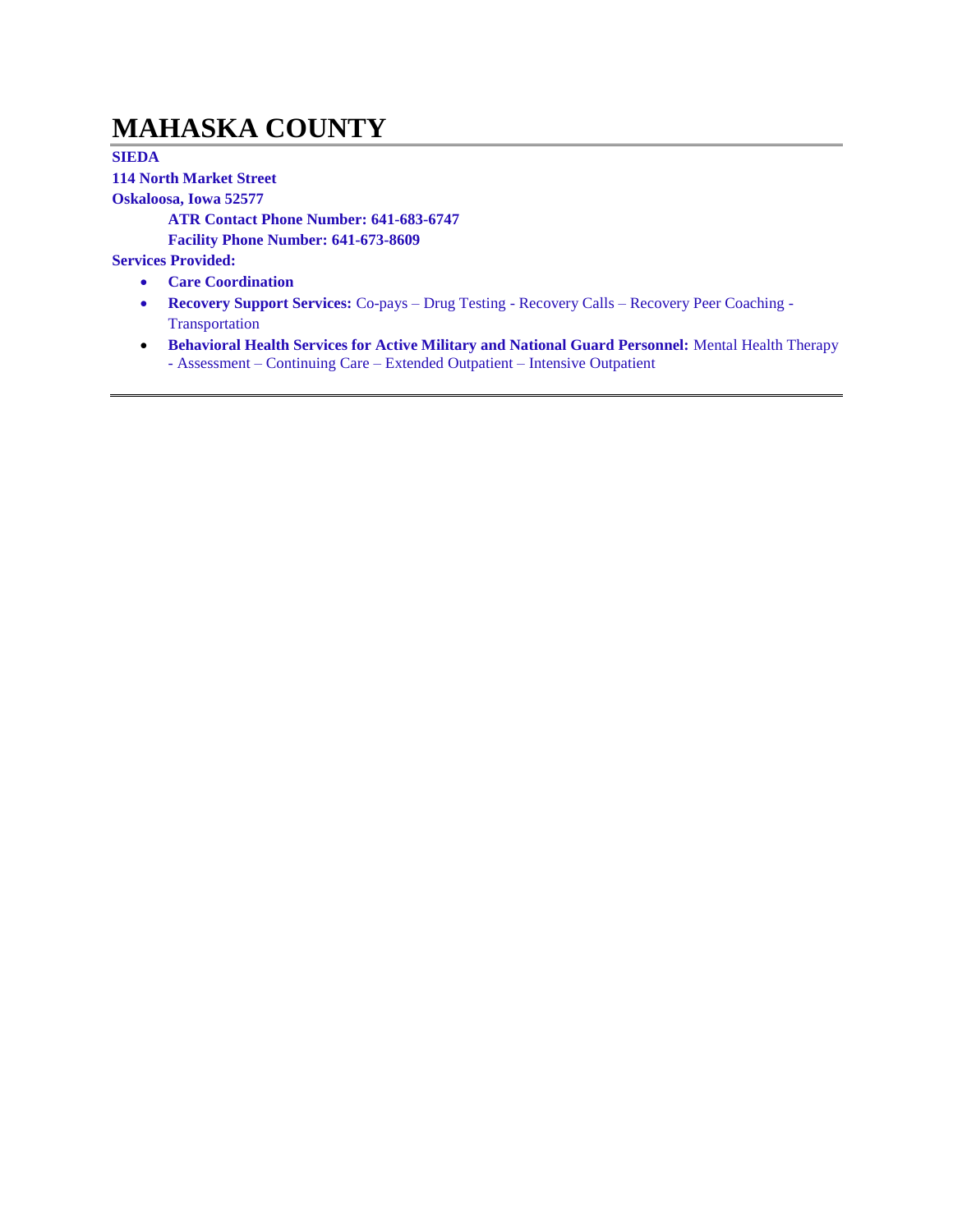# MAHASKA COUNTY

**SIEDA**
**114 North Market Street**
**Oskaloosa, Iowa 52577**

**ATR Contact Phone Number: 641-683-6747**
**Facility Phone Number: 641-673-8609**

**Services Provided:**

- **Care Coordination**
- **Recovery Support Services:** Co-pays – Drug Testing - Recovery Calls – Recovery Peer Coaching - Transportation
- **Behavioral Health Services for Active Military and National Guard Personnel:** Mental Health Therapy - Assessment – Continuing Care – Extended Outpatient – Intensive Outpatient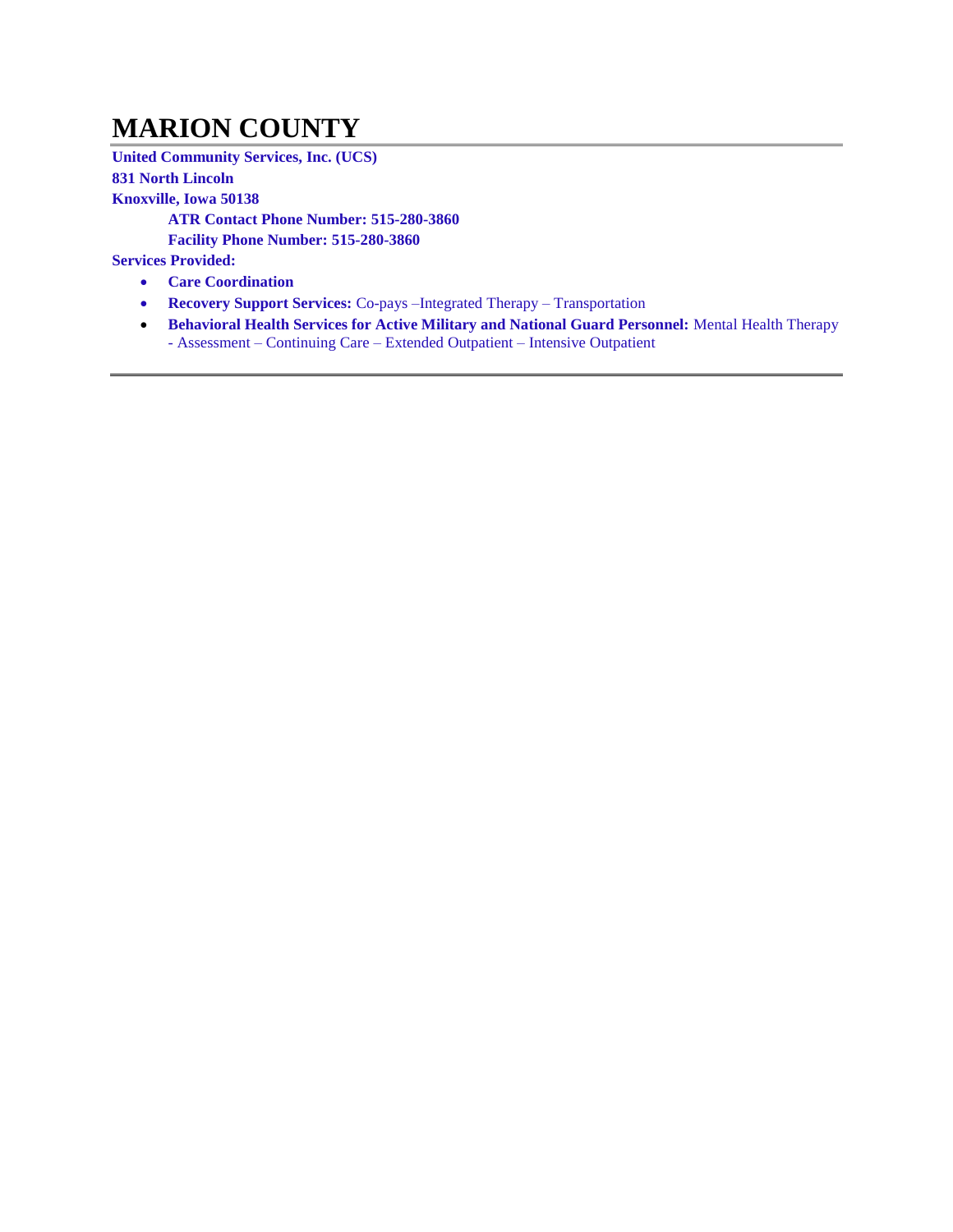# MARION COUNTY

**United Community Services, Inc. (UCS)**
**831 North Lincoln**
**Knoxville, Iowa 50138**

**ATR Contact Phone Number: 515-280-3860**
**Facility Phone Number: 515-280-3860**

**Services Provided:**

- **Care Coordination**
- **Recovery Support Services:** Co-pays –Integrated Therapy – Transportation
- **Behavioral Health Services for Active Military and National Guard Personnel:** Mental Health Therapy - Assessment – Continuing Care – Extended Outpatient – Intensive Outpatient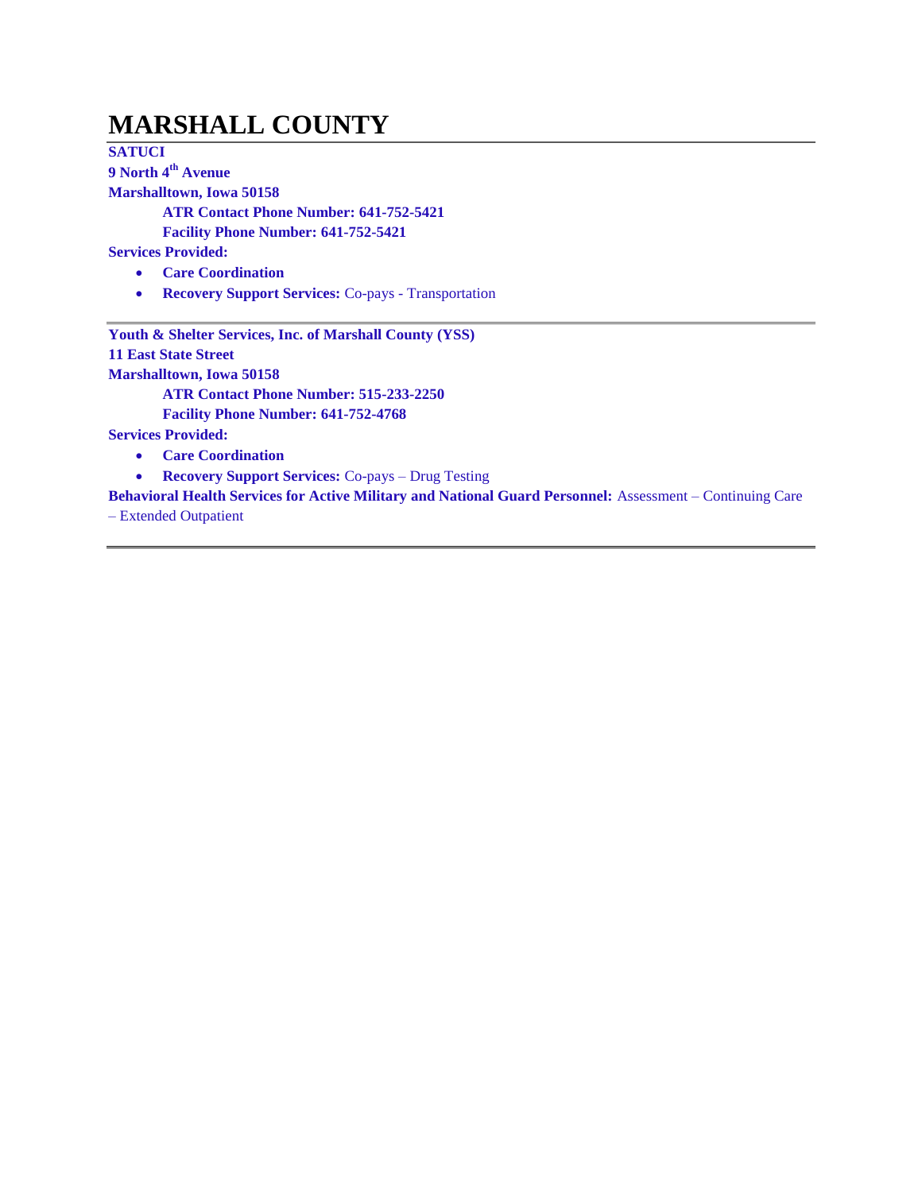# MARSHALL COUNTY

**SATUCI**
**9 North 4th Avenue**
**Marshalltown, Iowa 50158**

**ATR Contact Phone Number: 641-752-5421**
**Facility Phone Number: 641-752-5421**

**Services Provided:**

- **Care Coordination**
- **Recovery Support Services:** Co-pays - Transportation

---

**Youth & Shelter Services, Inc. of Marshall County (YSS)**
**11 East State Street**
**Marshalltown, Iowa 50158**

**ATR Contact Phone Number: 515-233-2250**
**Facility Phone Number: 641-752-4768**

**Services Provided:**

- **Care Coordination**
- **Recovery Support Services:** Co-pays – Drug Testing

**Behavioral Health Services for Active Military and National Guard Personnel:** Assessment – Continuing Care – Extended Outpatient

---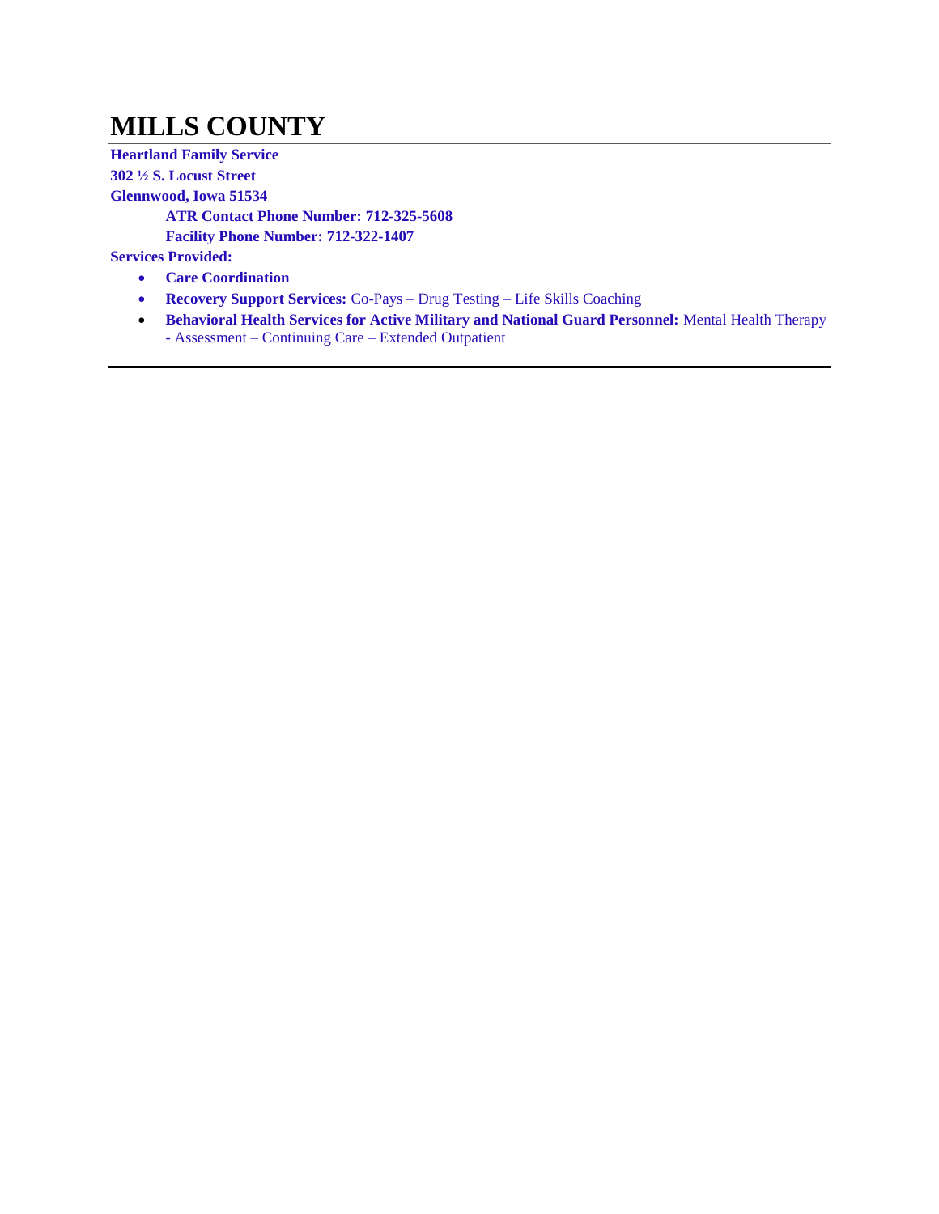# MILLS COUNTY

**Heartland Family Service**
**302 ½ S. Locust Street**
**Glennwood, Iowa 51534**

**ATR Contact Phone Number: 712-325-5608**
**Facility Phone Number: 712-322-1407**

**Services Provided:**

- **Care Coordination**
- **Recovery Support Services:** Co-Pays – Drug Testing – Life Skills Coaching
- **Behavioral Health Services for Active Military and National Guard Personnel:** Mental Health Therapy - Assessment – Continuing Care – Extended Outpatient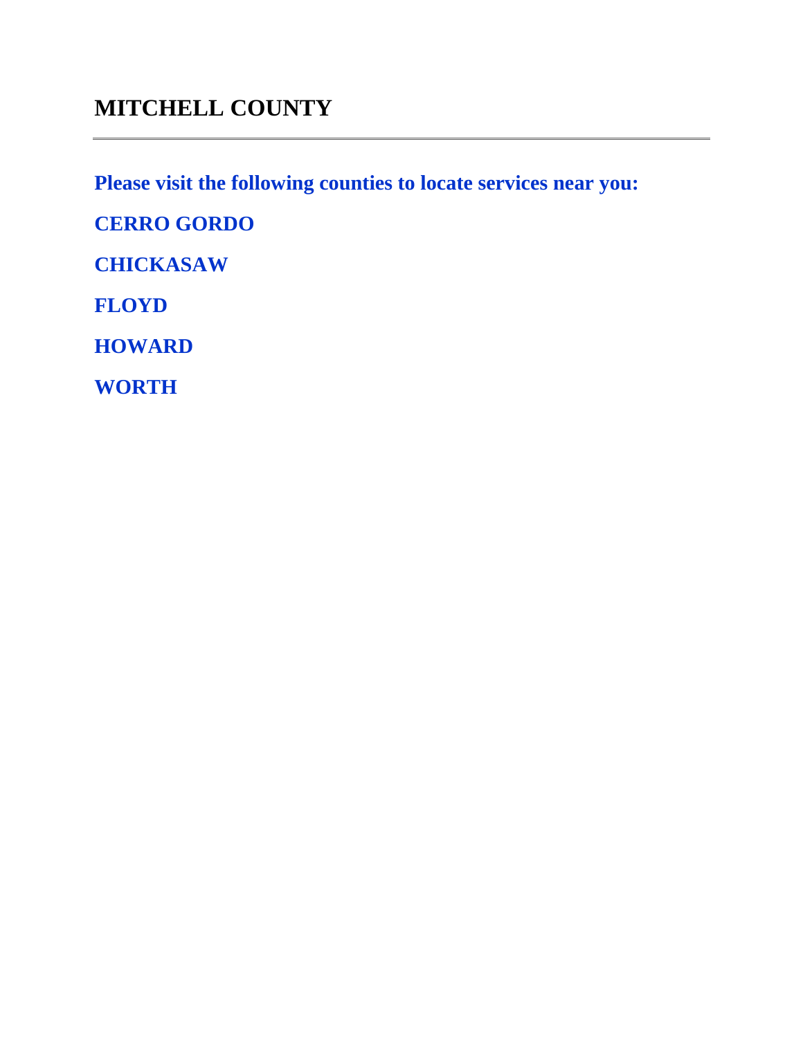## MITCHELL COUNTY

---

**Please visit the following counties to locate services near you:**

**CERRO GORDO**

**CHICKASAW**

**FLOYD**

**HOWARD**

**WORTH**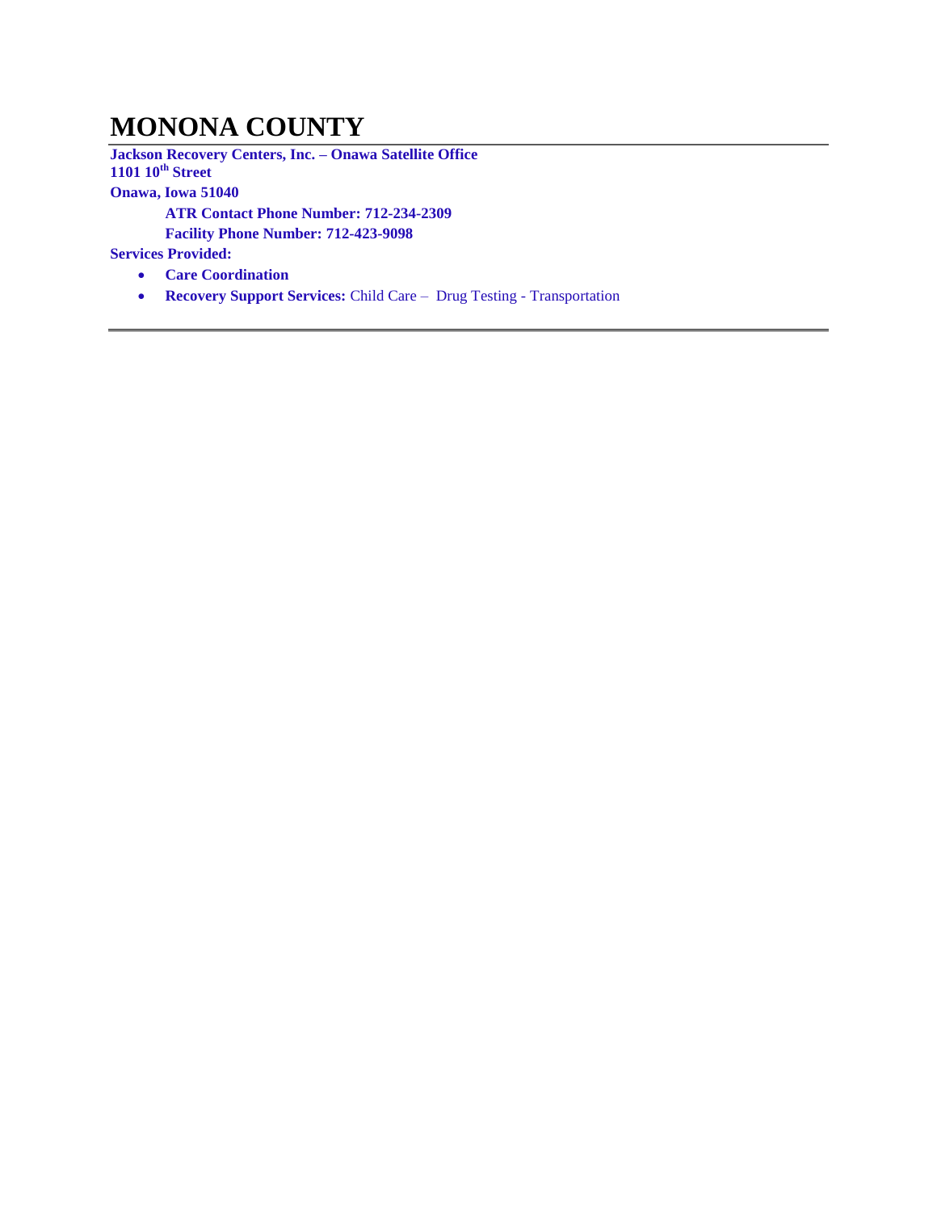# MONONA COUNTY

**Jackson Recovery Centers, Inc. – Onawa Satellite Office**
**1101 10th Street**
**Onawa, Iowa 51040**

**ATR Contact Phone Number: 712-234-2309**
**Facility Phone Number: 712-423-9098**

**Services Provided:**

- **Care Coordination**
- **Recovery Support Services:** Child Care – Drug Testing - Transportation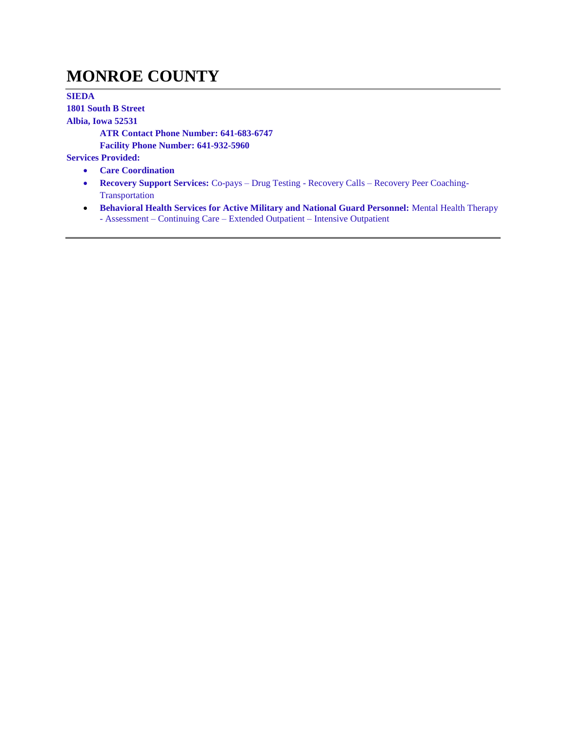# MONROE COUNTY

**SIEDA**
**1801 South B Street**
**Albia, Iowa 52531**

**ATR Contact Phone Number: 641-683-6747**
**Facility Phone Number: 641-932-5960**

**Services Provided:**

- **Care Coordination**
- **Recovery Support Services:** Co-pays – Drug Testing - Recovery Calls – Recovery Peer Coaching-Transportation
- **Behavioral Health Services for Active Military and National Guard Personnel:** Mental Health Therapy - Assessment – Continuing Care – Extended Outpatient – Intensive Outpatient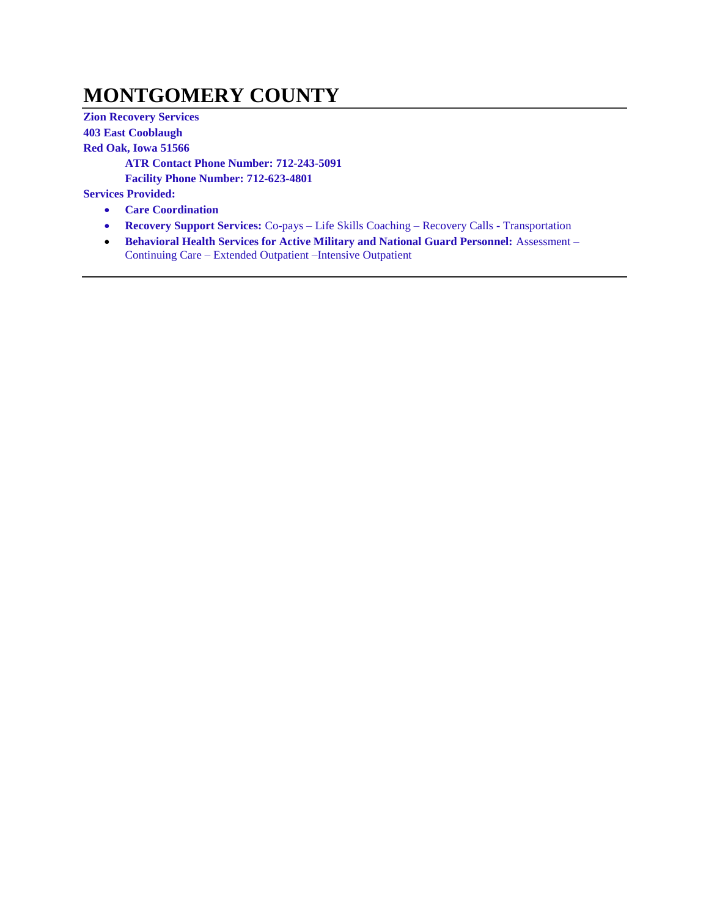# MONTGOMERY COUNTY

**Zion Recovery Services**
**403 East Cooblaugh**
**Red Oak, Iowa 51566**

**ATR Contact Phone Number: 712-243-5091**
**Facility Phone Number: 712-623-4801**

**Services Provided:**

- **Care Coordination**
- **Recovery Support Services:** Co-pays – Life Skills Coaching – Recovery Calls - Transportation
- **Behavioral Health Services for Active Military and National Guard Personnel:** Assessment – Continuing Care – Extended Outpatient –Intensive Outpatient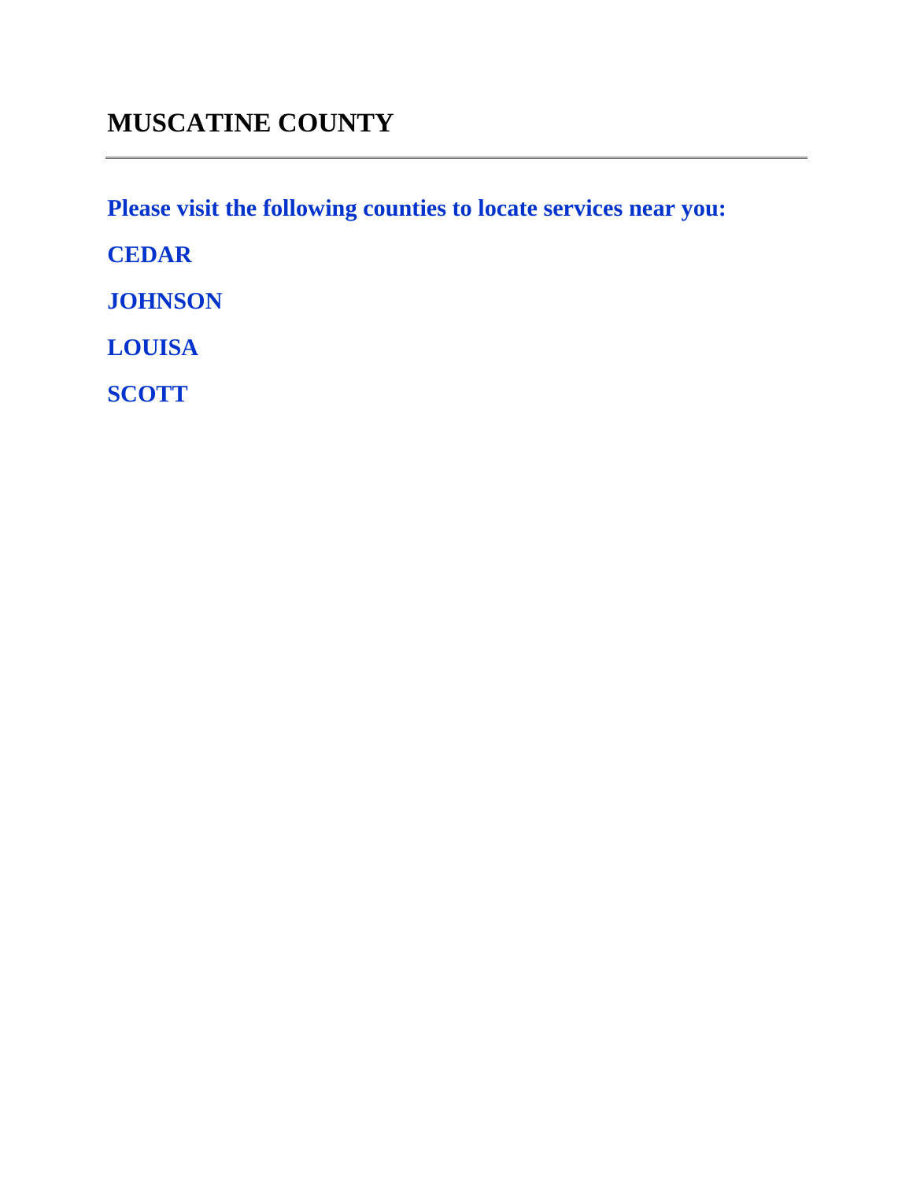## MUSCATINE COUNTY

---

**Please visit the following counties to locate services near you:**

**CEDAR**

**JOHNSON**

**LOUISA**

**SCOTT**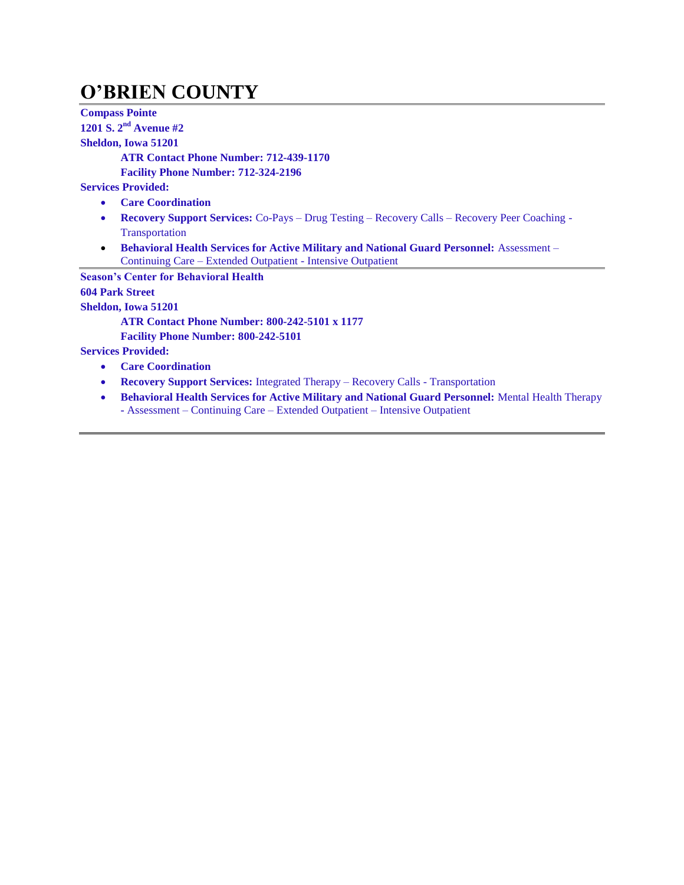# O'BRIEN COUNTY

**Compass Pointe**
**1201 S. 2nd Avenue #2**
**Sheldon, Iowa 51201**

**ATR Contact Phone Number: 712-439-1170**
**Facility Phone Number: 712-324-2196**

**Services Provided:**

- **Care Coordination**
- **Recovery Support Services:** Co-Pays – Drug Testing – Recovery Calls – Recovery Peer Coaching - Transportation
- **Behavioral Health Services for Active Military and National Guard Personnel:** Assessment – Continuing Care – Extended Outpatient - Intensive Outpatient

---

**Season's Center for Behavioral Health**
**604 Park Street**
**Sheldon, Iowa 51201**

**ATR Contact Phone Number: 800-242-5101 x 1177**
**Facility Phone Number: 800-242-5101**

**Services Provided:**

- **Care Coordination**
- **Recovery Support Services:** Integrated Therapy – Recovery Calls - Transportation
- **Behavioral Health Services for Active Military and National Guard Personnel:** Mental Health Therapy - Assessment – Continuing Care – Extended Outpatient – Intensive Outpatient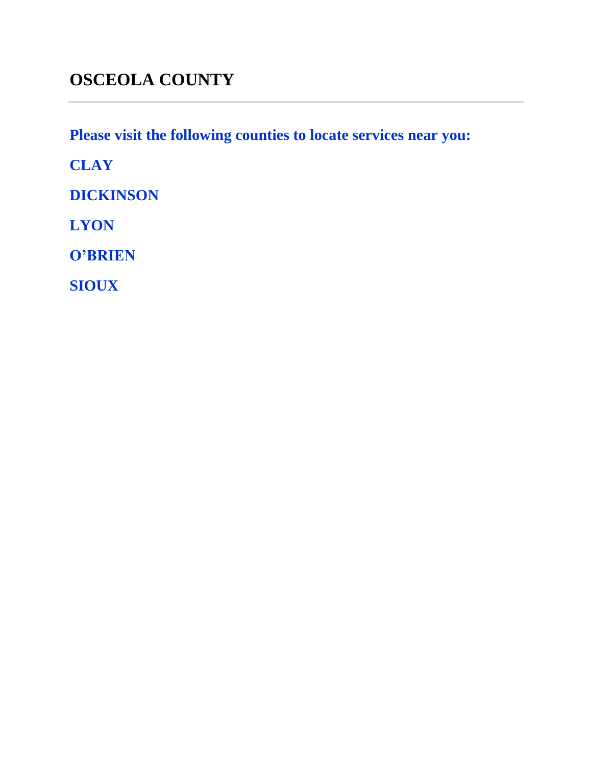## OSCEOLA COUNTY

---

**Please visit the following counties to locate services near you:**

**CLAY**

**DICKINSON**

**LYON**

**O'BRIEN**

**SIOUX**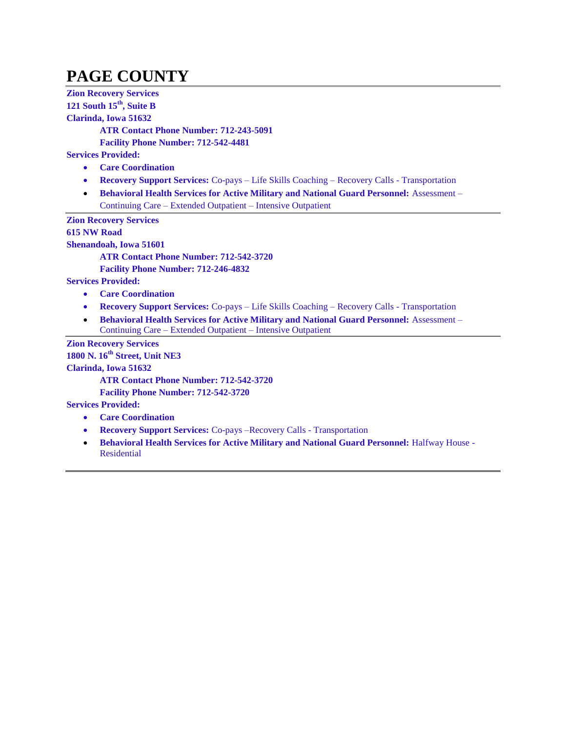# PAGE COUNTY

**Zion Recovery Services**
**121 South 15th, Suite B**
**Clarinda, Iowa 51632**

**ATR Contact Phone Number: 712-243-5091**
**Facility Phone Number: 712-542-4481**

**Services Provided:**

- **Care Coordination**
- **Recovery Support Services:** Co-pays – Life Skills Coaching – Recovery Calls - Transportation
- **Behavioral Health Services for Active Military and National Guard Personnel:** Assessment – Continuing Care – Extended Outpatient – Intensive Outpatient

---

**Zion Recovery Services**
**615 NW Road**
**Shenandoah, Iowa 51601**

**ATR Contact Phone Number: 712-542-3720**
**Facility Phone Number: 712-246-4832**

**Services Provided:**

- **Care Coordination**
- **Recovery Support Services:** Co-pays – Life Skills Coaching – Recovery Calls - Transportation
- **Behavioral Health Services for Active Military and National Guard Personnel:** Assessment – Continuing Care – Extended Outpatient – Intensive Outpatient

---

**Zion Recovery Services**
**1800 N. 16th Street, Unit NE3**
**Clarinda, Iowa 51632**

**ATR Contact Phone Number: 712-542-3720**
**Facility Phone Number: 712-542-3720**

**Services Provided:**

- **Care Coordination**
- **Recovery Support Services:** Co-pays –Recovery Calls - Transportation
- **Behavioral Health Services for Active Military and National Guard Personnel:** Halfway House - Residential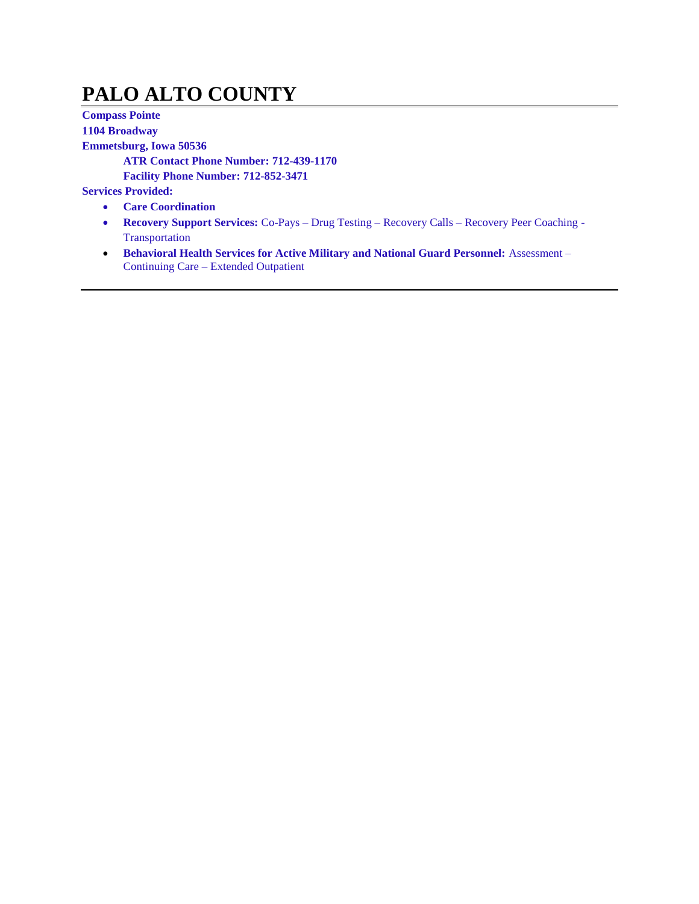# PALO ALTO COUNTY

**Compass Pointe**
**1104 Broadway**
**Emmetsburg, Iowa 50536**

**ATR Contact Phone Number: 712-439-1170**
**Facility Phone Number: 712-852-3471**

**Services Provided:**

- **Care Coordination**
- **Recovery Support Services:** Co-Pays – Drug Testing – Recovery Calls – Recovery Peer Coaching - Transportation
- **Behavioral Health Services for Active Military and National Guard Personnel:** Assessment – Continuing Care – Extended Outpatient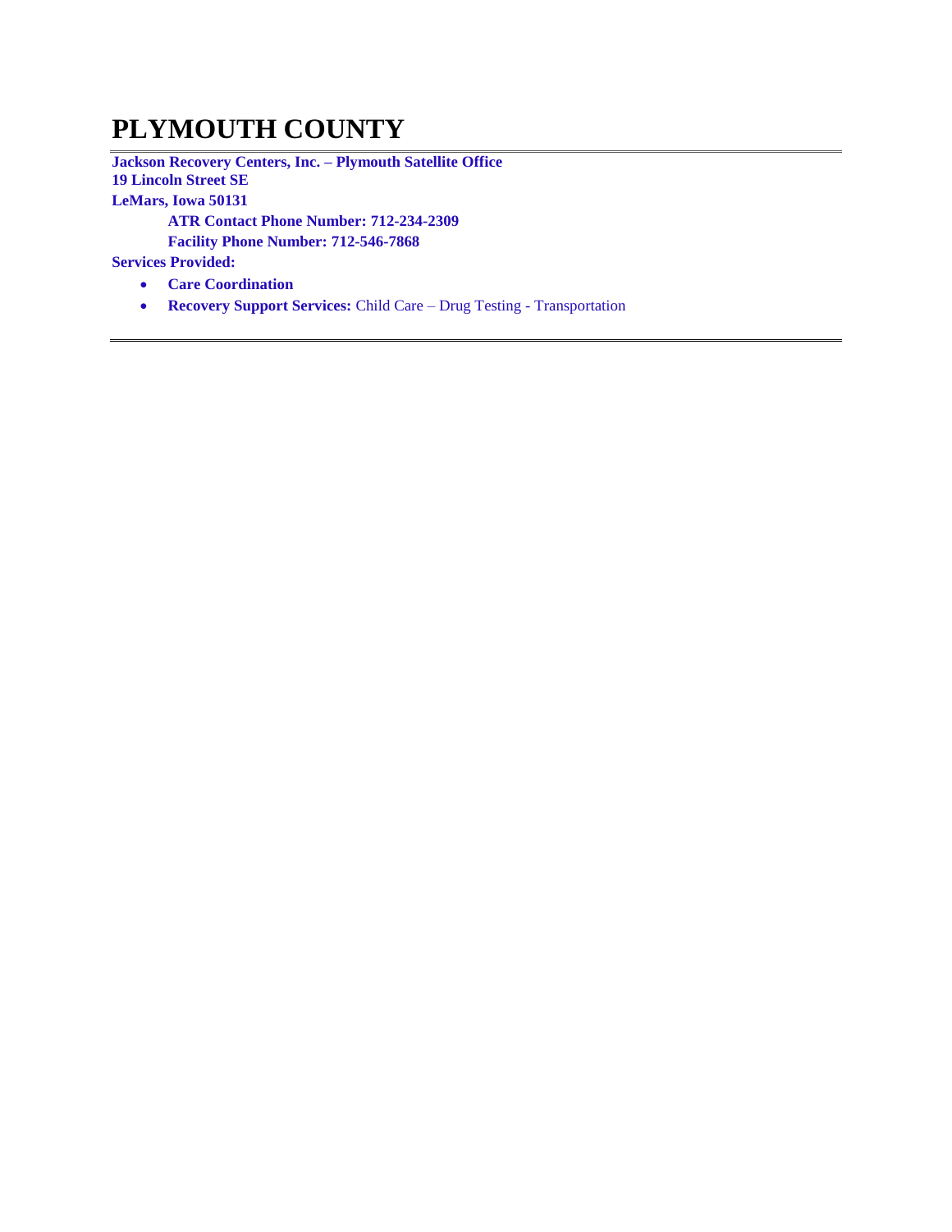# PLYMOUTH COUNTY

**Jackson Recovery Centers, Inc. – Plymouth Satellite Office**
**19 Lincoln Street SE**
**LeMars, Iowa 50131**

**ATR Contact Phone Number: 712-234-2309**
**Facility Phone Number: 712-546-7868**

**Services Provided:**

- **Care Coordination**
- **Recovery Support Services:** Child Care – Drug Testing - Transportation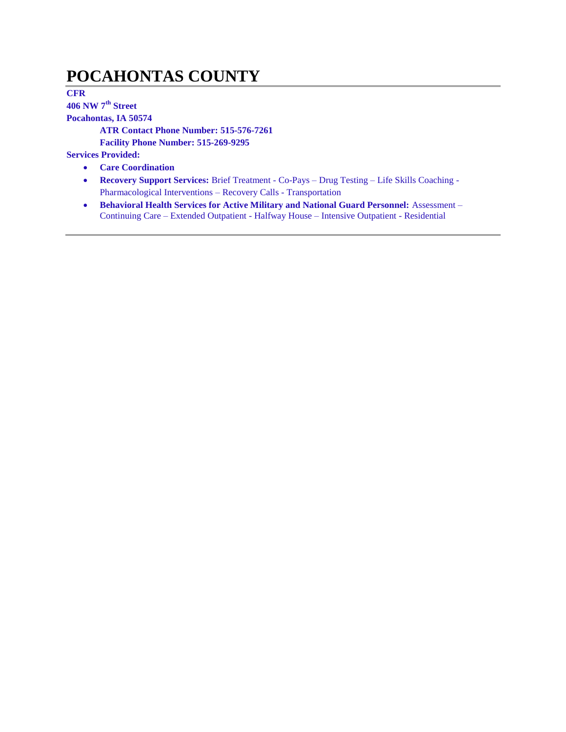# POCAHONTAS COUNTY

**CFR**
**406 NW 7th Street**
**Pocahontas, IA 50574**

**ATR Contact Phone Number: 515-576-7261**
**Facility Phone Number: 515-269-9295**

**Services Provided:**

- **Care Coordination**
- **Recovery Support Services:** Brief Treatment - Co-Pays – Drug Testing – Life Skills Coaching - Pharmacological Interventions – Recovery Calls - Transportation
- **Behavioral Health Services for Active Military and National Guard Personnel:** Assessment – Continuing Care – Extended Outpatient - Halfway House – Intensive Outpatient - Residential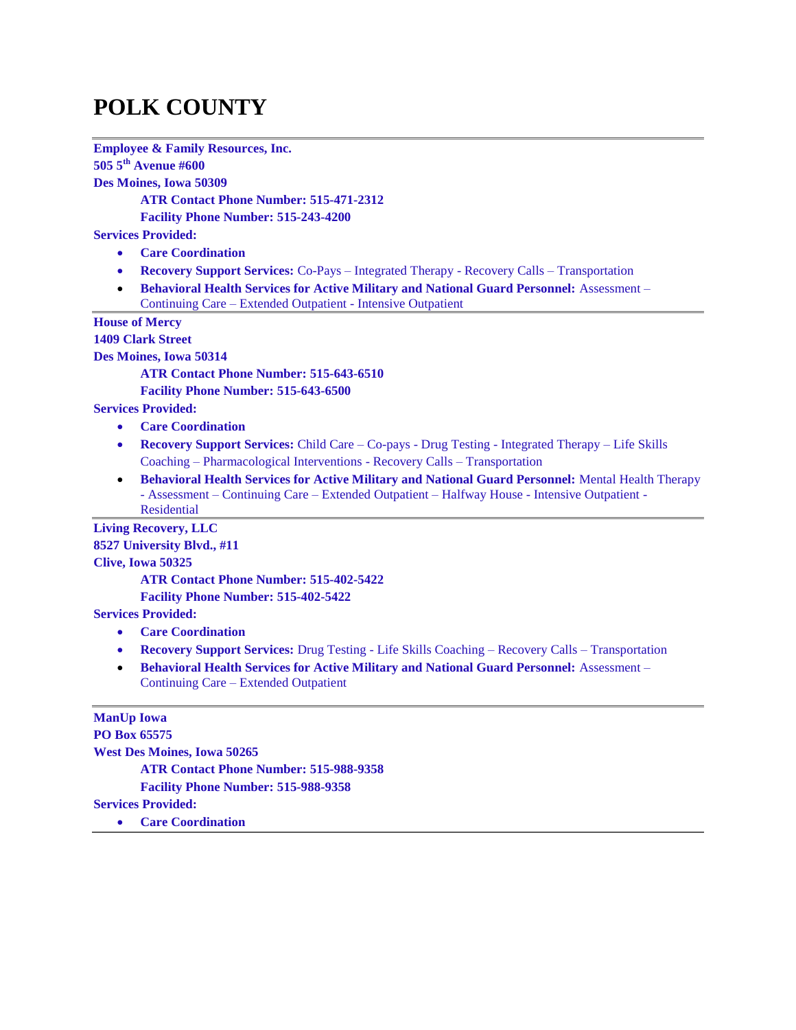# POLK COUNTY

---

**Employee & Family Resources, Inc.**
**505 5th Avenue #600**
**Des Moines, Iowa 50309**

**ATR Contact Phone Number: 515-471-2312**
**Facility Phone Number: 515-243-4200**

**Services Provided:**

- **Care Coordination**
- **Recovery Support Services:** Co-Pays – Integrated Therapy - Recovery Calls – Transportation
- **Behavioral Health Services for Active Military and National Guard Personnel:** Assessment – Continuing Care – Extended Outpatient - Intensive Outpatient

---

**House of Mercy**
**1409 Clark Street**
**Des Moines, Iowa 50314**

**ATR Contact Phone Number: 515-643-6510**
**Facility Phone Number: 515-643-6500**

**Services Provided:**

- **Care Coordination**
- **Recovery Support Services:** Child Care – Co-pays - Drug Testing - Integrated Therapy – Life Skills Coaching – Pharmacological Interventions - Recovery Calls – Transportation
- **Behavioral Health Services for Active Military and National Guard Personnel:** Mental Health Therapy - Assessment – Continuing Care – Extended Outpatient – Halfway House - Intensive Outpatient - Residential

---

**Living Recovery, LLC**
**8527 University Blvd., #11**
**Clive, Iowa 50325**

**ATR Contact Phone Number: 515-402-5422**
**Facility Phone Number: 515-402-5422**

**Services Provided:**

- **Care Coordination**
- **Recovery Support Services:** Drug Testing - Life Skills Coaching – Recovery Calls – Transportation
- **Behavioral Health Services for Active Military and National Guard Personnel:** Assessment – Continuing Care – Extended Outpatient

---

**ManUp Iowa**
**PO Box 65575**
**West Des Moines, Iowa 50265**

**ATR Contact Phone Number: 515-988-9358**
**Facility Phone Number: 515-988-9358**

**Services Provided:**

- **Care Coordination**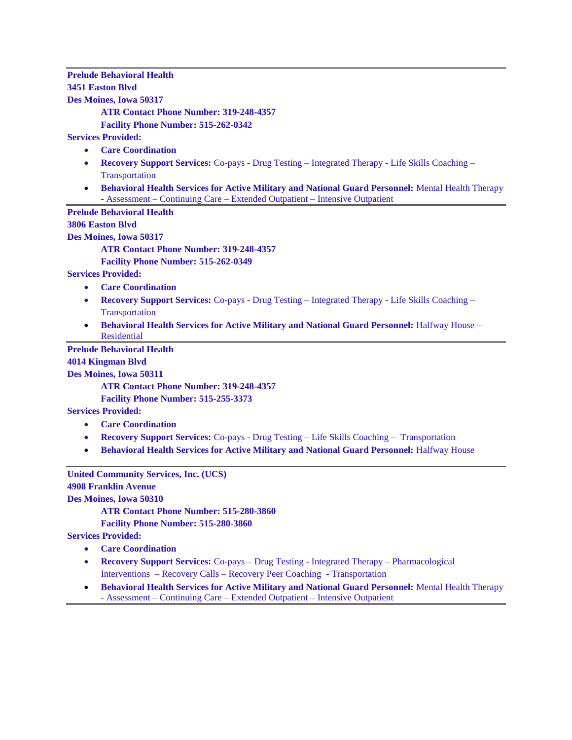---

**Prelude Behavioral Health**
**3451 Easton Blvd**
**Des Moines, Iowa 50317**

**ATR Contact Phone Number: 319-248-4357**
**Facility Phone Number: 515-262-0342**

**Services Provided:**

- **Care Coordination**
- **Recovery Support Services:** Co-pays - Drug Testing – Integrated Therapy - Life Skills Coaching – Transportation
- **Behavioral Health Services for Active Military and National Guard Personnel:** Mental Health Therapy - Assessment – Continuing Care – Extended Outpatient – Intensive Outpatient

---

**Prelude Behavioral Health**
**3806 Easton Blvd**
**Des Moines, Iowa 50317**

**ATR Contact Phone Number: 319-248-4357**
**Facility Phone Number: 515-262-0349**

**Services Provided:**

- **Care Coordination**
- **Recovery Support Services:** Co-pays - Drug Testing – Integrated Therapy - Life Skills Coaching – Transportation
- **Behavioral Health Services for Active Military and National Guard Personnel:** Halfway House – Residential

---

**Prelude Behavioral Health**
**4014 Kingman Blvd**
**Des Moines, Iowa 50311**

**ATR Contact Phone Number: 319-248-4357**
**Facility Phone Number: 515-255-3373**

**Services Provided:**

- **Care Coordination**
- **Recovery Support Services:** Co-pays - Drug Testing – Life Skills Coaching – Transportation
- **Behavioral Health Services for Active Military and National Guard Personnel:** Halfway House

---

**United Community Services, Inc. (UCS)**
**4908 Franklin Avenue**
**Des Moines, Iowa 50310**

**ATR Contact Phone Number: 515-280-3860**
**Facility Phone Number: 515-280-3860**

**Services Provided:**

- **Care Coordination**
- **Recovery Support Services:** Co-pays – Drug Testing - Integrated Therapy – Pharmacological Interventions – Recovery Calls – Recovery Peer Coaching - Transportation
- **Behavioral Health Services for Active Military and National Guard Personnel:** Mental Health Therapy - Assessment – Continuing Care – Extended Outpatient – Intensive Outpatient

---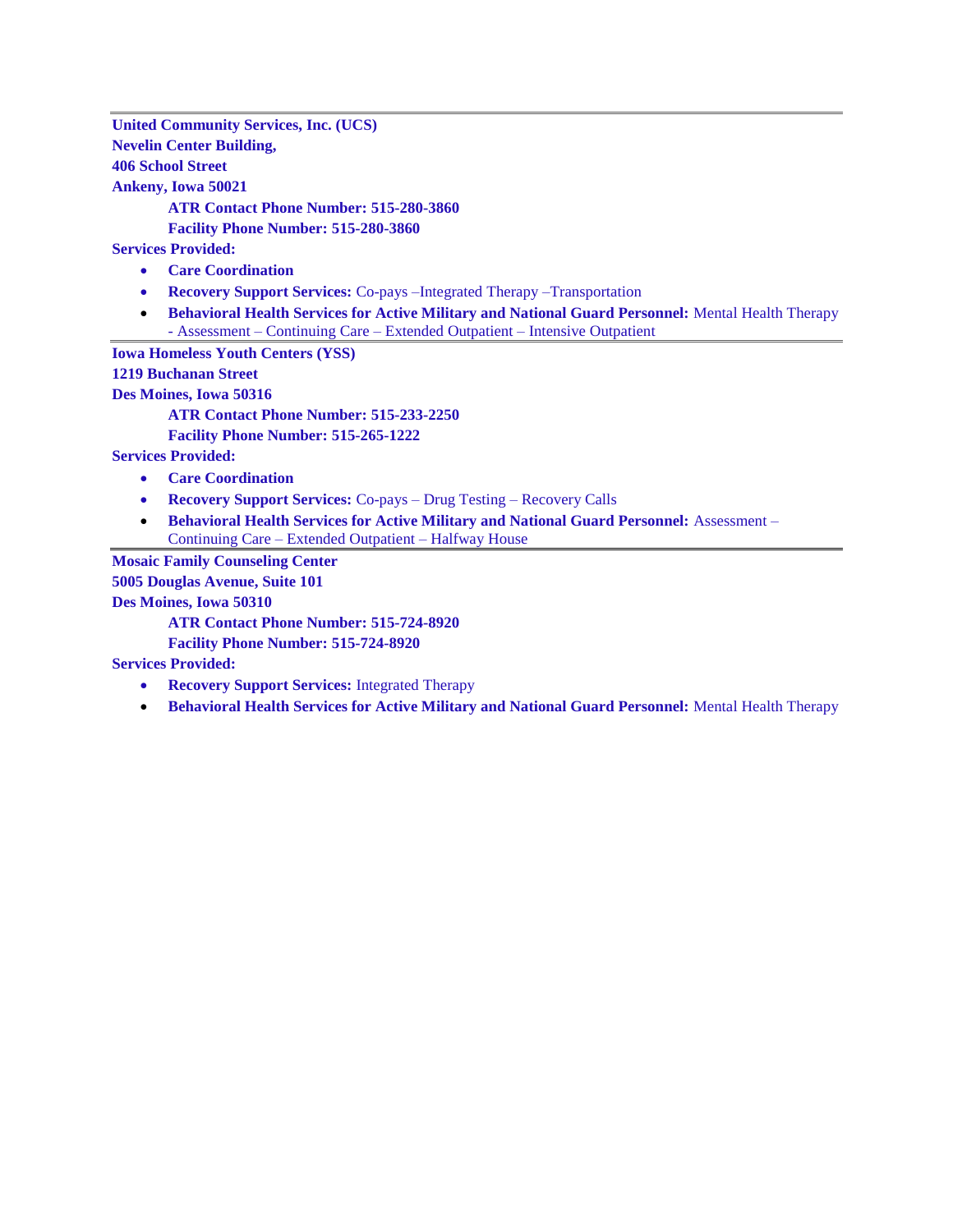---

**United Community Services, Inc. (UCS)**
**Nevelin Center Building,**
**406 School Street**
**Ankeny, Iowa 50021**

**ATR Contact Phone Number: 515-280-3860**
**Facility Phone Number: 515-280-3860**

**Services Provided:**

- **Care Coordination**
- **Recovery Support Services:** Co-pays –Integrated Therapy –Transportation
- **Behavioral Health Services for Active Military and National Guard Personnel:** Mental Health Therapy - Assessment – Continuing Care – Extended Outpatient – Intensive Outpatient

---

**Iowa Homeless Youth Centers (YSS)**
**1219 Buchanan Street**
**Des Moines, Iowa 50316**

**ATR Contact Phone Number: 515-233-2250**
**Facility Phone Number: 515-265-1222**

**Services Provided:**

- **Care Coordination**
- **Recovery Support Services:** Co-pays – Drug Testing – Recovery Calls
- **Behavioral Health Services for Active Military and National Guard Personnel:** Assessment – Continuing Care – Extended Outpatient – Halfway House

---

**Mosaic Family Counseling Center**
**5005 Douglas Avenue, Suite 101**
**Des Moines, Iowa 50310**

**ATR Contact Phone Number: 515-724-8920**
**Facility Phone Number: 515-724-8920**

**Services Provided:**

- **Recovery Support Services:** Integrated Therapy
- **Behavioral Health Services for Active Military and National Guard Personnel:** Mental Health Therapy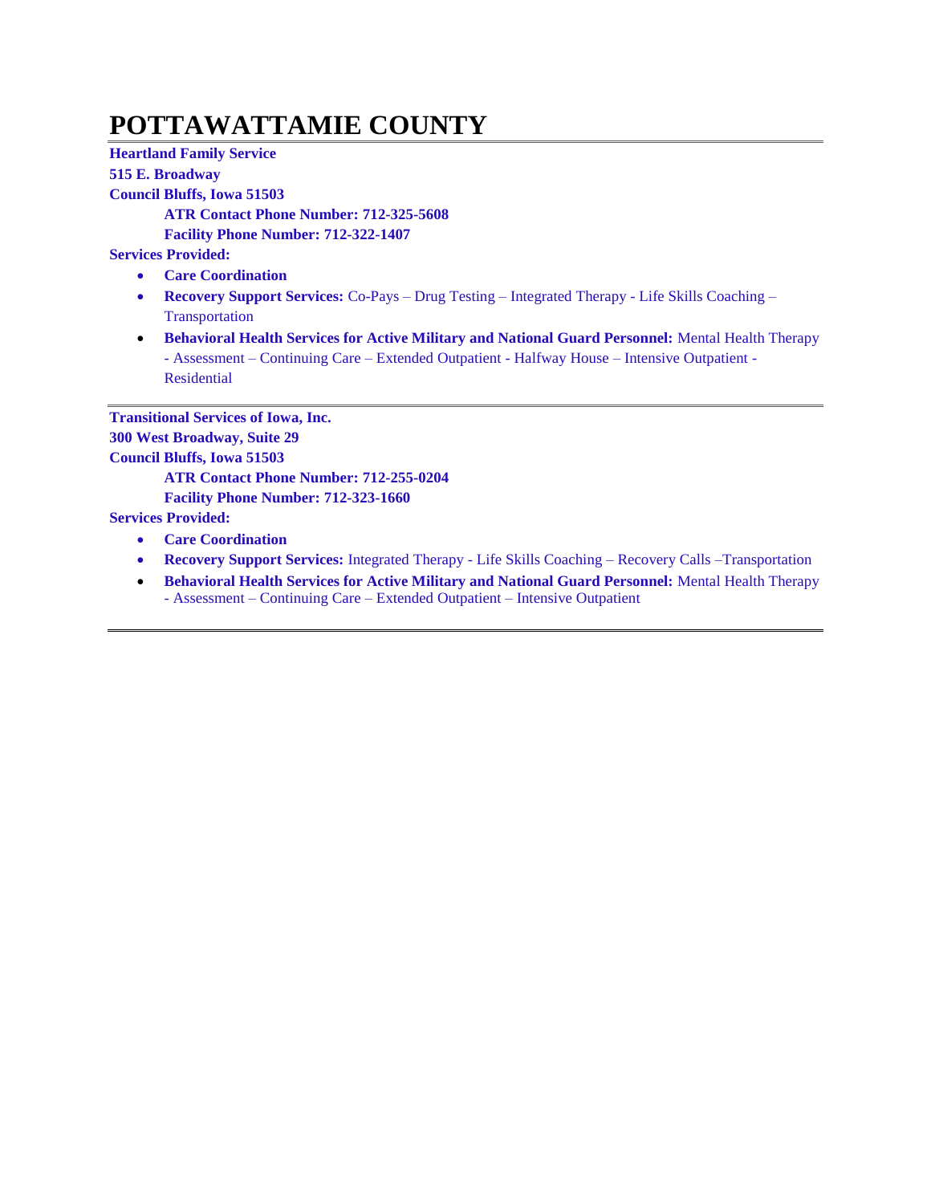# POTTAWATTAMIE COUNTY

**Heartland Family Service**
**515 E. Broadway**
**Council Bluffs, Iowa 51503**

> **ATR Contact Phone Number: 712-325-5608**
> **Facility Phone Number: 712-322-1407**

**Services Provided:**

- **Care Coordination**
- **Recovery Support Services:** Co-Pays – Drug Testing – Integrated Therapy - Life Skills Coaching – Transportation
- **Behavioral Health Services for Active Military and National Guard Personnel:** Mental Health Therapy - Assessment – Continuing Care – Extended Outpatient - Halfway House – Intensive Outpatient - Residential

---

**Transitional Services of Iowa, Inc.**
**300 West Broadway, Suite 29**
**Council Bluffs, Iowa 51503**

> **ATR Contact Phone Number: 712-255-0204**
> **Facility Phone Number: 712-323-1660**

**Services Provided:**

- **Care Coordination**
- **Recovery Support Services:** Integrated Therapy - Life Skills Coaching – Recovery Calls –Transportation
- **Behavioral Health Services for Active Military and National Guard Personnel:** Mental Health Therapy - Assessment – Continuing Care – Extended Outpatient – Intensive Outpatient

---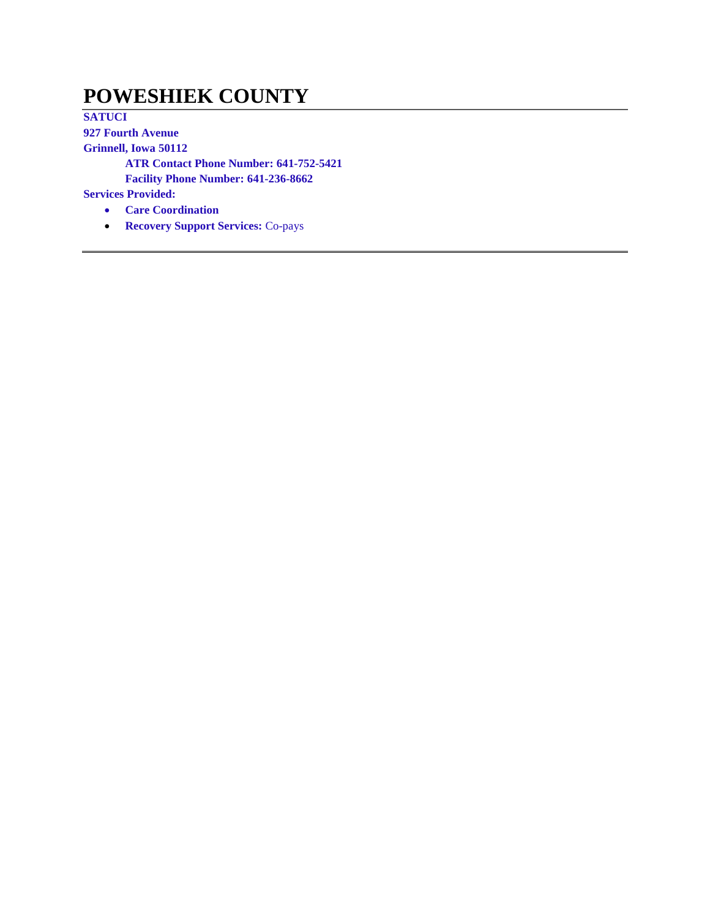# POWESHIEK COUNTY

**SATUCI**
**927 Fourth Avenue**
**Grinnell, Iowa 50112**

**ATR Contact Phone Number: 641-752-5421**
**Facility Phone Number: 641-236-8662**

**Services Provided:**

- **Care Coordination**
- **Recovery Support Services:** Co-pays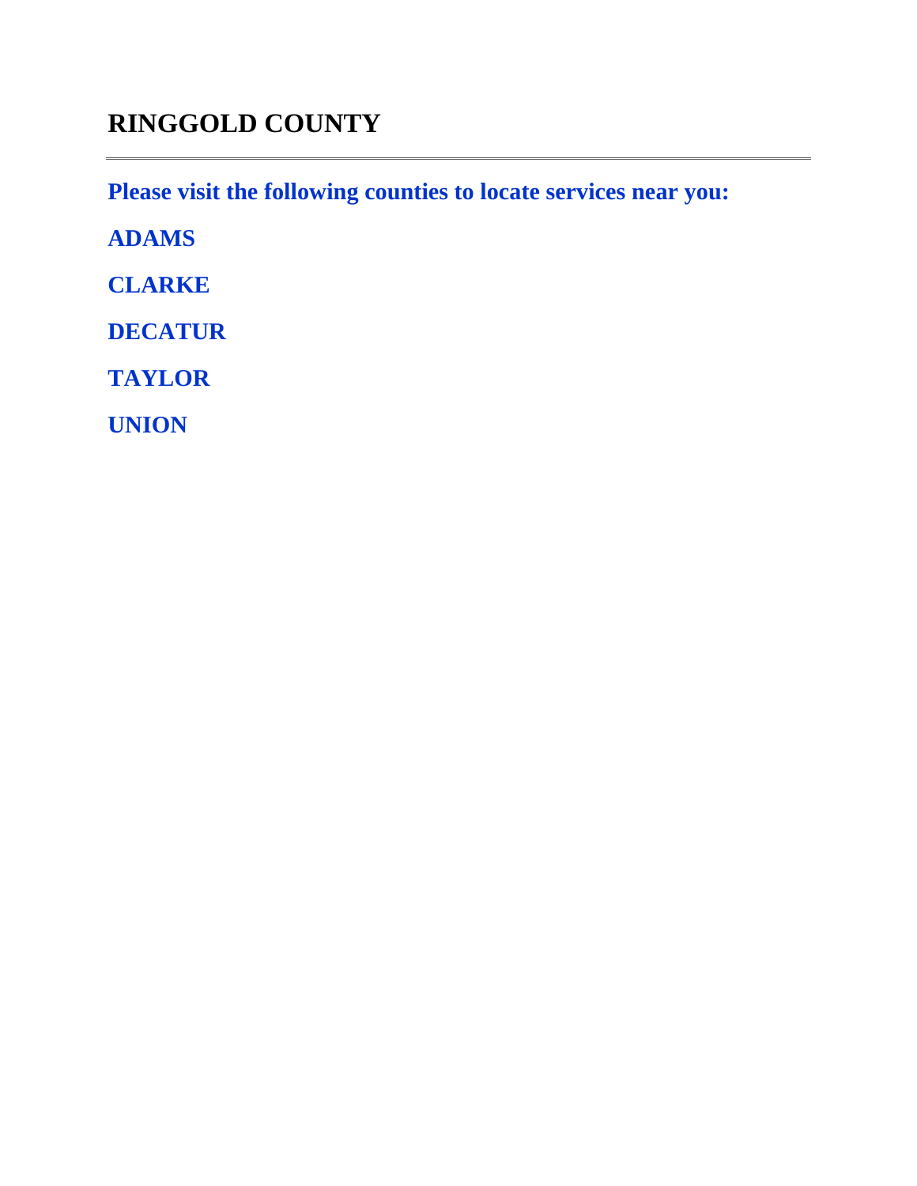# RINGGOLD COUNTY

---

**Please visit the following counties to locate services near you:**

**ADAMS**

**CLARKE**

**DECATUR**

**TAYLOR**

**UNION**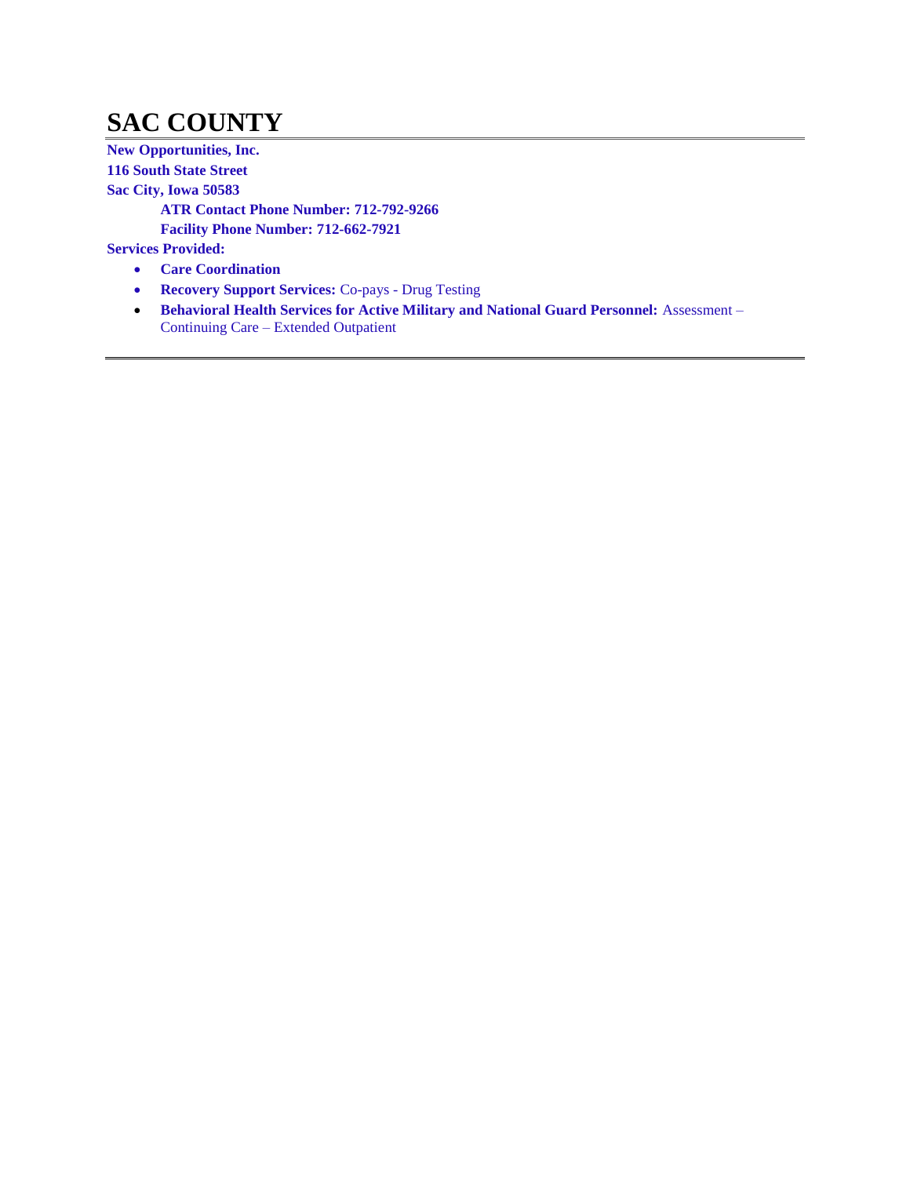# SAC COUNTY

**New Opportunities, Inc.**
**116 South State Street**
**Sac City, Iowa 50583**

**ATR Contact Phone Number: 712-792-9266**
**Facility Phone Number: 712-662-7921**

**Services Provided:**

- **Care Coordination**
- **Recovery Support Services:** Co-pays - Drug Testing
- **Behavioral Health Services for Active Military and National Guard Personnel:** Assessment – Continuing Care – Extended Outpatient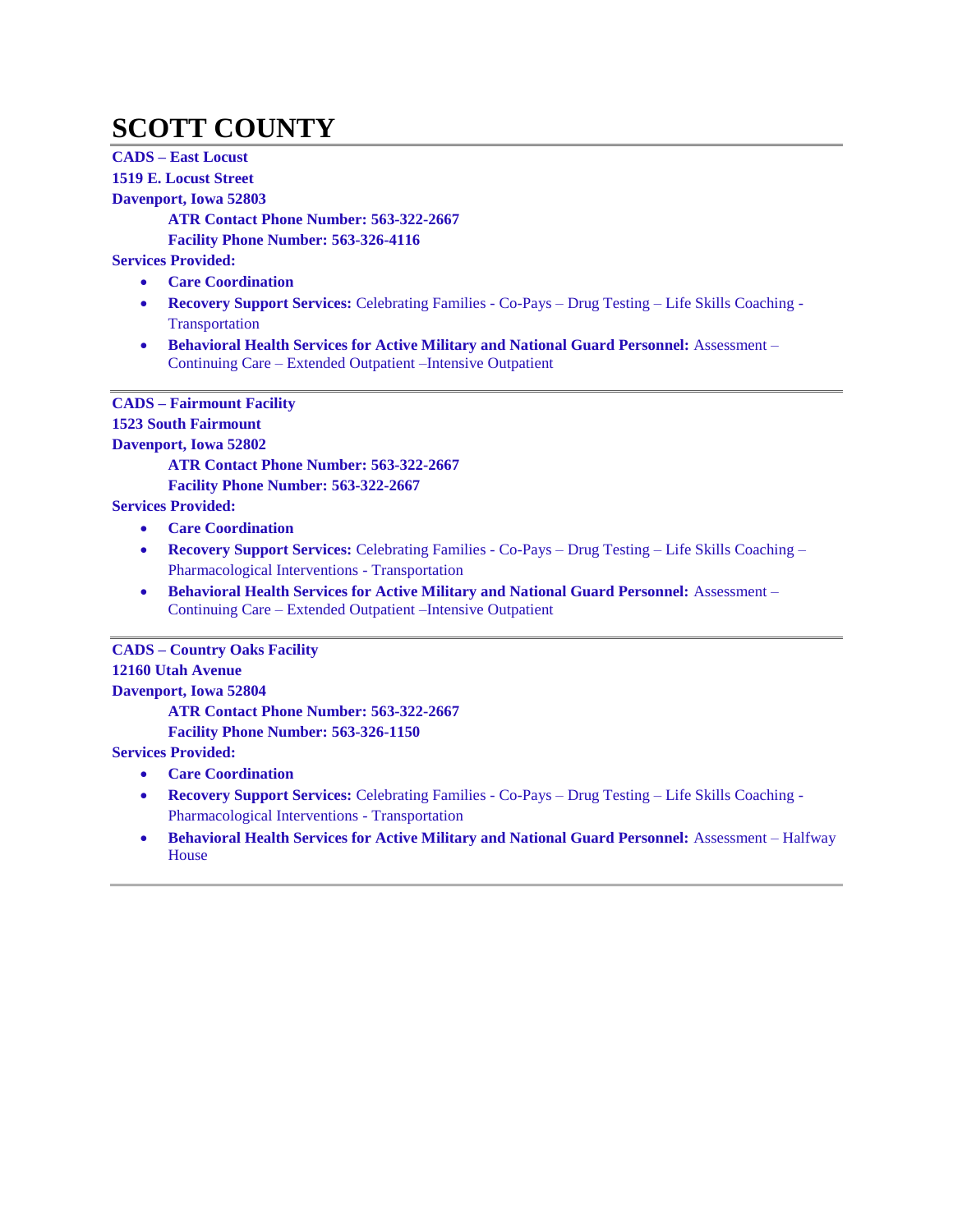# SCOTT COUNTY

---

**CADS – East Locust**
**1519 E. Locust Street**
**Davenport, Iowa 52803**

**ATR Contact Phone Number: 563-322-2667**
**Facility Phone Number: 563-326-4116**

**Services Provided:**

- **Care Coordination**
- **Recovery Support Services:** Celebrating Families - Co-Pays – Drug Testing – Life Skills Coaching - Transportation
- **Behavioral Health Services for Active Military and National Guard Personnel:** Assessment – Continuing Care – Extended Outpatient –Intensive Outpatient

---

**CADS – Fairmount Facility**
**1523 South Fairmount**
**Davenport, Iowa 52802**

**ATR Contact Phone Number: 563-322-2667**
**Facility Phone Number: 563-322-2667**

**Services Provided:**

- **Care Coordination**
- **Recovery Support Services:** Celebrating Families - Co-Pays – Drug Testing – Life Skills Coaching – Pharmacological Interventions - Transportation
- **Behavioral Health Services for Active Military and National Guard Personnel:** Assessment – Continuing Care – Extended Outpatient –Intensive Outpatient

---

**CADS – Country Oaks Facility**
**12160 Utah Avenue**
**Davenport, Iowa 52804**

**ATR Contact Phone Number: 563-322-2667**
**Facility Phone Number: 563-326-1150**

**Services Provided:**

- **Care Coordination**
- **Recovery Support Services:** Celebrating Families - Co-Pays – Drug Testing – Life Skills Coaching - Pharmacological Interventions - Transportation
- **Behavioral Health Services for Active Military and National Guard Personnel:** Assessment – Halfway House

---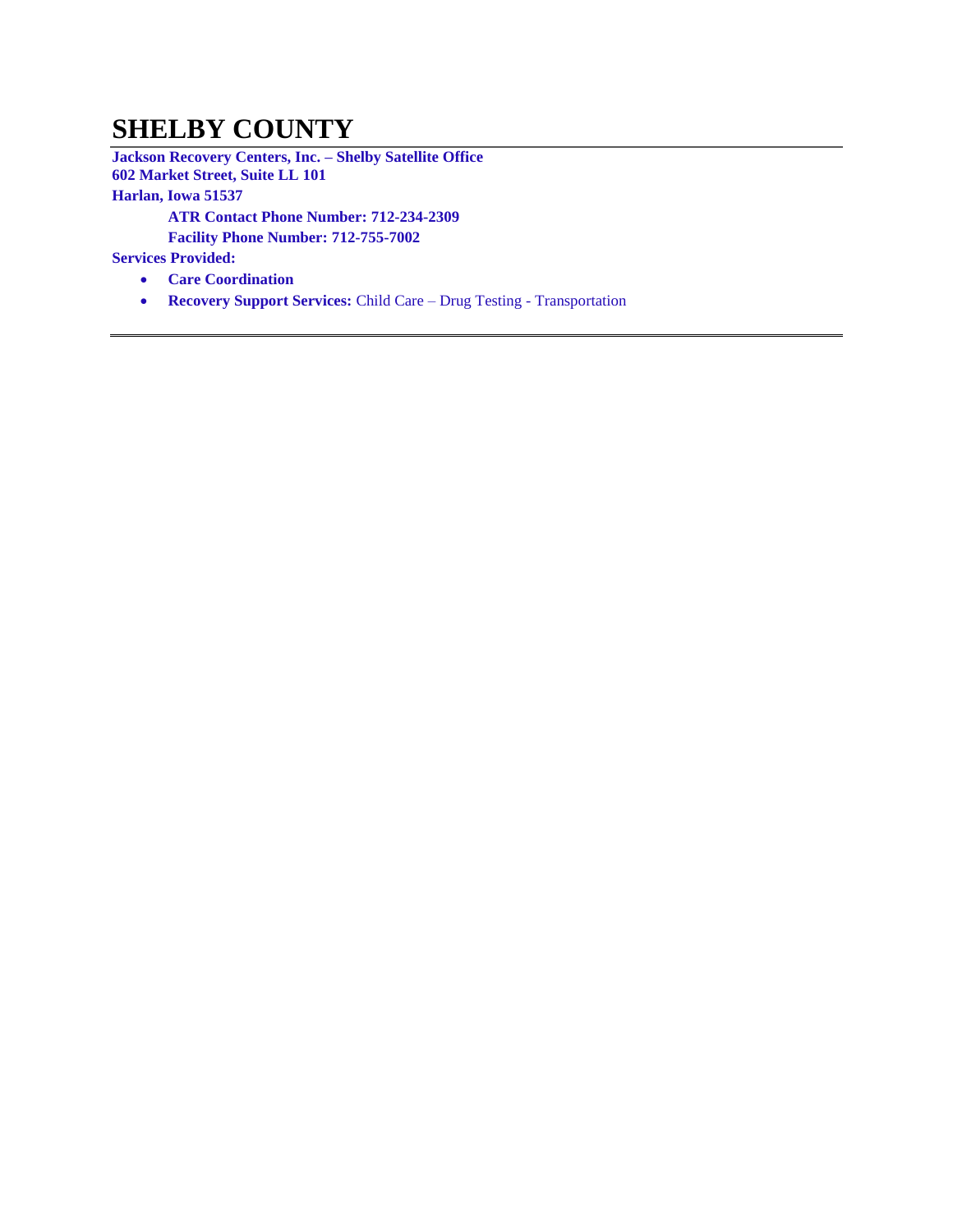# SHELBY COUNTY

**Jackson Recovery Centers, Inc. – Shelby Satellite Office**
**602 Market Street, Suite LL 101**
**Harlan, Iowa 51537**

**ATR Contact Phone Number: 712-234-2309**
**Facility Phone Number: 712-755-7002**

**Services Provided:**

- **Care Coordination**
- **Recovery Support Services:** Child Care – Drug Testing - Transportation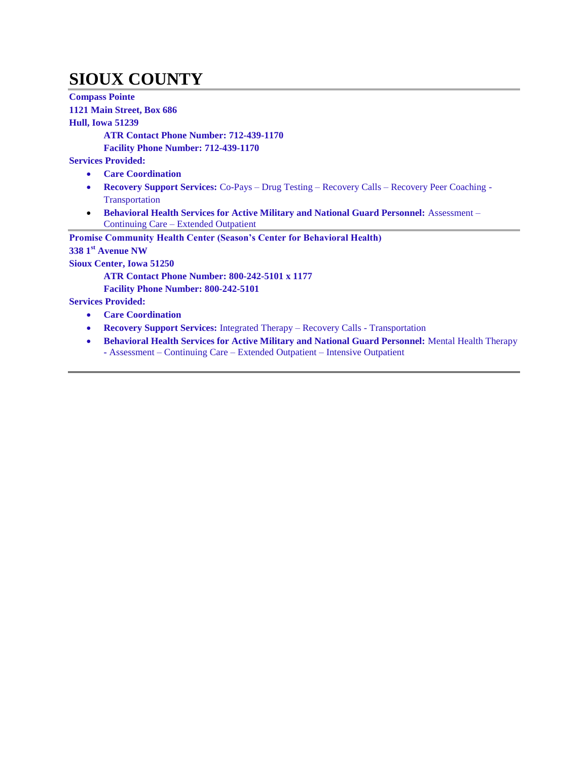# SIOUX COUNTY

**Compass Pointe**
**1121 Main Street, Box 686**
**Hull, Iowa 51239**

**ATR Contact Phone Number: 712-439-1170**
**Facility Phone Number: 712-439-1170**

**Services Provided:**

- **Care Coordination**
- **Recovery Support Services:** Co-Pays – Drug Testing – Recovery Calls – Recovery Peer Coaching - Transportation
- **Behavioral Health Services for Active Military and National Guard Personnel:** Assessment – Continuing Care – Extended Outpatient

---

**Promise Community Health Center (Season's Center for Behavioral Health)**
**338 1st Avenue NW**
**Sioux Center, Iowa 51250**

**ATR Contact Phone Number: 800-242-5101 x 1177**
**Facility Phone Number: 800-242-5101**

**Services Provided:**

- **Care Coordination**
- **Recovery Support Services:** Integrated Therapy – Recovery Calls - Transportation
- **Behavioral Health Services for Active Military and National Guard Personnel:** Mental Health Therapy - Assessment – Continuing Care – Extended Outpatient – Intensive Outpatient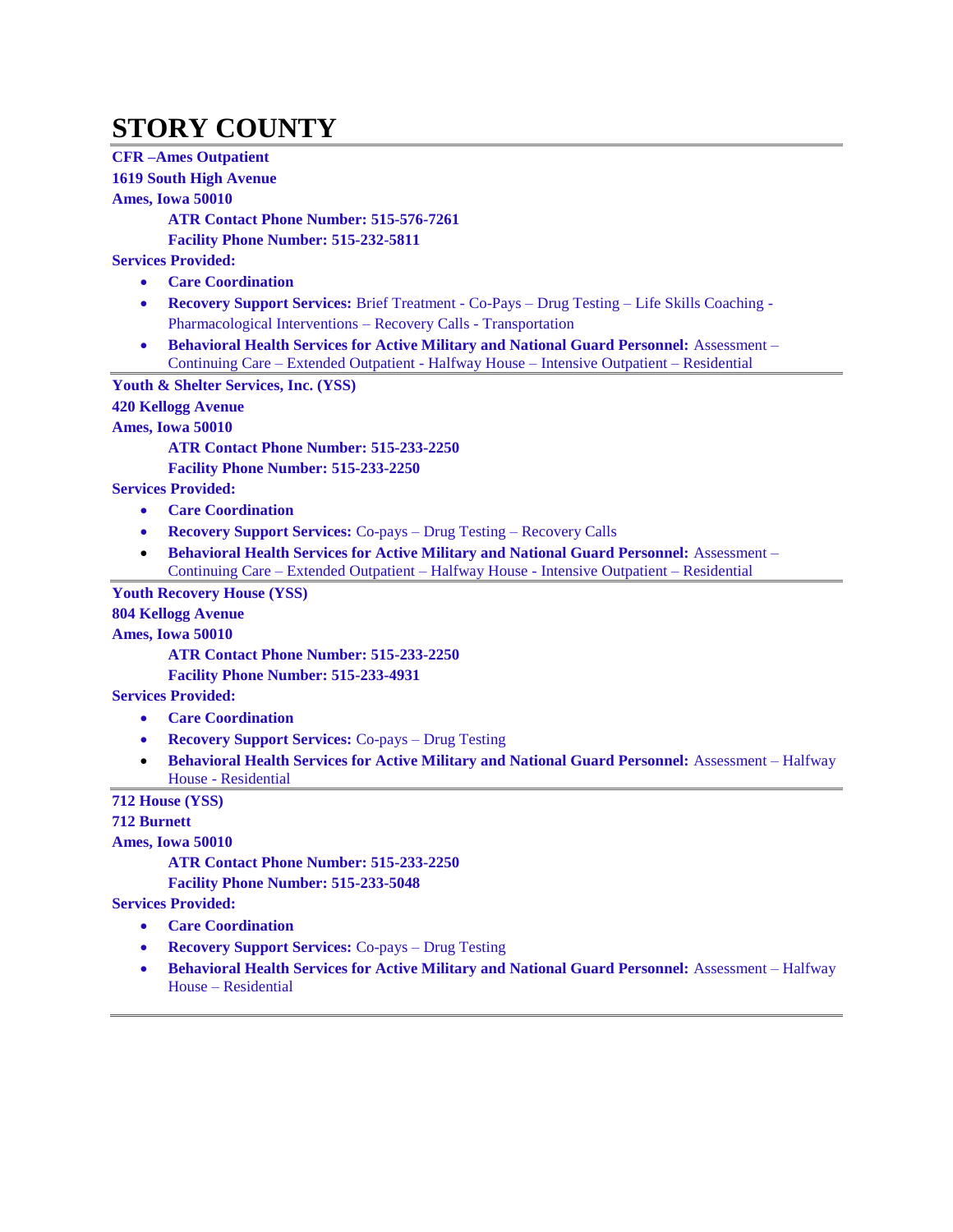# STORY COUNTY

**CFR –Ames Outpatient**
**1619 South High Avenue**
**Ames, Iowa 50010**

**ATR Contact Phone Number: 515-576-7261**
**Facility Phone Number: 515-232-5811**

**Services Provided:**

- **Care Coordination**
- **Recovery Support Services:** Brief Treatment - Co-Pays – Drug Testing – Life Skills Coaching - Pharmacological Interventions – Recovery Calls - Transportation
- **Behavioral Health Services for Active Military and National Guard Personnel:** Assessment – Continuing Care – Extended Outpatient - Halfway House – Intensive Outpatient – Residential

---

**Youth & Shelter Services, Inc. (YSS)**
**420 Kellogg Avenue**
**Ames, Iowa 50010**

**ATR Contact Phone Number: 515-233-2250**
**Facility Phone Number: 515-233-2250**

**Services Provided:**

- **Care Coordination**
- **Recovery Support Services:** Co-pays – Drug Testing – Recovery Calls
- **Behavioral Health Services for Active Military and National Guard Personnel:** Assessment – Continuing Care – Extended Outpatient – Halfway House - Intensive Outpatient – Residential

---

**Youth Recovery House (YSS)**
**804 Kellogg Avenue**
**Ames, Iowa 50010**

**ATR Contact Phone Number: 515-233-2250**
**Facility Phone Number: 515-233-4931**

**Services Provided:**

- **Care Coordination**
- **Recovery Support Services:** Co-pays – Drug Testing
- **Behavioral Health Services for Active Military and National Guard Personnel:** Assessment – Halfway House - Residential

---

**712 House (YSS)**
**712 Burnett**
**Ames, Iowa 50010**

**ATR Contact Phone Number: 515-233-2250**
**Facility Phone Number: 515-233-5048**

**Services Provided:**

- **Care Coordination**
- **Recovery Support Services:** Co-pays – Drug Testing
- **Behavioral Health Services for Active Military and National Guard Personnel:** Assessment – Halfway House – Residential

---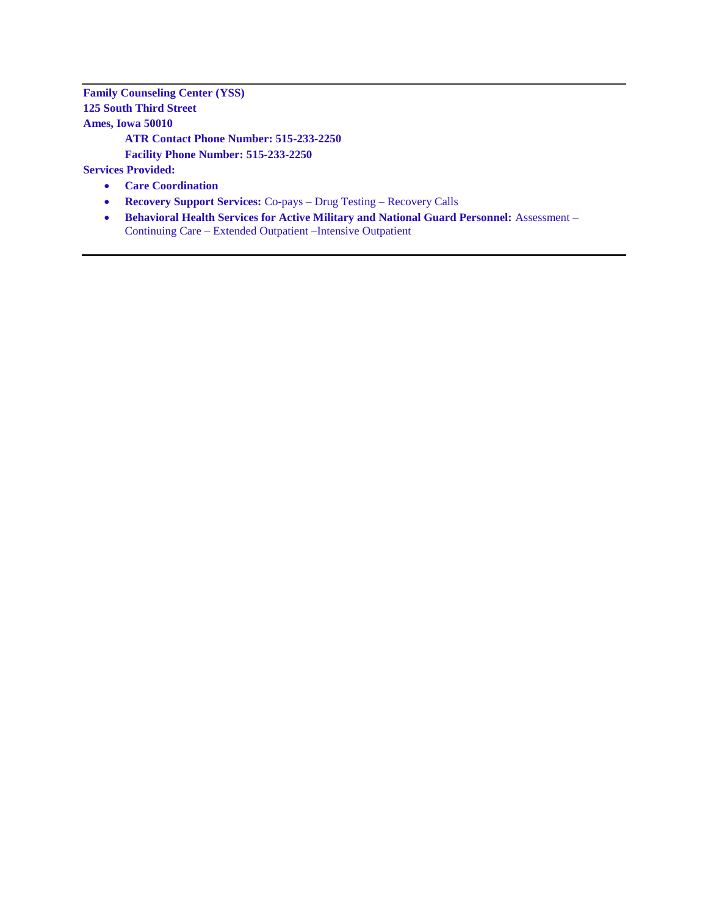---

**Family Counseling Center (YSS)**
**125 South Third Street**
**Ames, Iowa 50010**

**ATR Contact Phone Number: 515-233-2250**

**Facility Phone Number: 515-233-2250**

**Services Provided:**

- **Care Coordination**
- **Recovery Support Services:** Co-pays – Drug Testing – Recovery Calls
- **Behavioral Health Services for Active Military and National Guard Personnel:** Assessment – Continuing Care – Extended Outpatient –Intensive Outpatient

---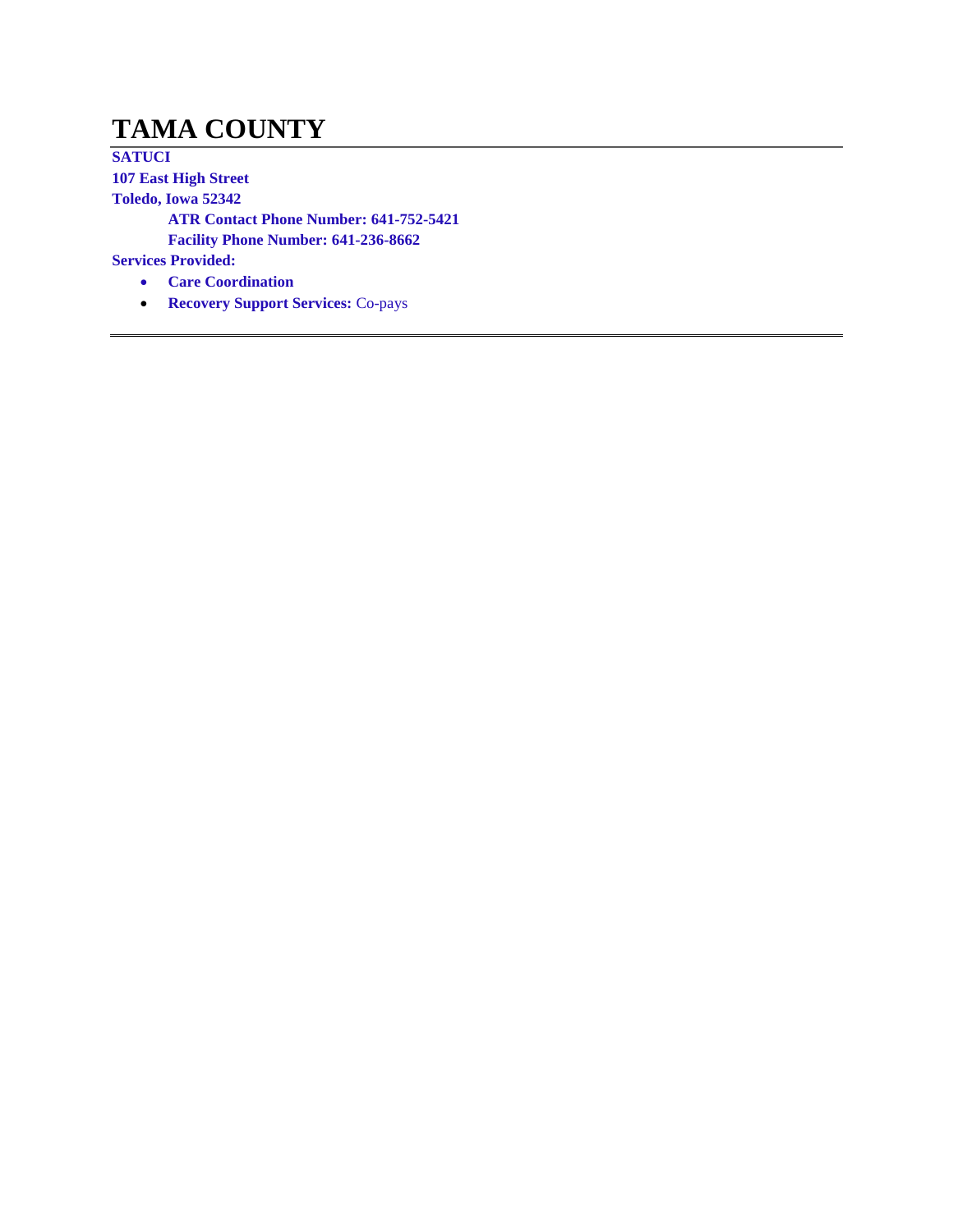# TAMA COUNTY

**SATUCI**
**107 East High Street**
**Toledo, Iowa 52342**

**ATR Contact Phone Number: 641-752-5421**
**Facility Phone Number: 641-236-8662**

**Services Provided:**

- **Care Coordination**
- **Recovery Support Services:** Co-pays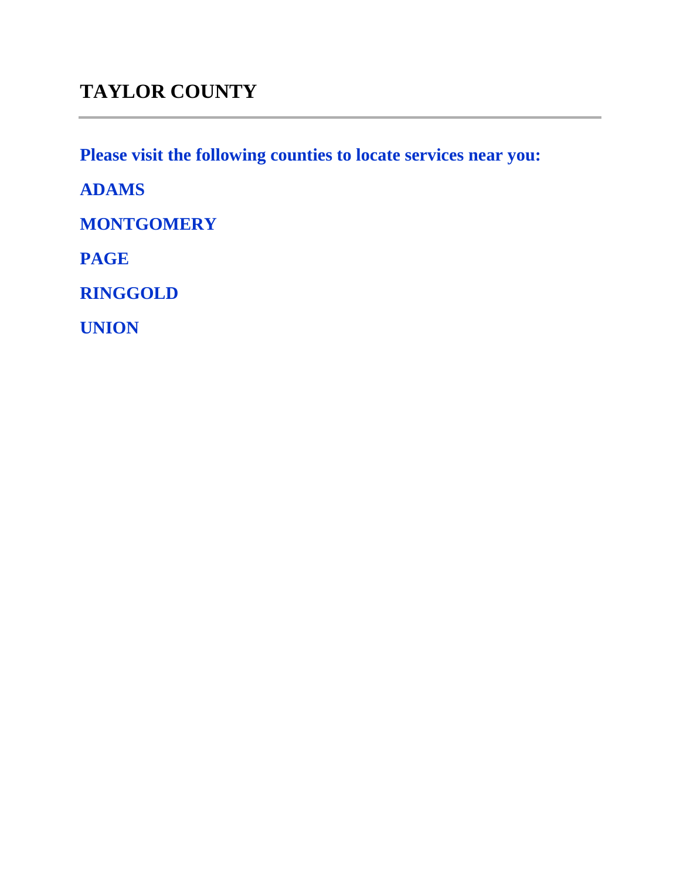# TAYLOR COUNTY

---

**Please visit the following counties to locate services near you:**

**ADAMS**

**MONTGOMERY**

**PAGE**

**RINGGOLD**

**UNION**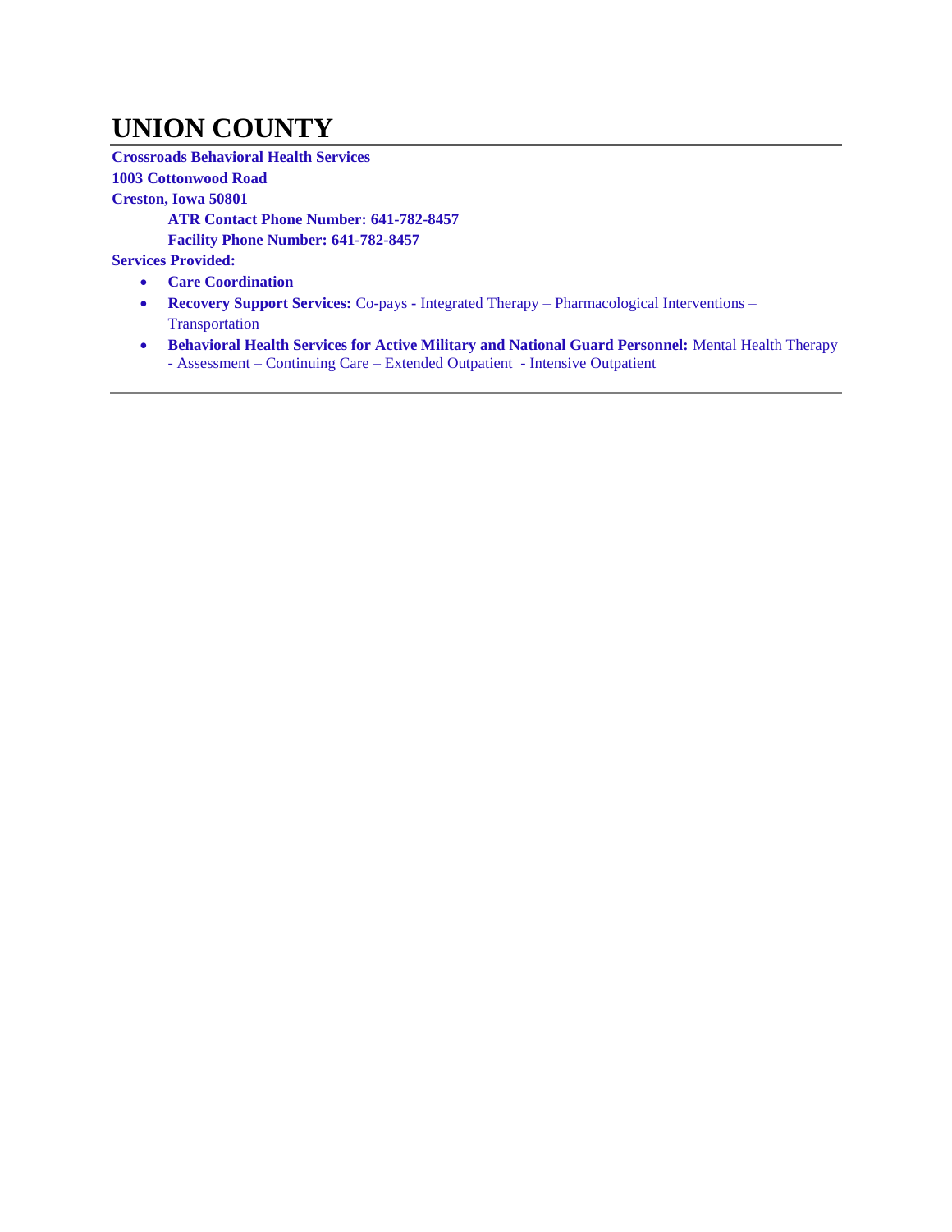# UNION COUNTY

**Crossroads Behavioral Health Services**

**1003 Cottonwood Road**

**Creston, Iowa 50801**

**ATR Contact Phone Number: 641-782-8457**

**Facility Phone Number: 641-782-8457**

**Services Provided:**

- **Care Coordination**
- **Recovery Support Services:** Co-pays - Integrated Therapy – Pharmacological Interventions – Transportation
- **Behavioral Health Services for Active Military and National Guard Personnel:** Mental Health Therapy - Assessment – Continuing Care – Extended Outpatient - Intensive Outpatient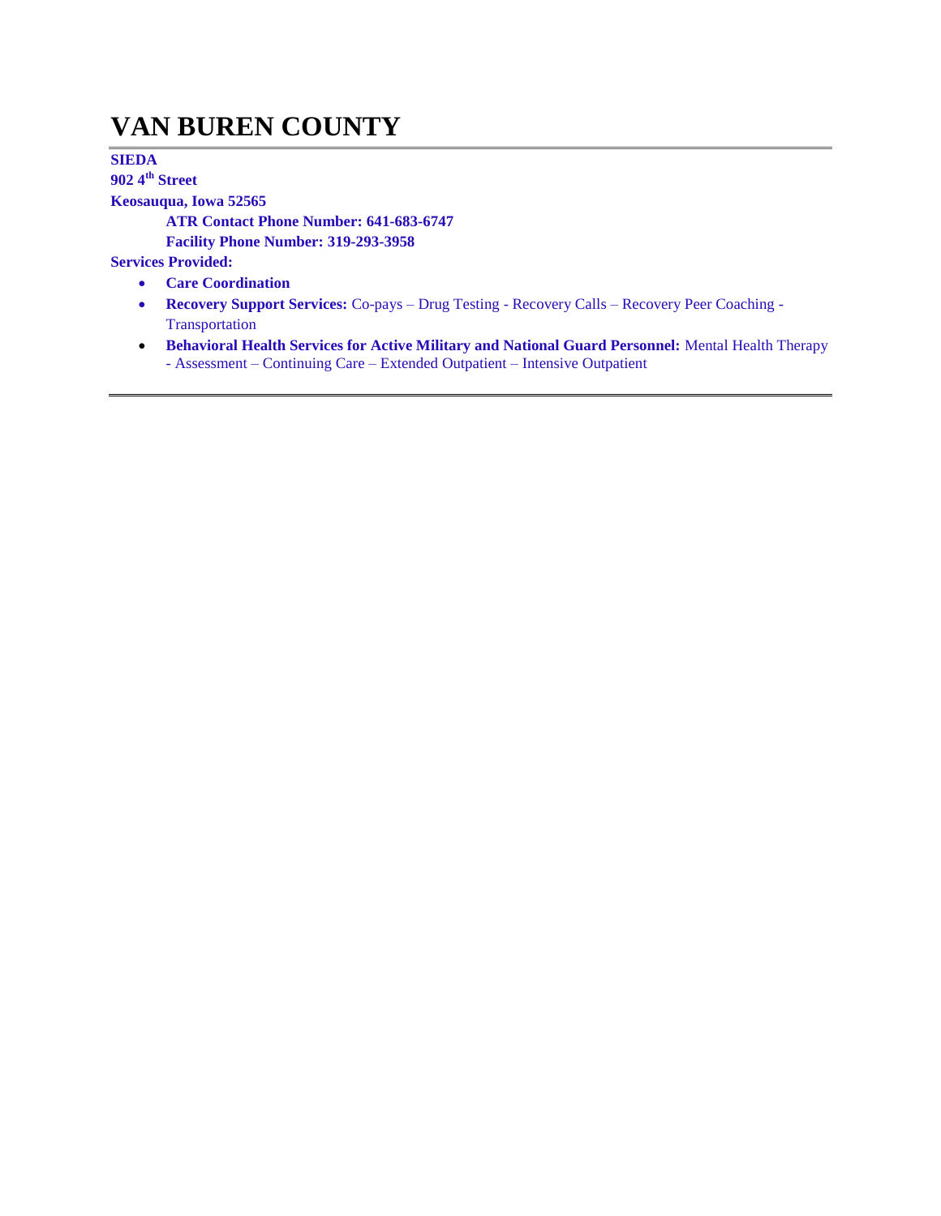# VAN BUREN COUNTY

**SIEDA**
**902 4th Street**
**Keosauqua, Iowa 52565**

**ATR Contact Phone Number: 641-683-6747**
**Facility Phone Number: 319-293-3958**

**Services Provided:**

- **Care Coordination**
- **Recovery Support Services:** Co-pays – Drug Testing - Recovery Calls – Recovery Peer Coaching - Transportation
- **Behavioral Health Services for Active Military and National Guard Personnel:** Mental Health Therapy - Assessment – Continuing Care – Extended Outpatient – Intensive Outpatient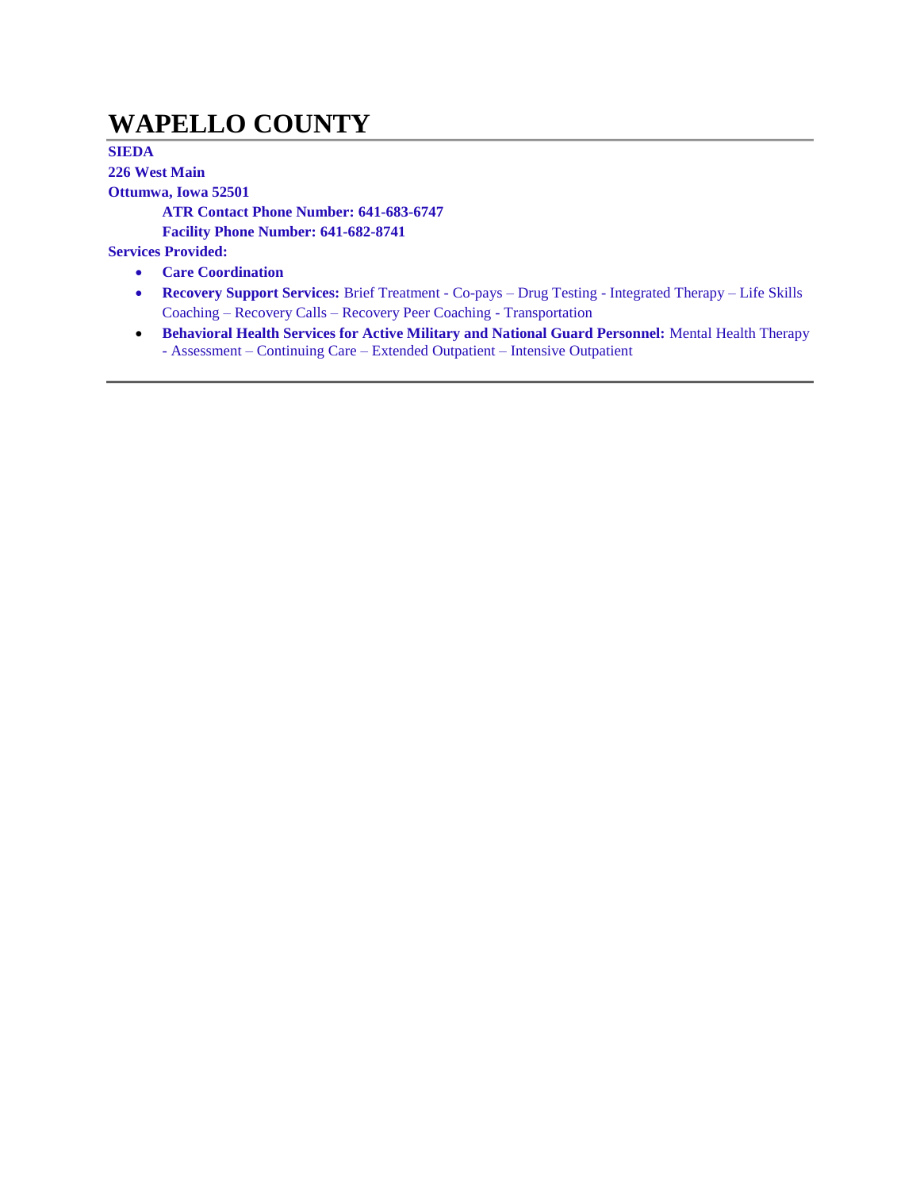# WAPELLO COUNTY

**SIEDA**
**226 West Main**
**Ottumwa, Iowa 52501**

**ATR Contact Phone Number: 641-683-6747**
**Facility Phone Number: 641-682-8741**

**Services Provided:**

- **Care Coordination**
- **Recovery Support Services:** Brief Treatment - Co-pays – Drug Testing - Integrated Therapy – Life Skills Coaching – Recovery Calls – Recovery Peer Coaching - Transportation
- **Behavioral Health Services for Active Military and National Guard Personnel:** Mental Health Therapy - Assessment – Continuing Care – Extended Outpatient – Intensive Outpatient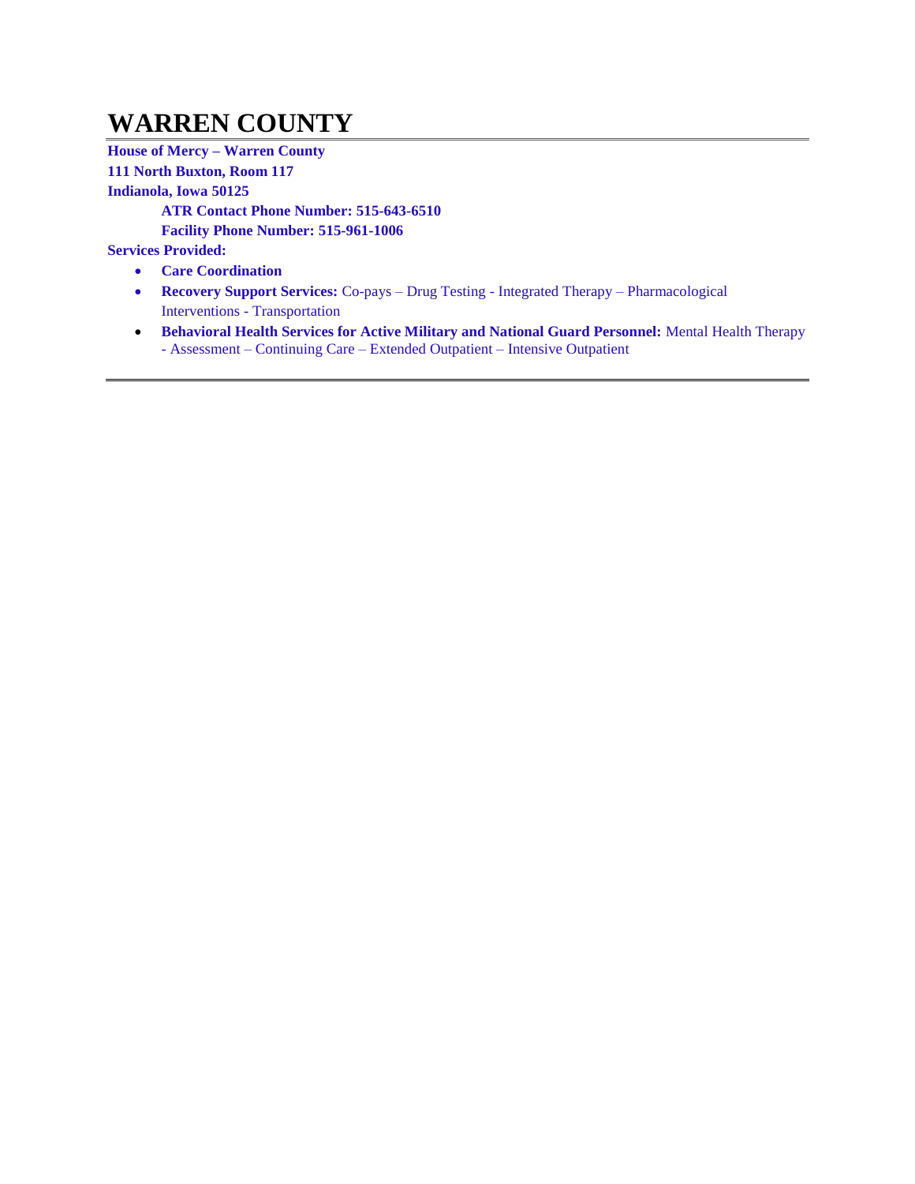# WARREN COUNTY

**House of Mercy – Warren County**
**111 North Buxton, Room 117**
**Indianola, Iowa 50125**

**ATR Contact Phone Number: 515-643-6510**
**Facility Phone Number: 515-961-1006**

**Services Provided:**

- **Care Coordination**
- **Recovery Support Services:** Co-pays – Drug Testing - Integrated Therapy – Pharmacological Interventions - Transportation
- **Behavioral Health Services for Active Military and National Guard Personnel:** Mental Health Therapy - Assessment – Continuing Care – Extended Outpatient – Intensive Outpatient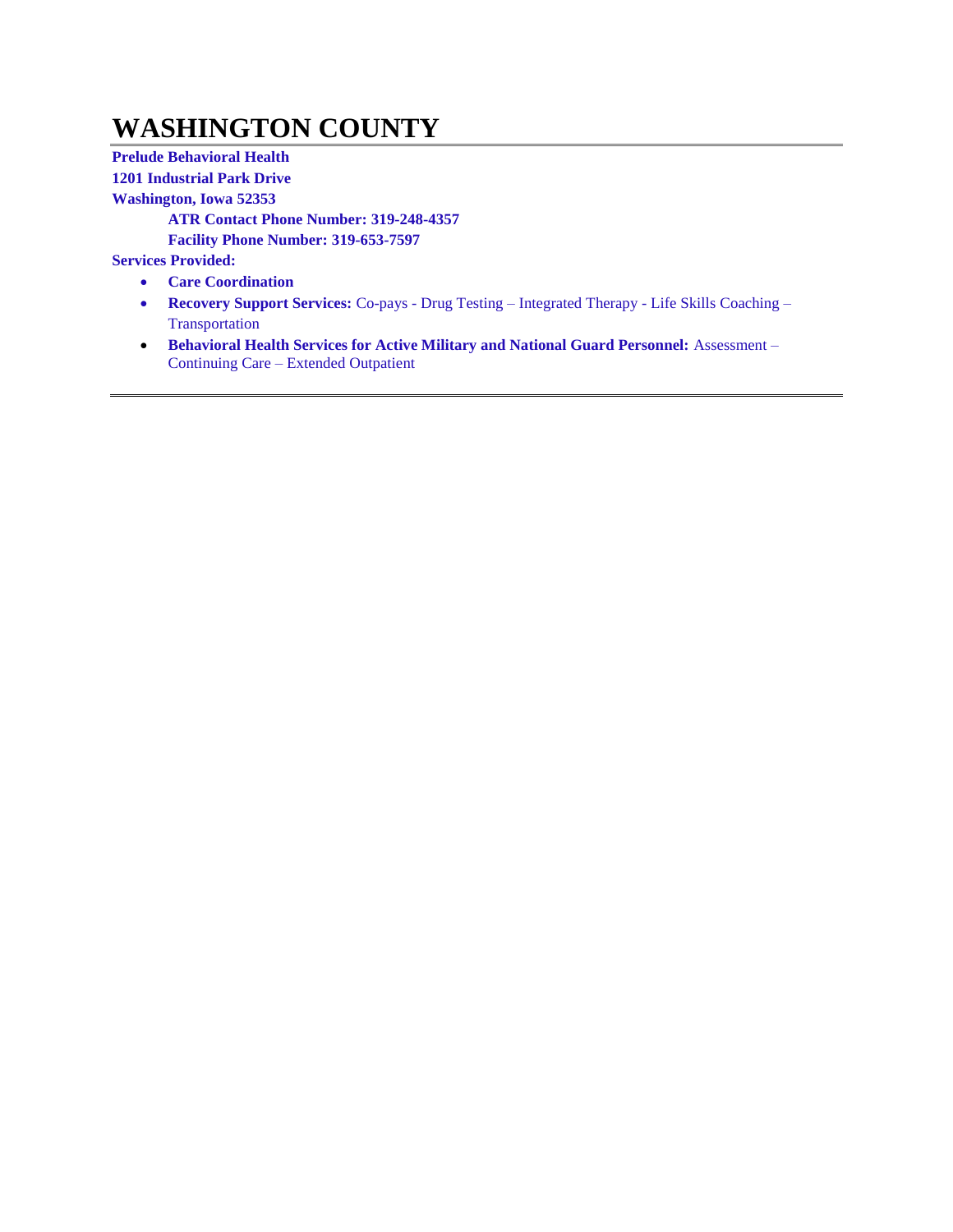# WASHINGTON COUNTY

**Prelude Behavioral Health**

**1201 Industrial Park Drive**

**Washington, Iowa 52353**

**ATR Contact Phone Number: 319-248-4357**

**Facility Phone Number: 319-653-7597**

**Services Provided:**

- **Care Coordination**
- **Recovery Support Services:** Co-pays - Drug Testing – Integrated Therapy - Life Skills Coaching – Transportation
- **Behavioral Health Services for Active Military and National Guard Personnel:** Assessment – Continuing Care – Extended Outpatient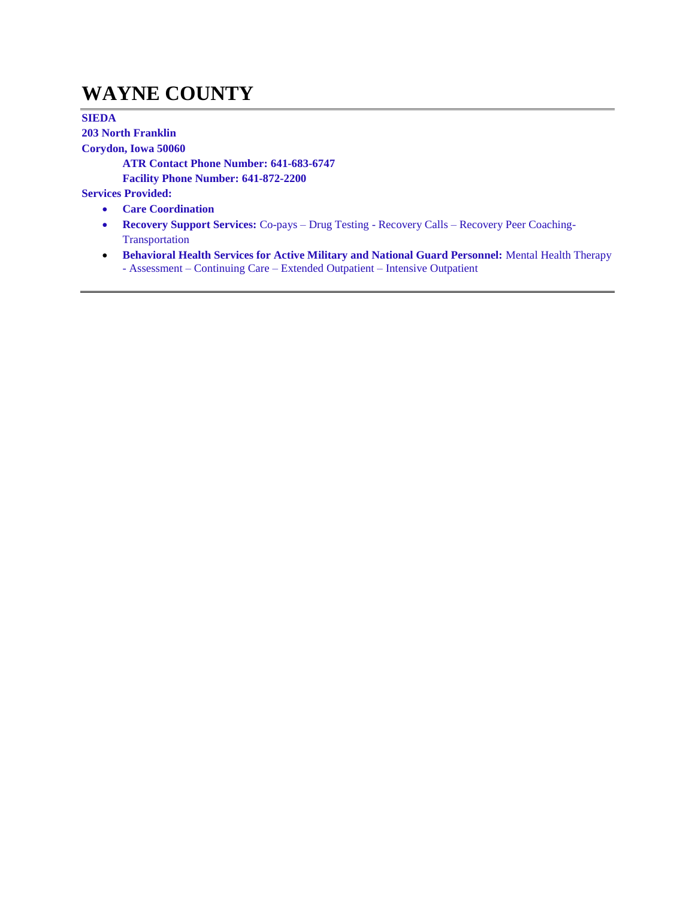# WAYNE COUNTY

---

**SIEDA**
**203 North Franklin**
**Corydon, Iowa 50060**
    **ATR Contact Phone Number: 641-683-6747**
    **Facility Phone Number: 641-872-2200**

**Services Provided:**

- **Care Coordination**
- **Recovery Support Services:** Co-pays – Drug Testing - Recovery Calls – Recovery Peer Coaching-Transportation
- **Behavioral Health Services for Active Military and National Guard Personnel:** Mental Health Therapy - Assessment – Continuing Care – Extended Outpatient – Intensive Outpatient

---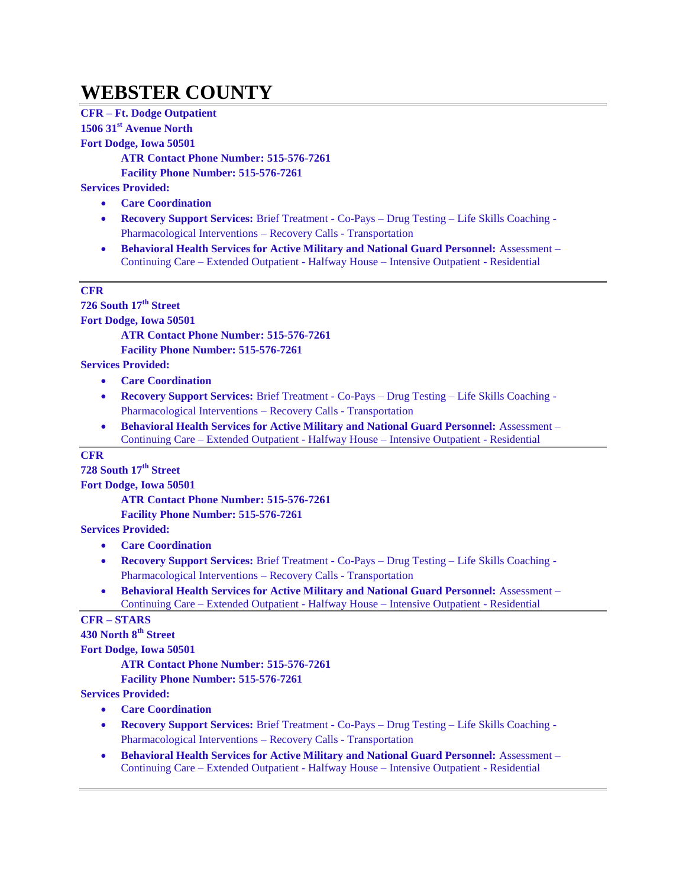# WEBSTER COUNTY

---

**CFR – Ft. Dodge Outpatient**
**1506 31st Avenue North**
**Fort Dodge, Iowa 50501**

**ATR Contact Phone Number: 515-576-7261**
**Facility Phone Number: 515-576-7261**

**Services Provided:**

- **Care Coordination**
- **Recovery Support Services:** Brief Treatment - Co-Pays – Drug Testing – Life Skills Coaching - Pharmacological Interventions – Recovery Calls - Transportation
- **Behavioral Health Services for Active Military and National Guard Personnel:** Assessment – Continuing Care – Extended Outpatient - Halfway House – Intensive Outpatient - Residential

---

**CFR**
**726 South 17th Street**
**Fort Dodge, Iowa 50501**

**ATR Contact Phone Number: 515-576-7261**
**Facility Phone Number: 515-576-7261**

**Services Provided:**

- **Care Coordination**
- **Recovery Support Services:** Brief Treatment - Co-Pays – Drug Testing – Life Skills Coaching - Pharmacological Interventions – Recovery Calls - Transportation
- **Behavioral Health Services for Active Military and National Guard Personnel:** Assessment – Continuing Care – Extended Outpatient - Halfway House – Intensive Outpatient - Residential

---

**CFR**
**728 South 17th Street**
**Fort Dodge, Iowa 50501**

**ATR Contact Phone Number: 515-576-7261**
**Facility Phone Number: 515-576-7261**

**Services Provided:**

- **Care Coordination**
- **Recovery Support Services:** Brief Treatment - Co-Pays – Drug Testing – Life Skills Coaching - Pharmacological Interventions – Recovery Calls - Transportation
- **Behavioral Health Services for Active Military and National Guard Personnel:** Assessment – Continuing Care – Extended Outpatient - Halfway House – Intensive Outpatient - Residential

---

**CFR – STARS**
**430 North 8th Street**
**Fort Dodge, Iowa 50501**

**ATR Contact Phone Number: 515-576-7261**
**Facility Phone Number: 515-576-7261**

**Services Provided:**

- **Care Coordination**
- **Recovery Support Services:** Brief Treatment - Co-Pays – Drug Testing – Life Skills Coaching - Pharmacological Interventions – Recovery Calls - Transportation
- **Behavioral Health Services for Active Military and National Guard Personnel:** Assessment – Continuing Care – Extended Outpatient - Halfway House – Intensive Outpatient - Residential

---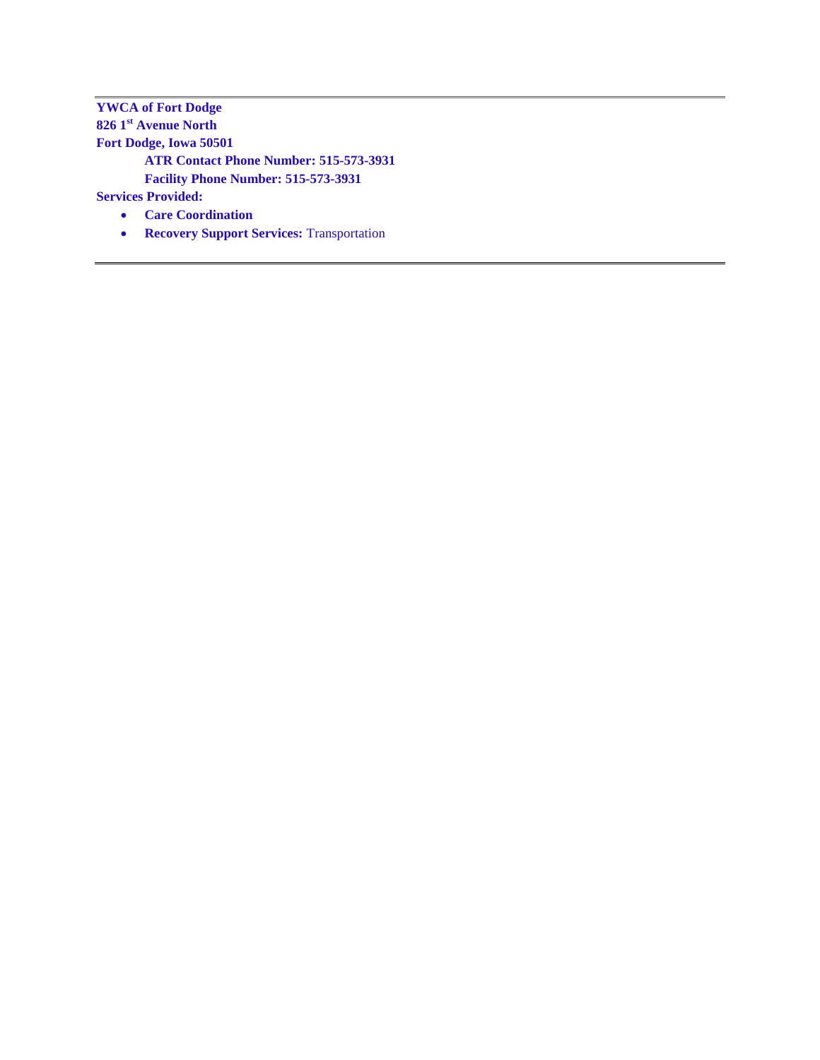---

**YWCA of Fort Dodge**
**826 1st Avenue North**
**Fort Dodge, Iowa 50501**

**ATR Contact Phone Number: 515-573-3931**
**Facility Phone Number: 515-573-3931**

**Services Provided:**

- **Care Coordination**
- **Recovery Support Services:** Transportation

---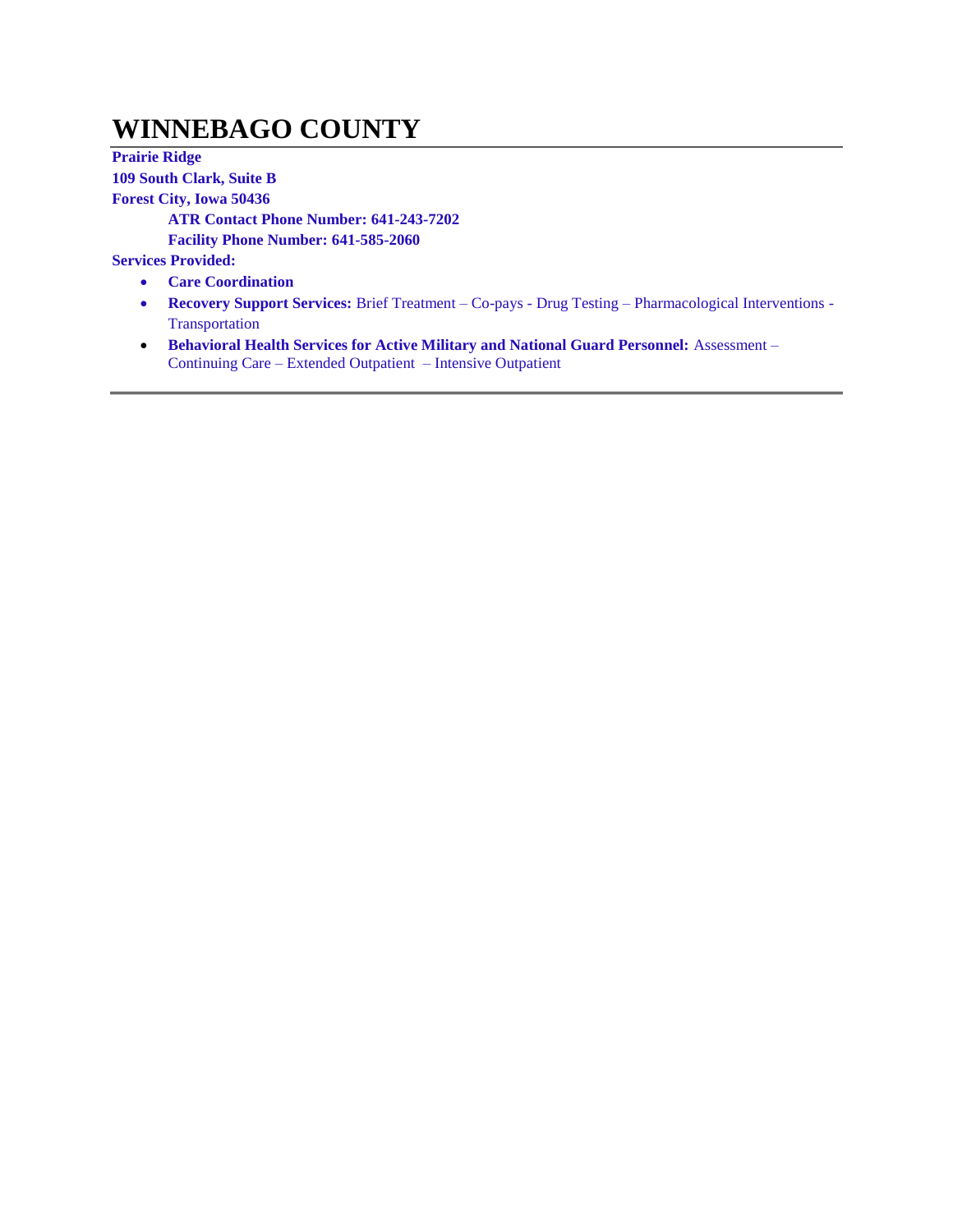# WINNEBAGO COUNTY

**Prairie Ridge**
**109 South Clark, Suite B**
**Forest City, Iowa 50436**
**ATR Contact Phone Number: 641-243-7202**
**Facility Phone Number: 641-585-2060**

**Services Provided:**

- **Care Coordination**
- **Recovery Support Services:** Brief Treatment – Co-pays - Drug Testing – Pharmacological Interventions - Transportation
- **Behavioral Health Services for Active Military and National Guard Personnel:** Assessment – Continuing Care – Extended Outpatient – Intensive Outpatient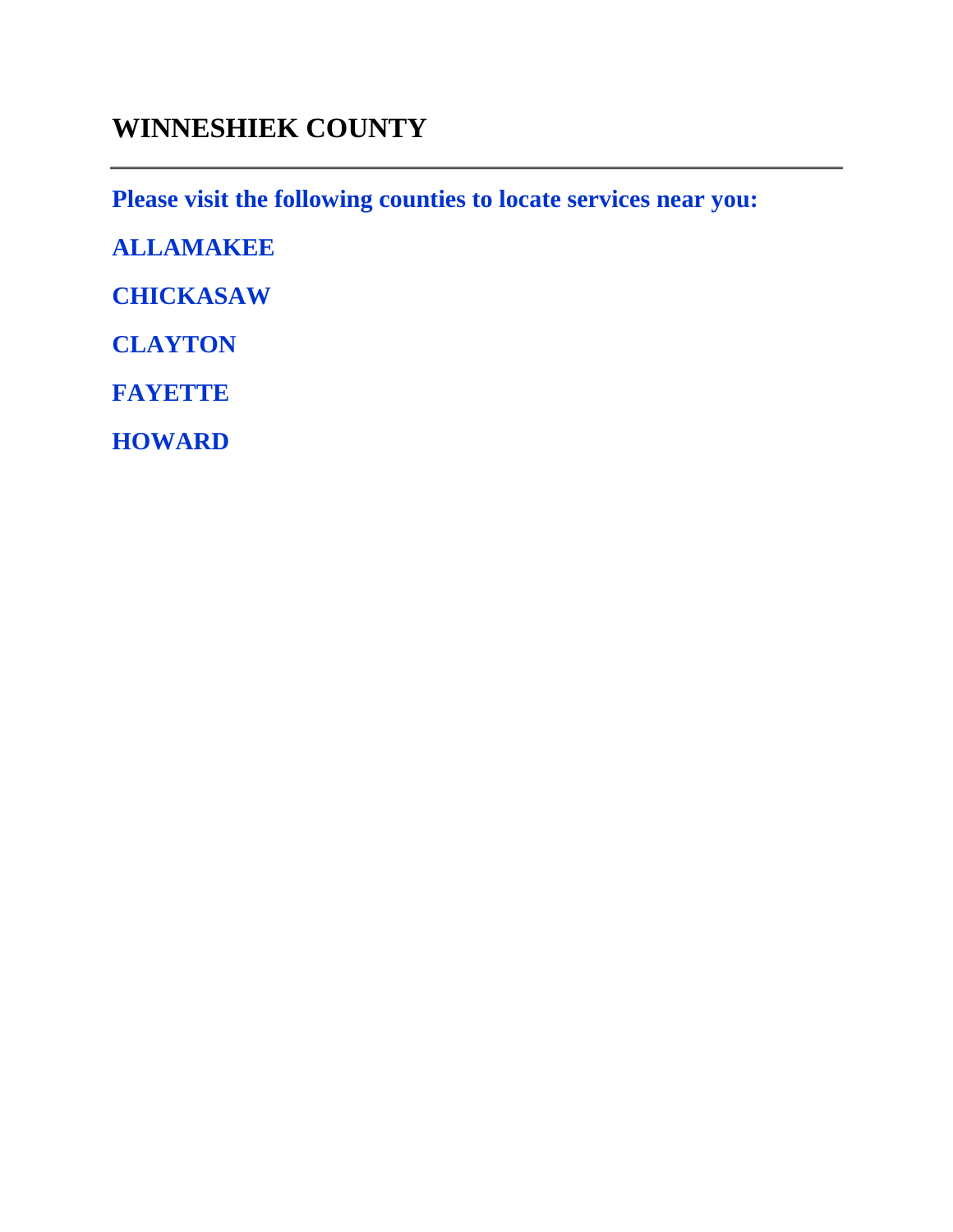# WINNESHIEK COUNTY

---

**Please visit the following counties to locate services near you:**

**ALLAMAKEE**

**CHICKASAW**

**CLAYTON**

**FAYETTE**

**HOWARD**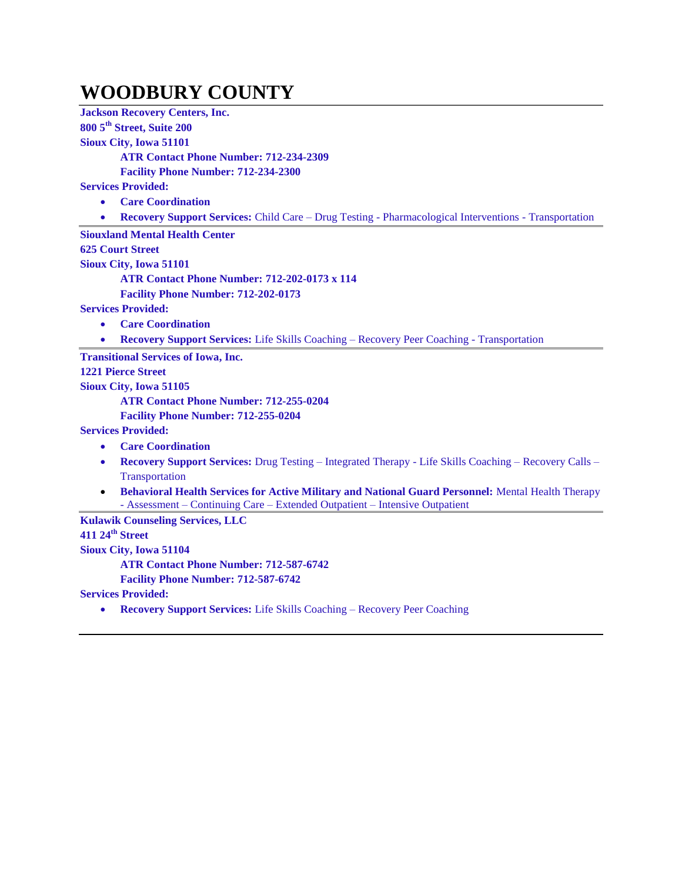# WOODBURY COUNTY

**Jackson Recovery Centers, Inc.**
**800 5th Street, Suite 200**
**Sioux City, Iowa 51101**

**ATR Contact Phone Number: 712-234-2309**
**Facility Phone Number: 712-234-2300**

**Services Provided:**

- **Care Coordination**
- **Recovery Support Services:** Child Care – Drug Testing - Pharmacological Interventions - Transportation

---

**Siouxland Mental Health Center**
**625 Court Street**
**Sioux City, Iowa 51101**

**ATR Contact Phone Number: 712-202-0173 x 114**
**Facility Phone Number: 712-202-0173**

**Services Provided:**

- **Care Coordination**
- **Recovery Support Services:** Life Skills Coaching – Recovery Peer Coaching - Transportation

---

**Transitional Services of Iowa, Inc.**
**1221 Pierce Street**
**Sioux City, Iowa 51105**

**ATR Contact Phone Number: 712-255-0204**
**Facility Phone Number: 712-255-0204**

**Services Provided:**

- **Care Coordination**
- **Recovery Support Services:** Drug Testing – Integrated Therapy - Life Skills Coaching – Recovery Calls – Transportation
- **Behavioral Health Services for Active Military and National Guard Personnel:** Mental Health Therapy - Assessment – Continuing Care – Extended Outpatient – Intensive Outpatient

---

**Kulawik Counseling Services, LLC**
**411 24th Street**
**Sioux City, Iowa 51104**

**ATR Contact Phone Number: 712-587-6742**
**Facility Phone Number: 712-587-6742**

**Services Provided:**

- **Recovery Support Services:** Life Skills Coaching – Recovery Peer Coaching

---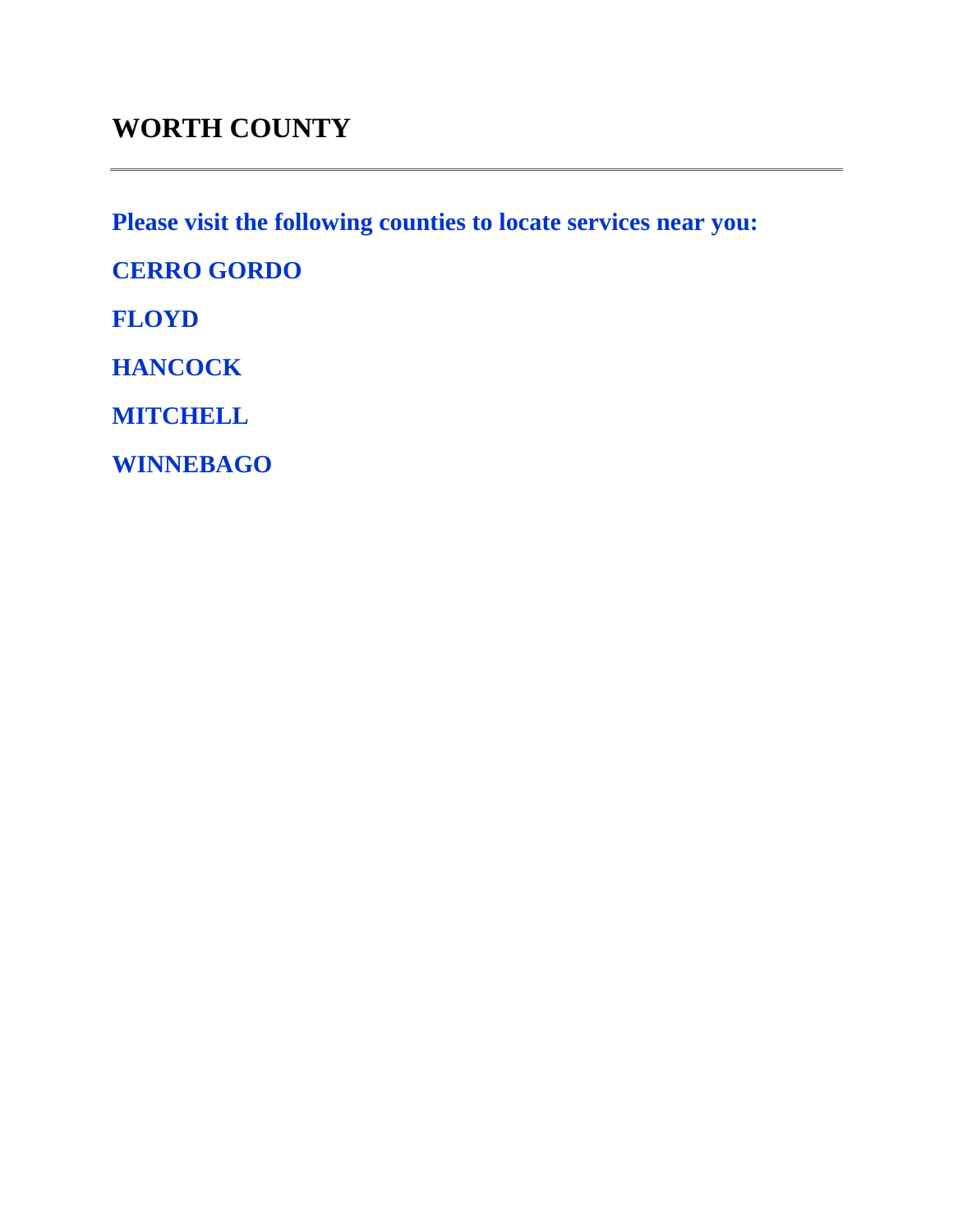# WORTH COUNTY

---

**Please visit the following counties to locate services near you:**

**CERRO GORDO**

**FLOYD**

**HANCOCK**

**MITCHELL**

**WINNEBAGO**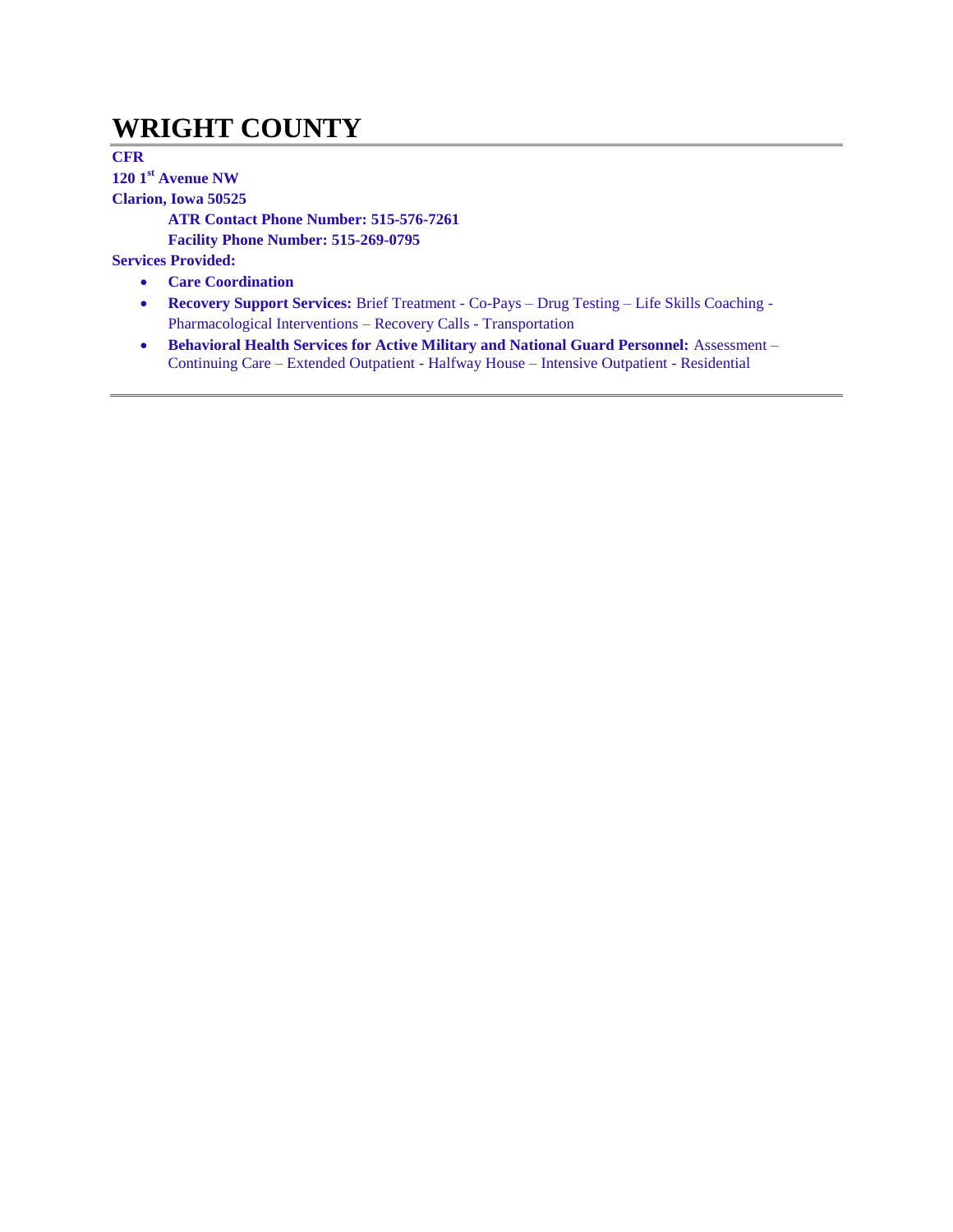# WRIGHT COUNTY

**CFR**
**120 1st Avenue NW**
**Clarion, Iowa 50525**

**ATR Contact Phone Number: 515-576-7261**
**Facility Phone Number: 515-269-0795**

**Services Provided:**

- **Care Coordination**
- **Recovery Support Services:** Brief Treatment - Co-Pays – Drug Testing – Life Skills Coaching - Pharmacological Interventions – Recovery Calls - Transportation
- **Behavioral Health Services for Active Military and National Guard Personnel:** Assessment – Continuing Care – Extended Outpatient - Halfway House – Intensive Outpatient - Residential